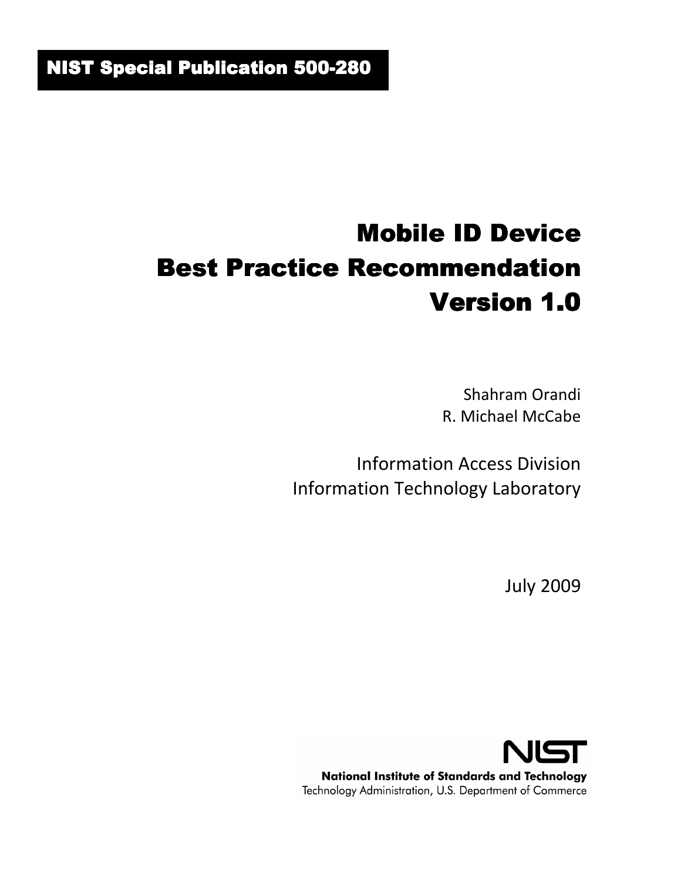**NIST Special Publication 500-280**

# Mobile ID Device Best Practice Recommendation Version 1.0

Shahram Orandi
R. Michael McCabe

Information Access Division
Information Technology Laboratory

July 2009

NIST
**National Institute of Standards and Technology**
Technology Administration, U.S. Department of Commerce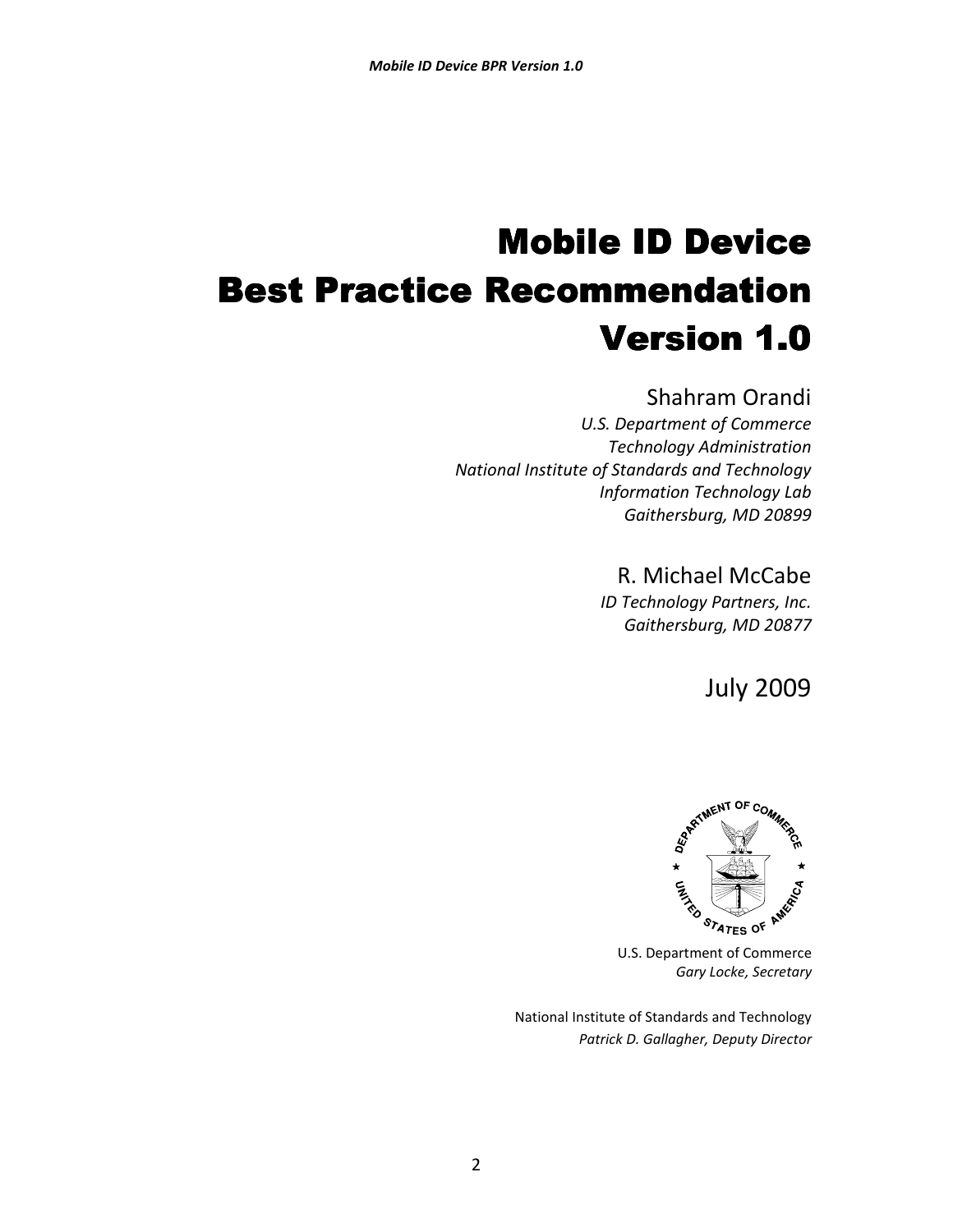# Mobile ID Device Best Practice Recommendation Version 1.0

Shahram Orandi

*U.S. Department of Commerce*
*Technology Administration*
*National Institute of Standards and Technology*
*Information Technology Lab*
*Gaithersburg, MD 20899*

R. Michael McCabe

*ID Technology Partners, Inc.*
*Gaithersburg, MD 20877*

July 2009

U.S. Department of Commerce
*Gary Locke, Secretary*

National Institute of Standards and Technology
*Patrick D. Gallagher, Deputy Director*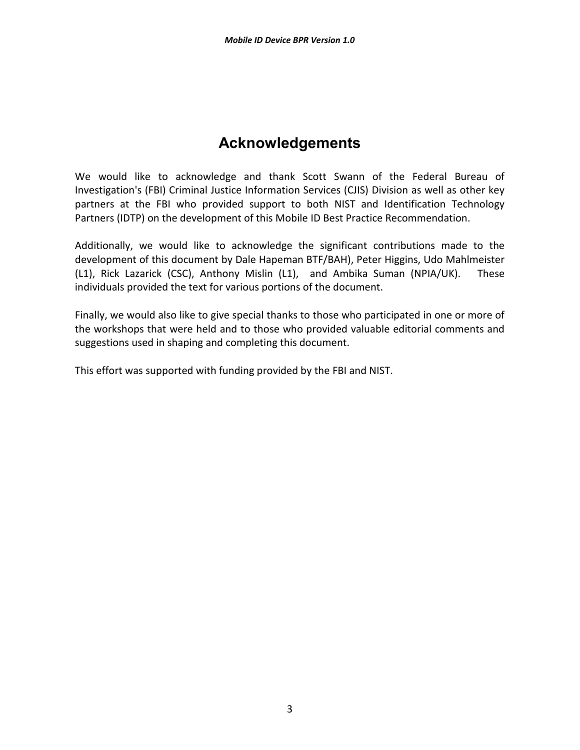# Acknowledgements

We would like to acknowledge and thank Scott Swann of the Federal Bureau of Investigation's (FBI) Criminal Justice Information Services (CJIS) Division as well as other key partners at the FBI who provided support to both NIST and Identification Technology Partners (IDTP) on the development of this Mobile ID Best Practice Recommendation.

Additionally, we would like to acknowledge the significant contributions made to the development of this document by Dale Hapeman BTF/BAH), Peter Higgins, Udo Mahlmeister (L1), Rick Lazarick (CSC), Anthony Mislin (L1), and Ambika Suman (NPIA/UK). These individuals provided the text for various portions of the document.

Finally, we would also like to give special thanks to those who participated in one or more of the workshops that were held and to those who provided valuable editorial comments and suggestions used in shaping and completing this document.

This effort was supported with funding provided by the FBI and NIST.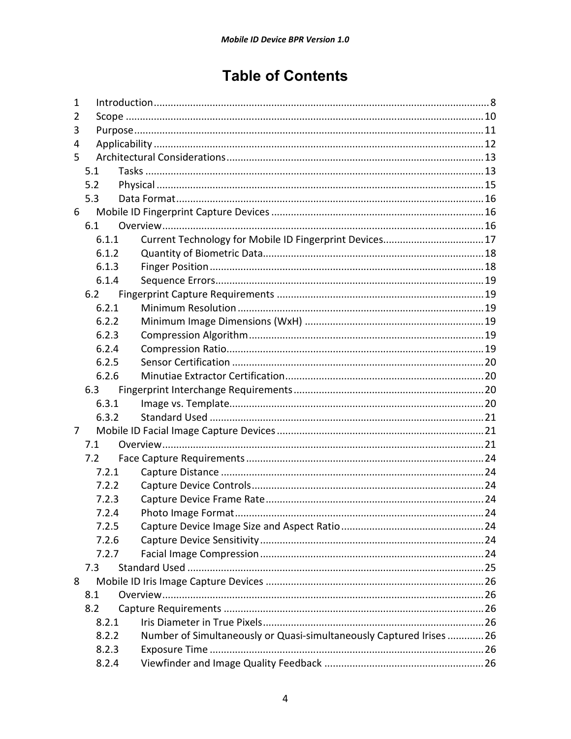# Table of Contents

1 Introduction ........ 8
2 Scope ........ 10
3 Purpose ........ 11
4 Applicability ........ 12
5 Architectural Considerations ........ 13
  5.1 Tasks ........ 13
  5.2 Physical ........ 15
  5.3 Data Format ........ 16
6 Mobile ID Fingerprint Capture Devices ........ 16
  6.1 Overview ........ 16
    6.1.1 Current Technology for Mobile ID Fingerprint Devices ........ 17
    6.1.2 Quantity of Biometric Data ........ 18
    6.1.3 Finger Position ........ 18
    6.1.4 Sequence Errors ........ 19
  6.2 Fingerprint Capture Requirements ........ 19
    6.2.1 Minimum Resolution ........ 19
    6.2.2 Minimum Image Dimensions (WxH) ........ 19
    6.2.3 Compression Algorithm ........ 19
    6.2.4 Compression Ratio ........ 19
    6.2.5 Sensor Certification ........ 20
    6.2.6 Minutiae Extractor Certification ........ 20
  6.3 Fingerprint Interchange Requirements ........ 20
    6.3.1 Image vs. Template ........ 20
    6.3.2 Standard Used ........ 21
7 Mobile ID Facial Image Capture Devices ........ 21
  7.1 Overview ........ 21
  7.2 Face Capture Requirements ........ 24
    7.2.1 Capture Distance ........ 24
    7.2.2 Capture Device Controls ........ 24
    7.2.3 Capture Device Frame Rate ........ 24
    7.2.4 Photo Image Format ........ 24
    7.2.5 Capture Device Image Size and Aspect Ratio ........ 24
    7.2.6 Capture Device Sensitivity ........ 24
    7.2.7 Facial Image Compression ........ 24
  7.3 Standard Used ........ 25
8 Mobile ID Iris Image Capture Devices ........ 26
  8.1 Overview ........ 26
  8.2 Capture Requirements ........ 26
    8.2.1 Iris Diameter in True Pixels ........ 26
    8.2.2 Number of Simultaneously or Quasi-simultaneously Captured Irises ........ 26
    8.2.3 Exposure Time ........ 26
    8.2.4 Viewfinder and Image Quality Feedback ........ 26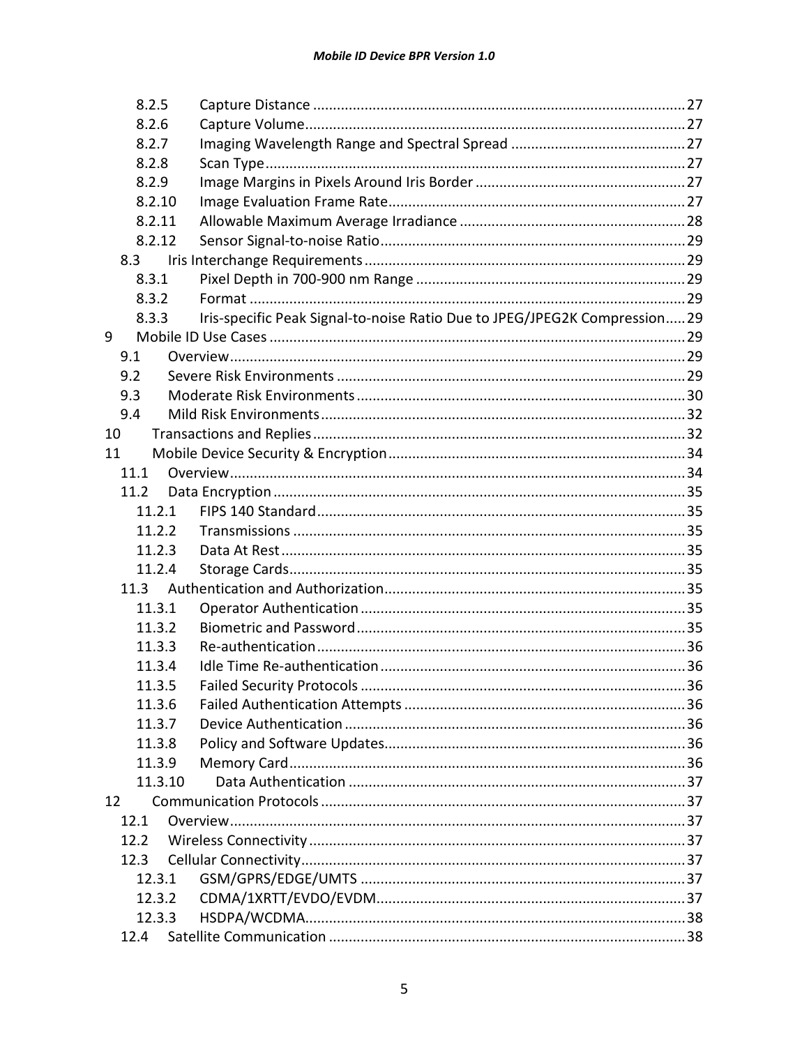8.2.5 Capture Distance ..... 27
8.2.6 Capture Volume ..... 27
8.2.7 Imaging Wavelength Range and Spectral Spread ..... 27
8.2.8 Scan Type ..... 27
8.2.9 Image Margins in Pixels Around Iris Border ..... 27
8.2.10 Image Evaluation Frame Rate ..... 27
8.2.11 Allowable Maximum Average Irradiance ..... 28
8.2.12 Sensor Signal-to-noise Ratio ..... 29
8.3 Iris Interchange Requirements ..... 29
8.3.1 Pixel Depth in 700-900 nm Range ..... 29
8.3.2 Format ..... 29
8.3.3 Iris-specific Peak Signal-to-noise Ratio Due to JPEG/JPEG2K Compression ..... 29
9 Mobile ID Use Cases ..... 29
9.1 Overview ..... 29
9.2 Severe Risk Environments ..... 29
9.3 Moderate Risk Environments ..... 30
9.4 Mild Risk Environments ..... 32
10 Transactions and Replies ..... 32
11 Mobile Device Security & Encryption ..... 34
11.1 Overview ..... 34
11.2 Data Encryption ..... 35
11.2.1 FIPS 140 Standard ..... 35
11.2.2 Transmissions ..... 35
11.2.3 Data At Rest ..... 35
11.2.4 Storage Cards ..... 35
11.3 Authentication and Authorization ..... 35
11.3.1 Operator Authentication ..... 35
11.3.2 Biometric and Password ..... 35
11.3.3 Re-authentication ..... 36
11.3.4 Idle Time Re-authentication ..... 36
11.3.5 Failed Security Protocols ..... 36
11.3.6 Failed Authentication Attempts ..... 36
11.3.7 Device Authentication ..... 36
11.3.8 Policy and Software Updates ..... 36
11.3.9 Memory Card ..... 36
11.3.10 Data Authentication ..... 37
12 Communication Protocols ..... 37
12.1 Overview ..... 37
12.2 Wireless Connectivity ..... 37
12.3 Cellular Connectivity ..... 37
12.3.1 GSM/GPRS/EDGE/UMTS ..... 37
12.3.2 CDMA/1XRTT/EVDO/EVDM ..... 37
12.3.3 HSDPA/WCDMA ..... 38
12.4 Satellite Communication ..... 38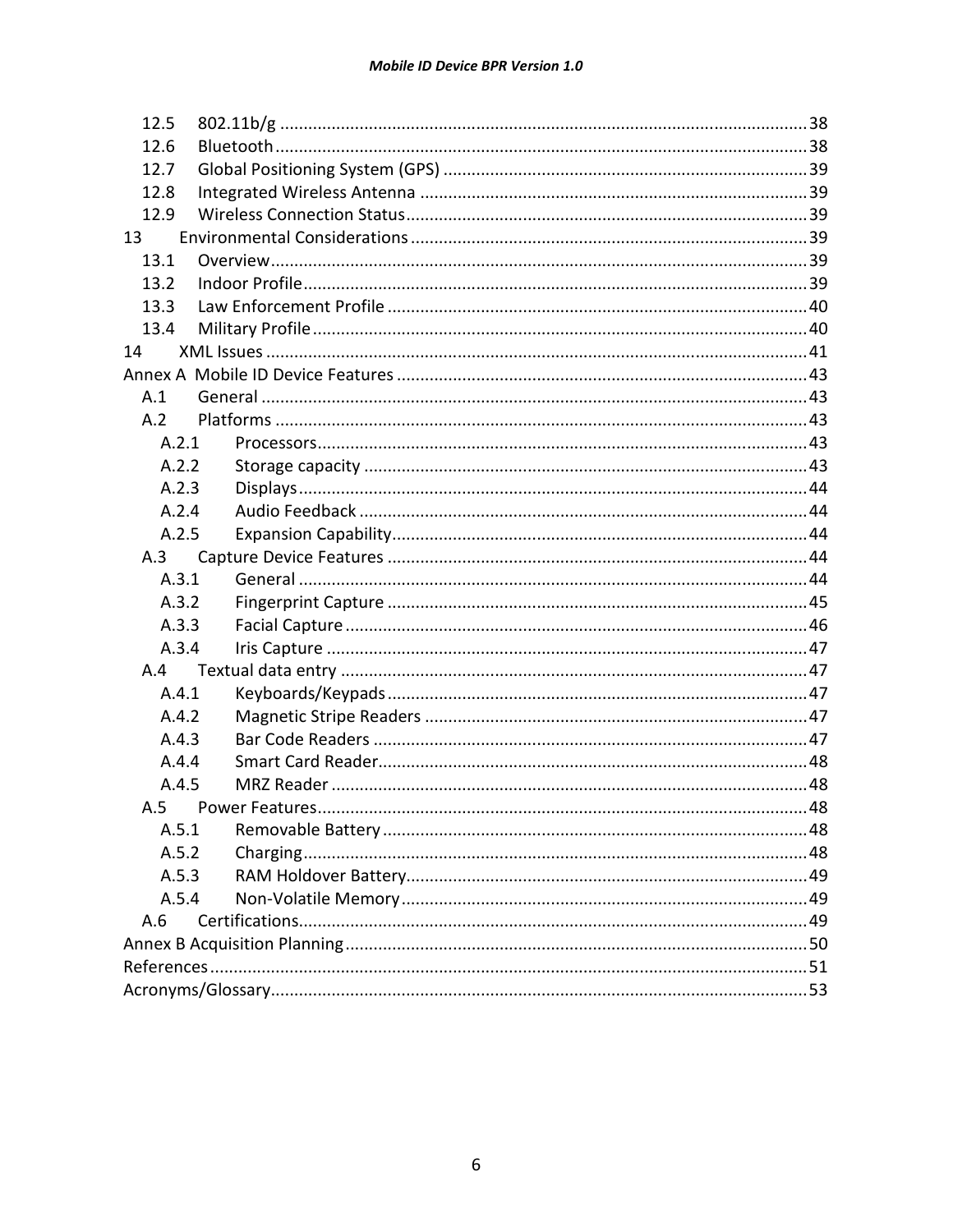12.5 802.11b/g ........................................................................................................ 38
12.6 Bluetooth ........................................................................................................ 38
12.7 Global Positioning System (GPS) ..................................................................... 39
12.8 Integrated Wireless Antenna .......................................................................... 39
12.9 Wireless Connection Status ............................................................................. 39
13 Environmental Considerations ............................................................................ 39
13.1 Overview ......................................................................................................... 39
13.2 Indoor Profile ................................................................................................... 39
13.3 Law Enforcement Profile ................................................................................. 40
13.4 Military Profile ................................................................................................. 40
14 XML Issues ........................................................................................................... 41
Annex A Mobile ID Device Features ............................................................................... 43
A.1 General ............................................................................................................. 43
A.2 Platforms .......................................................................................................... 43
A.2.1 Processors ..................................................................................................... 43
A.2.2 Storage capacity ............................................................................................ 43
A.2.3 Displays ......................................................................................................... 44
A.2.4 Audio Feedback ............................................................................................. 44
A.2.5 Expansion Capability ..................................................................................... 44
A.3 Capture Device Features .................................................................................. 44
A.3.1 General .......................................................................................................... 44
A.3.2 Fingerprint Capture ....................................................................................... 45
A.3.3 Facial Capture ................................................................................................ 46
A.3.4 Iris Capture .................................................................................................... 47
A.4 Textual data entry ............................................................................................ 47
A.4.1 Keyboards/Keypads ....................................................................................... 47
A.4.2 Magnetic Stripe Readers ............................................................................... 47
A.4.3 Bar Code Readers .......................................................................................... 47
A.4.4 Smart Card Reader ......................................................................................... 48
A.4.5 MRZ Reader ................................................................................................... 48
A.5 Power Features ................................................................................................. 48
A.5.1 Removable Battery ........................................................................................ 48
A.5.2 Charging ......................................................................................................... 48
A.5.3 RAM Holdover Battery ................................................................................... 49
A.5.4 Non-Volatile Memory .................................................................................... 49
A.6 Certifications ..................................................................................................... 49
Annex B Acquisition Planning ......................................................................................... 50
References ....................................................................................................................... 51
Acronyms/Glossary .......................................................................................................... 53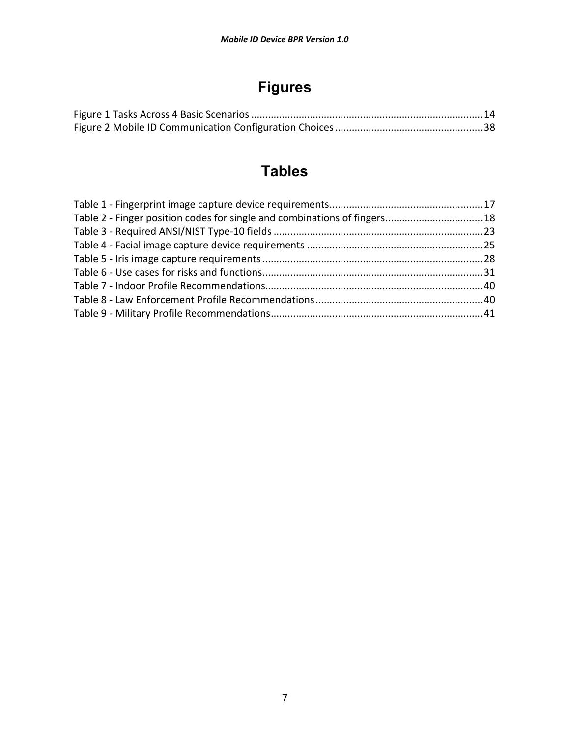# Figures

Figure 1 Tasks Across 4 Basic Scenarios ...................................................................................14
Figure 2 Mobile ID Communication Configuration Choices .....................................................38

# Tables

Table 1 - Fingerprint image capture device requirements.......................................................17
Table 2 - Finger position codes for single and combinations of fingers...................................18
Table 3 - Required ANSI/NIST Type-10 fields ...........................................................................23
Table 4 - Facial image capture device requirements ...............................................................25
Table 5 - Iris image capture requirements ...............................................................................28
Table 6 - Use cases for risks and functions...............................................................................31
Table 7 - Indoor Profile Recommendations..............................................................................40
Table 8 - Law Enforcement Profile Recommendations............................................................40
Table 9 - Military Profile Recommendations............................................................................41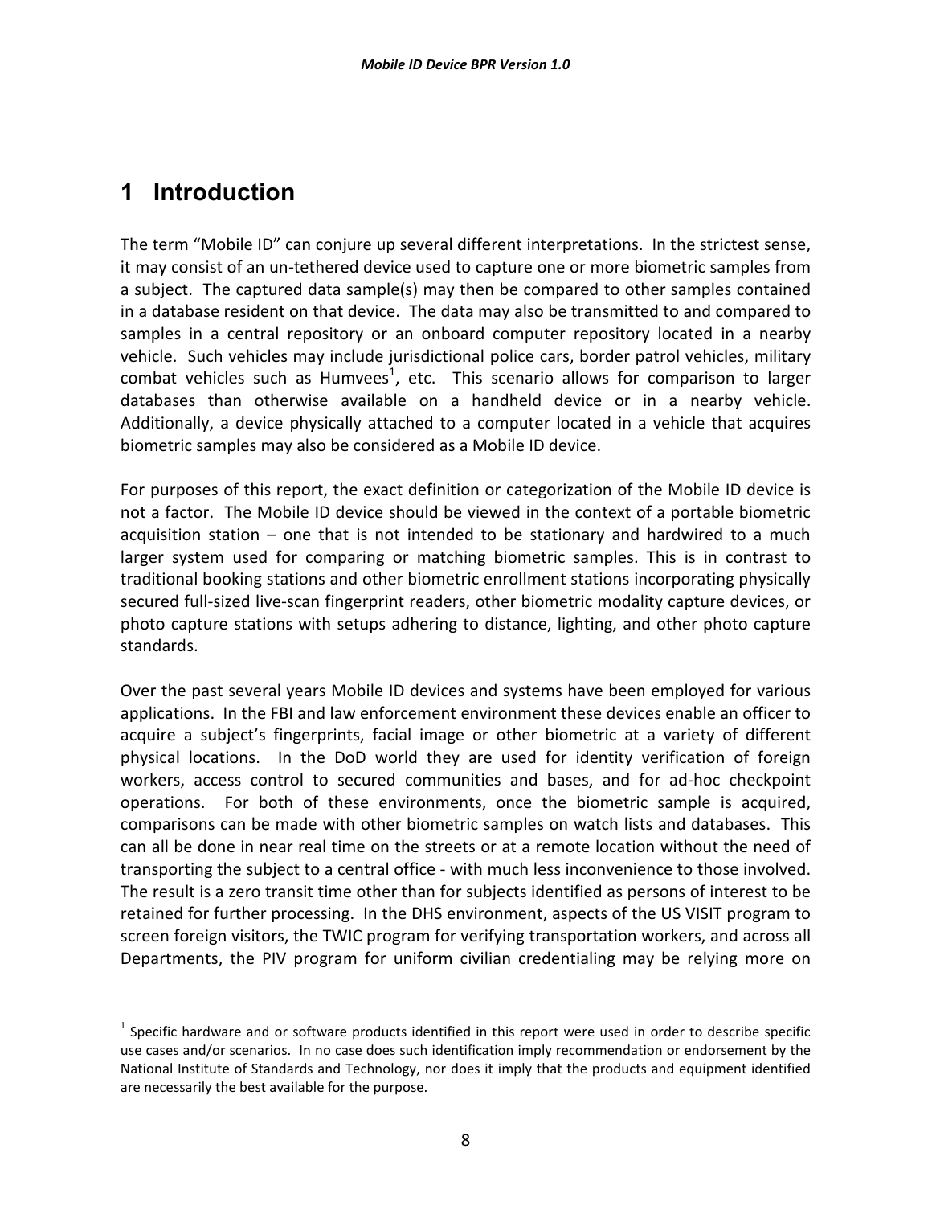# 1 Introduction

The term "Mobile ID" can conjure up several different interpretations. In the strictest sense, it may consist of an un-tethered device used to capture one or more biometric samples from a subject. The captured data sample(s) may then be compared to other samples contained in a database resident on that device. The data may also be transmitted to and compared to samples in a central repository or an onboard computer repository located in a nearby vehicle. Such vehicles may include jurisdictional police cars, border patrol vehicles, military combat vehicles such as Humvees[1], etc. This scenario allows for comparison to larger databases than otherwise available on a handheld device or in a nearby vehicle. Additionally, a device physically attached to a computer located in a vehicle that acquires biometric samples may also be considered as a Mobile ID device.

For purposes of this report, the exact definition or categorization of the Mobile ID device is not a factor. The Mobile ID device should be viewed in the context of a portable biometric acquisition station – one that is not intended to be stationary and hardwired to a much larger system used for comparing or matching biometric samples. This is in contrast to traditional booking stations and other biometric enrollment stations incorporating physically secured full-sized live-scan fingerprint readers, other biometric modality capture devices, or photo capture stations with setups adhering to distance, lighting, and other photo capture standards.

Over the past several years Mobile ID devices and systems have been employed for various applications. In the FBI and law enforcement environment these devices enable an officer to acquire a subject's fingerprints, facial image or other biometric at a variety of different physical locations. In the DoD world they are used for identity verification of foreign workers, access control to secured communities and bases, and for ad-hoc checkpoint operations. For both of these environments, once the biometric sample is acquired, comparisons can be made with other biometric samples on watch lists and databases. This can all be done in near real time on the streets or at a remote location without the need of transporting the subject to a central office - with much less inconvenience to those involved. The result is a zero transit time other than for subjects identified as persons of interest to be retained for further processing. In the DHS environment, aspects of the US VISIT program to screen foreign visitors, the TWIC program for verifying transportation workers, and across all Departments, the PIV program for uniform civilian credentialing may be relying more on

[1] Specific hardware and or software products identified in this report were used in order to describe specific use cases and/or scenarios. In no case does such identification imply recommendation or endorsement by the National Institute of Standards and Technology, nor does it imply that the products and equipment identified are necessarily the best available for the purpose.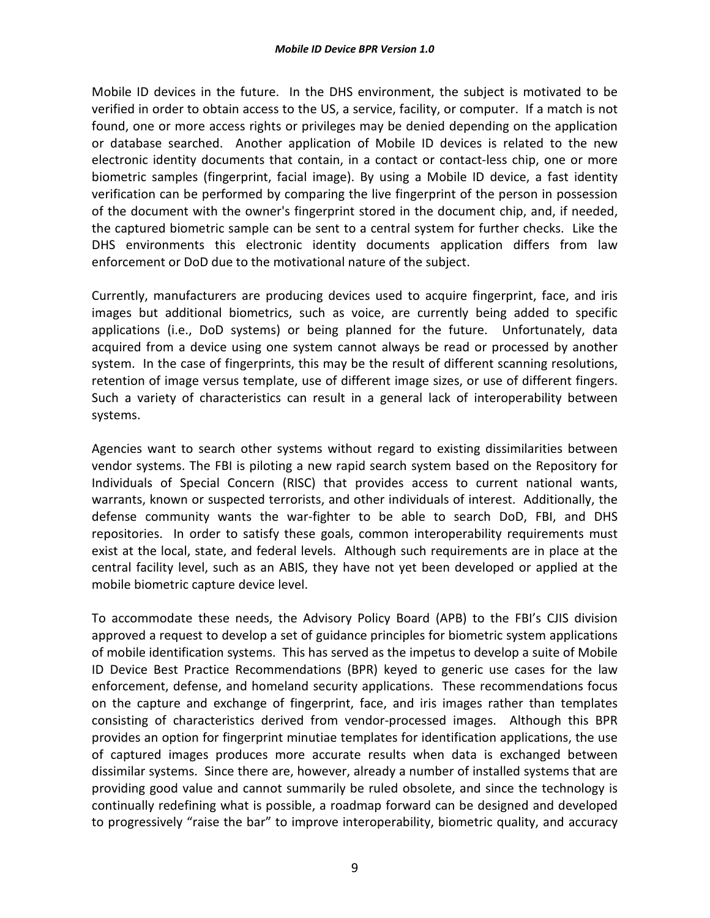Mobile ID devices in the future. In the DHS environment, the subject is motivated to be verified in order to obtain access to the US, a service, facility, or computer. If a match is not found, one or more access rights or privileges may be denied depending on the application or database searched. Another application of Mobile ID devices is related to the new electronic identity documents that contain, in a contact or contact-less chip, one or more biometric samples (fingerprint, facial image). By using a Mobile ID device, a fast identity verification can be performed by comparing the live fingerprint of the person in possession of the document with the owner's fingerprint stored in the document chip, and, if needed, the captured biometric sample can be sent to a central system for further checks. Like the DHS environments this electronic identity documents application differs from law enforcement or DoD due to the motivational nature of the subject.

Currently, manufacturers are producing devices used to acquire fingerprint, face, and iris images but additional biometrics, such as voice, are currently being added to specific applications (i.e., DoD systems) or being planned for the future. Unfortunately, data acquired from a device using one system cannot always be read or processed by another system. In the case of fingerprints, this may be the result of different scanning resolutions, retention of image versus template, use of different image sizes, or use of different fingers. Such a variety of characteristics can result in a general lack of interoperability between systems.

Agencies want to search other systems without regard to existing dissimilarities between vendor systems. The FBI is piloting a new rapid search system based on the Repository for Individuals of Special Concern (RISC) that provides access to current national wants, warrants, known or suspected terrorists, and other individuals of interest. Additionally, the defense community wants the war-fighter to be able to search DoD, FBI, and DHS repositories. In order to satisfy these goals, common interoperability requirements must exist at the local, state, and federal levels. Although such requirements are in place at the central facility level, such as an ABIS, they have not yet been developed or applied at the mobile biometric capture device level.

To accommodate these needs, the Advisory Policy Board (APB) to the FBI's CJIS division approved a request to develop a set of guidance principles for biometric system applications of mobile identification systems. This has served as the impetus to develop a suite of Mobile ID Device Best Practice Recommendations (BPR) keyed to generic use cases for the law enforcement, defense, and homeland security applications. These recommendations focus on the capture and exchange of fingerprint, face, and iris images rather than templates consisting of characteristics derived from vendor-processed images. Although this BPR provides an option for fingerprint minutiae templates for identification applications, the use of captured images produces more accurate results when data is exchanged between dissimilar systems. Since there are, however, already a number of installed systems that are providing good value and cannot summarily be ruled obsolete, and since the technology is continually redefining what is possible, a roadmap forward can be designed and developed to progressively "raise the bar" to improve interoperability, biometric quality, and accuracy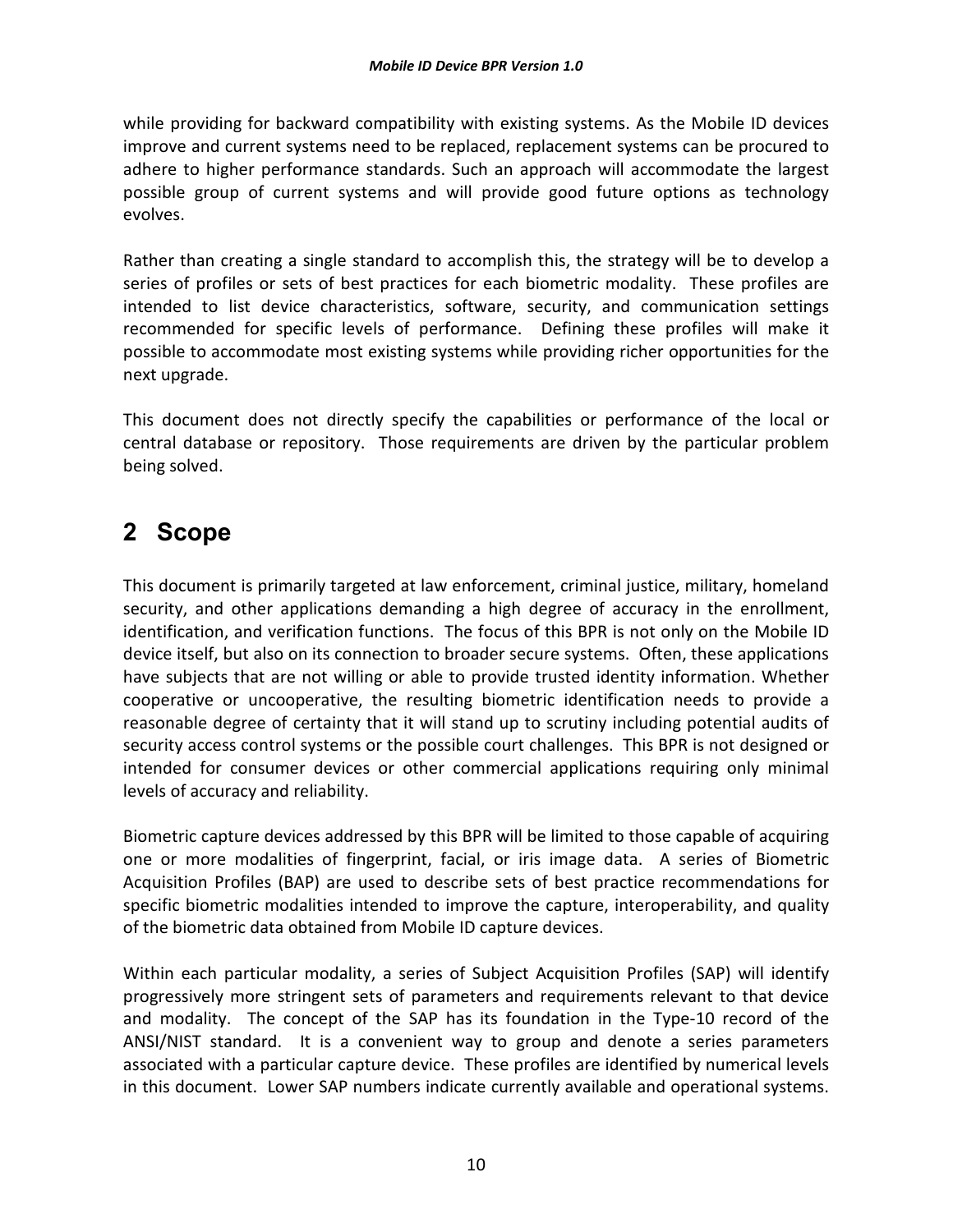while providing for backward compatibility with existing systems. As the Mobile ID devices improve and current systems need to be replaced, replacement systems can be procured to adhere to higher performance standards. Such an approach will accommodate the largest possible group of current systems and will provide good future options as technology evolves.

Rather than creating a single standard to accomplish this, the strategy will be to develop a series of profiles or sets of best practices for each biometric modality. These profiles are intended to list device characteristics, software, security, and communication settings recommended for specific levels of performance. Defining these profiles will make it possible to accommodate most existing systems while providing richer opportunities for the next upgrade.

This document does not directly specify the capabilities or performance of the local or central database or repository. Those requirements are driven by the particular problem being solved.

# 2 Scope

This document is primarily targeted at law enforcement, criminal justice, military, homeland security, and other applications demanding a high degree of accuracy in the enrollment, identification, and verification functions. The focus of this BPR is not only on the Mobile ID device itself, but also on its connection to broader secure systems. Often, these applications have subjects that are not willing or able to provide trusted identity information. Whether cooperative or uncooperative, the resulting biometric identification needs to provide a reasonable degree of certainty that it will stand up to scrutiny including potential audits of security access control systems or the possible court challenges. This BPR is not designed or intended for consumer devices or other commercial applications requiring only minimal levels of accuracy and reliability.

Biometric capture devices addressed by this BPR will be limited to those capable of acquiring one or more modalities of fingerprint, facial, or iris image data. A series of Biometric Acquisition Profiles (BAP) are used to describe sets of best practice recommendations for specific biometric modalities intended to improve the capture, interoperability, and quality of the biometric data obtained from Mobile ID capture devices.

Within each particular modality, a series of Subject Acquisition Profiles (SAP) will identify progressively more stringent sets of parameters and requirements relevant to that device and modality. The concept of the SAP has its foundation in the Type-10 record of the ANSI/NIST standard. It is a convenient way to group and denote a series parameters associated with a particular capture device. These profiles are identified by numerical levels in this document. Lower SAP numbers indicate currently available and operational systems.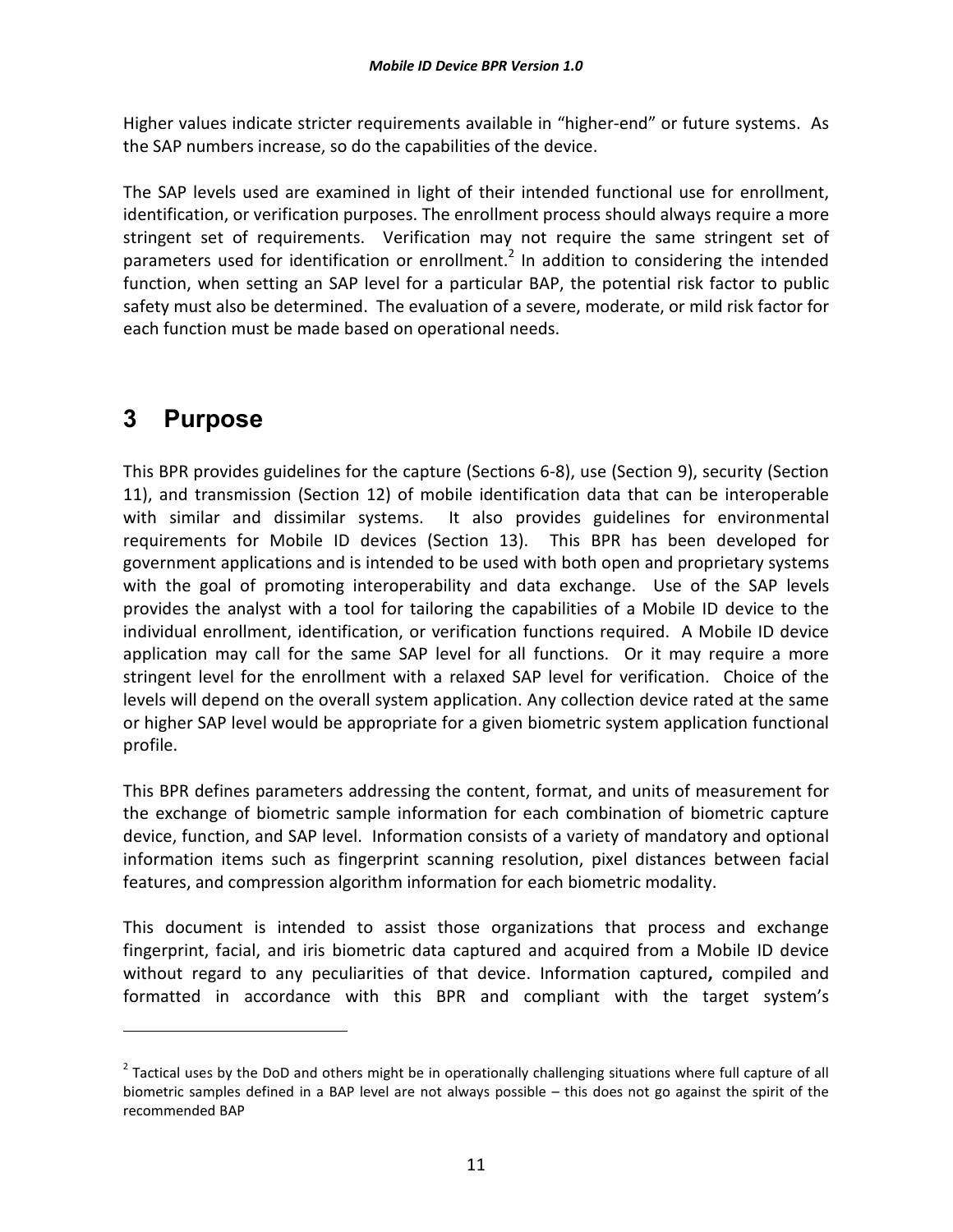Higher values indicate stricter requirements available in “higher-end” or future systems. As the SAP numbers increase, so do the capabilities of the device.

The SAP levels used are examined in light of their intended functional use for enrollment, identification, or verification purposes. The enrollment process should always require a more stringent set of requirements. Verification may not require the same stringent set of parameters used for identification or enrollment.[2] In addition to considering the intended function, when setting an SAP level for a particular BAP, the potential risk factor to public safety must also be determined. The evaluation of a severe, moderate, or mild risk factor for each function must be made based on operational needs.

# 3 Purpose

This BPR provides guidelines for the capture (Sections 6-8), use (Section 9), security (Section 11), and transmission (Section 12) of mobile identification data that can be interoperable with similar and dissimilar systems. It also provides guidelines for environmental requirements for Mobile ID devices (Section 13). This BPR has been developed for government applications and is intended to be used with both open and proprietary systems with the goal of promoting interoperability and data exchange. Use of the SAP levels provides the analyst with a tool for tailoring the capabilities of a Mobile ID device to the individual enrollment, identification, or verification functions required. A Mobile ID device application may call for the same SAP level for all functions. Or it may require a more stringent level for the enrollment with a relaxed SAP level for verification. Choice of the levels will depend on the overall system application. Any collection device rated at the same or higher SAP level would be appropriate for a given biometric system application functional profile.

This BPR defines parameters addressing the content, format, and units of measurement for the exchange of biometric sample information for each combination of biometric capture device, function, and SAP level. Information consists of a variety of mandatory and optional information items such as fingerprint scanning resolution, pixel distances between facial features, and compression algorithm information for each biometric modality.

This document is intended to assist those organizations that process and exchange fingerprint, facial, and iris biometric data captured and acquired from a Mobile ID device without regard to any peculiarities of that device. Information captured**,** compiled and formatted in accordance with this BPR and compliant with the target system’s

[2] Tactical uses by the DoD and others might be in operationally challenging situations where full capture of all biometric samples defined in a BAP level are not always possible – this does not go against the spirit of the recommended BAP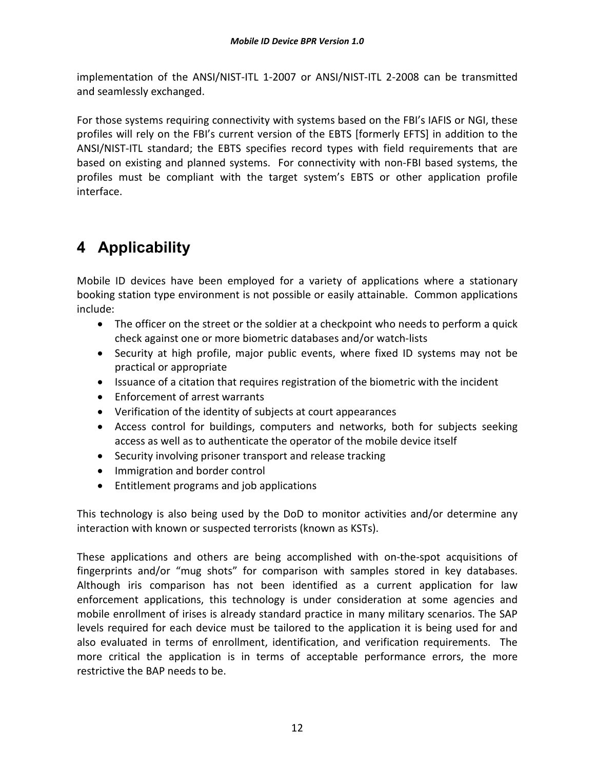implementation of the ANSI/NIST-ITL 1-2007 or ANSI/NIST-ITL 2-2008 can be transmitted and seamlessly exchanged.

For those systems requiring connectivity with systems based on the FBI's IAFIS or NGI, these profiles will rely on the FBI's current version of the EBTS [formerly EFTS] in addition to the ANSI/NIST-ITL standard; the EBTS specifies record types with field requirements that are based on existing and planned systems. For connectivity with non-FBI based systems, the profiles must be compliant with the target system's EBTS or other application profile interface.

# 4 Applicability

Mobile ID devices have been employed for a variety of applications where a stationary booking station type environment is not possible or easily attainable. Common applications include:

- The officer on the street or the soldier at a checkpoint who needs to perform a quick check against one or more biometric databases and/or watch-lists
- Security at high profile, major public events, where fixed ID systems may not be practical or appropriate
- Issuance of a citation that requires registration of the biometric with the incident
- Enforcement of arrest warrants
- Verification of the identity of subjects at court appearances
- Access control for buildings, computers and networks, both for subjects seeking access as well as to authenticate the operator of the mobile device itself
- Security involving prisoner transport and release tracking
- Immigration and border control
- Entitlement programs and job applications

This technology is also being used by the DoD to monitor activities and/or determine any interaction with known or suspected terrorists (known as KSTs).

These applications and others are being accomplished with on-the-spot acquisitions of fingerprints and/or "mug shots" for comparison with samples stored in key databases. Although iris comparison has not been identified as a current application for law enforcement applications, this technology is under consideration at some agencies and mobile enrollment of irises is already standard practice in many military scenarios. The SAP levels required for each device must be tailored to the application it is being used for and also evaluated in terms of enrollment, identification, and verification requirements. The more critical the application is in terms of acceptable performance errors, the more restrictive the BAP needs to be.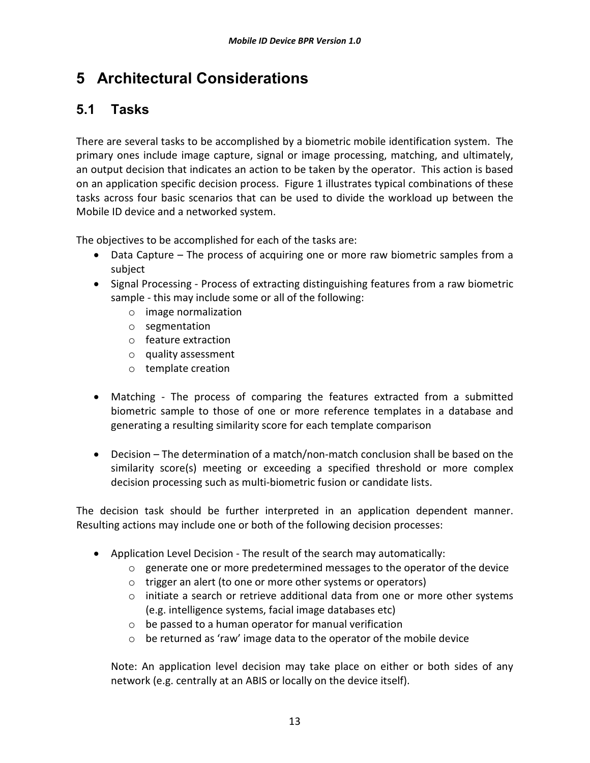# 5 Architectural Considerations

## 5.1 Tasks

There are several tasks to be accomplished by a biometric mobile identification system. The primary ones include image capture, signal or image processing, matching, and ultimately, an output decision that indicates an action to be taken by the operator. This action is based on an application specific decision process. Figure 1 illustrates typical combinations of these tasks across four basic scenarios that can be used to divide the workload up between the Mobile ID device and a networked system.

The objectives to be accomplished for each of the tasks are:

- Data Capture – The process of acquiring one or more raw biometric samples from a subject
- Signal Processing - Process of extracting distinguishing features from a raw biometric sample - this may include some or all of the following:
  - image normalization
  - segmentation
  - feature extraction
  - quality assessment
  - template creation
- Matching - The process of comparing the features extracted from a submitted biometric sample to those of one or more reference templates in a database and generating a resulting similarity score for each template comparison
- Decision – The determination of a match/non-match conclusion shall be based on the similarity score(s) meeting or exceeding a specified threshold or more complex decision processing such as multi-biometric fusion or candidate lists.

The decision task should be further interpreted in an application dependent manner. Resulting actions may include one or both of the following decision processes:

- Application Level Decision - The result of the search may automatically:
  - generate one or more predetermined messages to the operator of the device
  - trigger an alert (to one or more other systems or operators)
  - initiate a search or retrieve additional data from one or more other systems (e.g. intelligence systems, facial image databases etc)
  - be passed to a human operator for manual verification
  - be returned as 'raw' image data to the operator of the mobile device

  Note: An application level decision may take place on either or both sides of any network (e.g. centrally at an ABIS or locally on the device itself).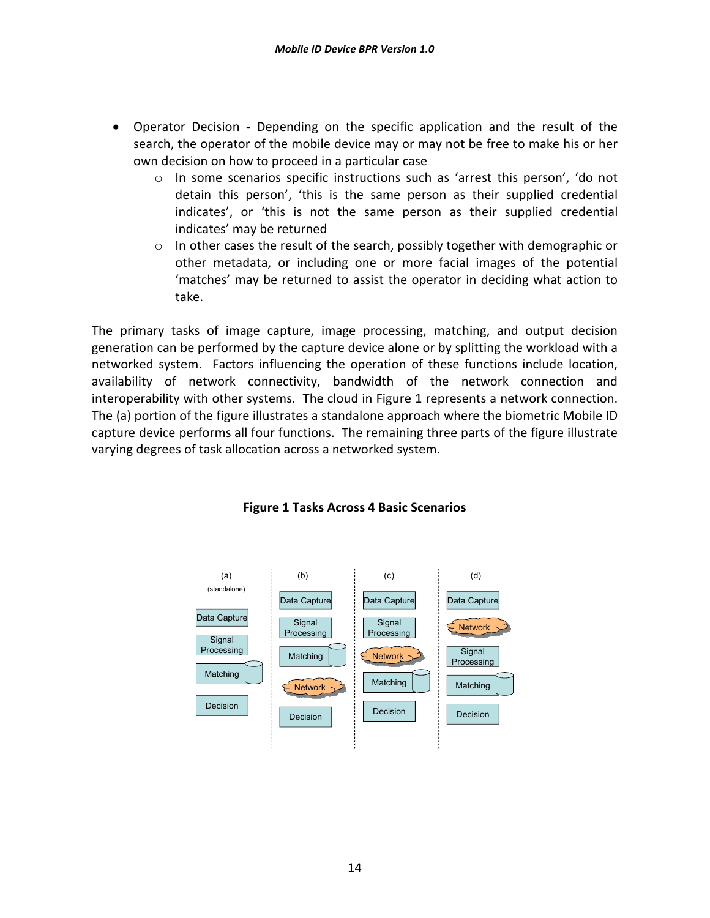- Operator Decision - Depending on the specific application and the result of the search, the operator of the mobile device may or may not be free to make his or her own decision on how to proceed in a particular case
    - In some scenarios specific instructions such as 'arrest this person', 'do not detain this person', 'this is the same person as their supplied credential indicates', or 'this is not the same person as their supplied credential indicates' may be returned
    - In other cases the result of the search, possibly together with demographic or other metadata, or including one or more facial images of the potential 'matches' may be returned to assist the operator in deciding what action to take.

The primary tasks of image capture, image processing, matching, and output decision generation can be performed by the capture device alone or by splitting the workload with a networked system. Factors influencing the operation of these functions include location, availability of network connectivity, bandwidth of the network connection and interoperability with other systems. The cloud in Figure 1 represents a network connection. The (a) portion of the figure illustrates a standalone approach where the biometric Mobile ID capture device performs all four functions. The remaining three parts of the figure illustrate varying degrees of task allocation across a networked system.

**Figure 1 Tasks Across 4 Basic Scenarios**

| (a) (standalone) | (b) | (c) | (d) |
|---|---|---|---|
| Data Capture | Data Capture | Data Capture | Data Capture |
| Signal Processing | Signal Processing | Signal Processing | Network |
| Matching | Matching | Network | Signal Processing |
| Decision | Network | Matching | Matching |
| | Decision | Decision | Decision |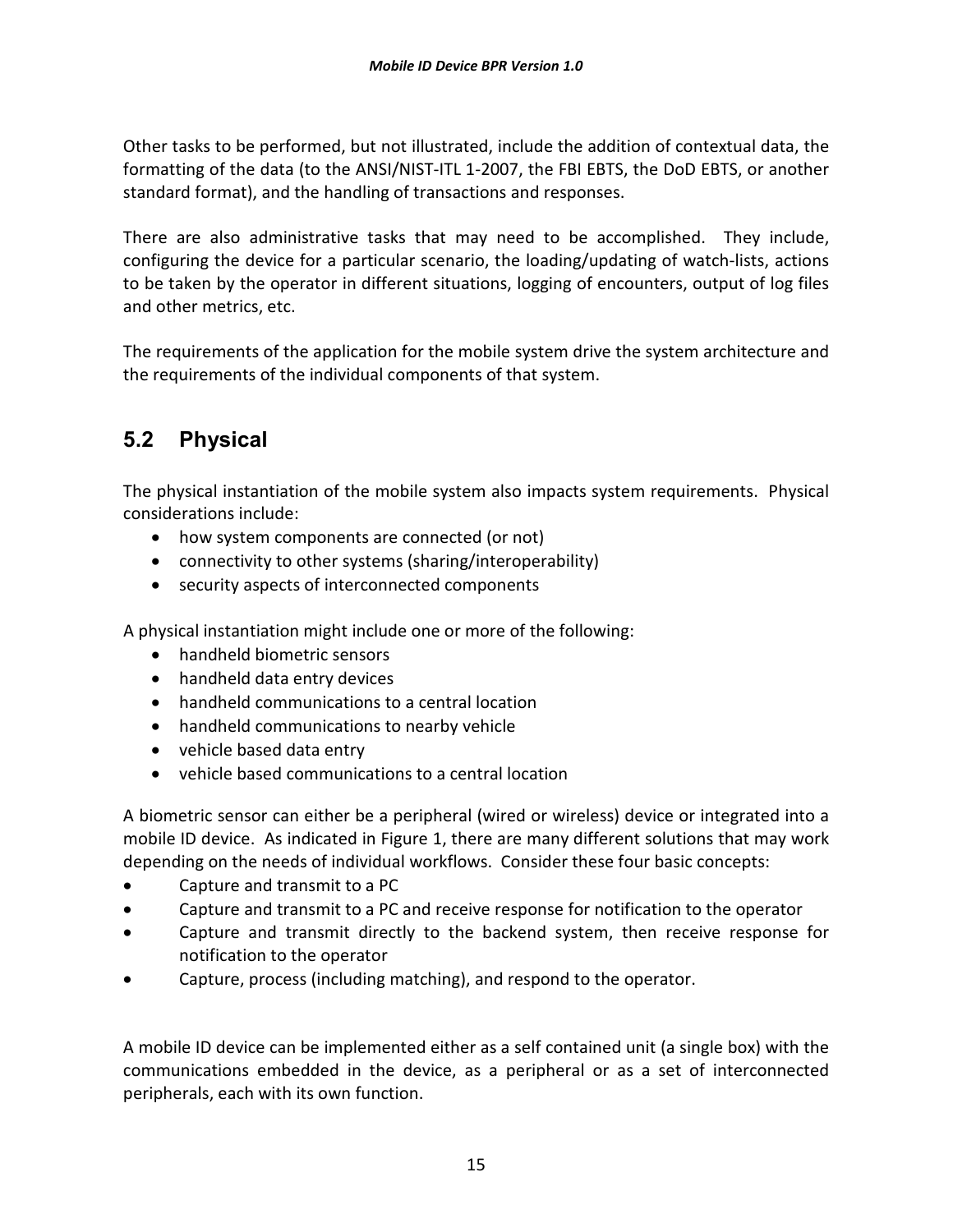Other tasks to be performed, but not illustrated, include the addition of contextual data, the formatting of the data (to the ANSI/NIST-ITL 1-2007, the FBI EBTS, the DoD EBTS, or another standard format), and the handling of transactions and responses.

There are also administrative tasks that may need to be accomplished. They include, configuring the device for a particular scenario, the loading/updating of watch-lists, actions to be taken by the operator in different situations, logging of encounters, output of log files and other metrics, etc.

The requirements of the application for the mobile system drive the system architecture and the requirements of the individual components of that system.

## 5.2 Physical

The physical instantiation of the mobile system also impacts system requirements. Physical considerations include:

- how system components are connected (or not)
- connectivity to other systems (sharing/interoperability)
- security aspects of interconnected components

A physical instantiation might include one or more of the following:

- handheld biometric sensors
- handheld data entry devices
- handheld communications to a central location
- handheld communications to nearby vehicle
- vehicle based data entry
- vehicle based communications to a central location

A biometric sensor can either be a peripheral (wired or wireless) device or integrated into a mobile ID device. As indicated in Figure 1, there are many different solutions that may work depending on the needs of individual workflows. Consider these four basic concepts:

- Capture and transmit to a PC
- Capture and transmit to a PC and receive response for notification to the operator
- Capture and transmit directly to the backend system, then receive response for notification to the operator
- Capture, process (including matching), and respond to the operator.

A mobile ID device can be implemented either as a self contained unit (a single box) with the communications embedded in the device, as a peripheral or as a set of interconnected peripherals, each with its own function.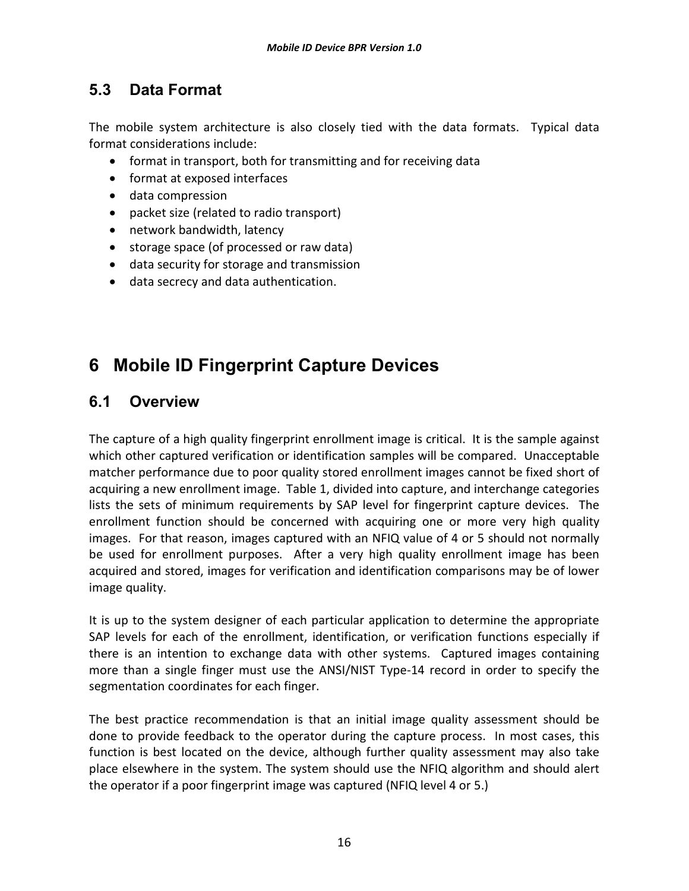## 5.3 Data Format

The mobile system architecture is also closely tied with the data formats. Typical data format considerations include:

- format in transport, both for transmitting and for receiving data
- format at exposed interfaces
- data compression
- packet size (related to radio transport)
- network bandwidth, latency
- storage space (of processed or raw data)
- data security for storage and transmission
- data secrecy and data authentication.

# 6 Mobile ID Fingerprint Capture Devices

## 6.1 Overview

The capture of a high quality fingerprint enrollment image is critical. It is the sample against which other captured verification or identification samples will be compared. Unacceptable matcher performance due to poor quality stored enrollment images cannot be fixed short of acquiring a new enrollment image. Table 1, divided into capture, and interchange categories lists the sets of minimum requirements by SAP level for fingerprint capture devices. The enrollment function should be concerned with acquiring one or more very high quality images. For that reason, images captured with an NFIQ value of 4 or 5 should not normally be used for enrollment purposes. After a very high quality enrollment image has been acquired and stored, images for verification and identification comparisons may be of lower image quality.

It is up to the system designer of each particular application to determine the appropriate SAP levels for each of the enrollment, identification, or verification functions especially if there is an intention to exchange data with other systems. Captured images containing more than a single finger must use the ANSI/NIST Type-14 record in order to specify the segmentation coordinates for each finger.

The best practice recommendation is that an initial image quality assessment should be done to provide feedback to the operator during the capture process. In most cases, this function is best located on the device, although further quality assessment may also take place elsewhere in the system. The system should use the NFIQ algorithm and should alert the operator if a poor fingerprint image was captured (NFIQ level 4 or 5.)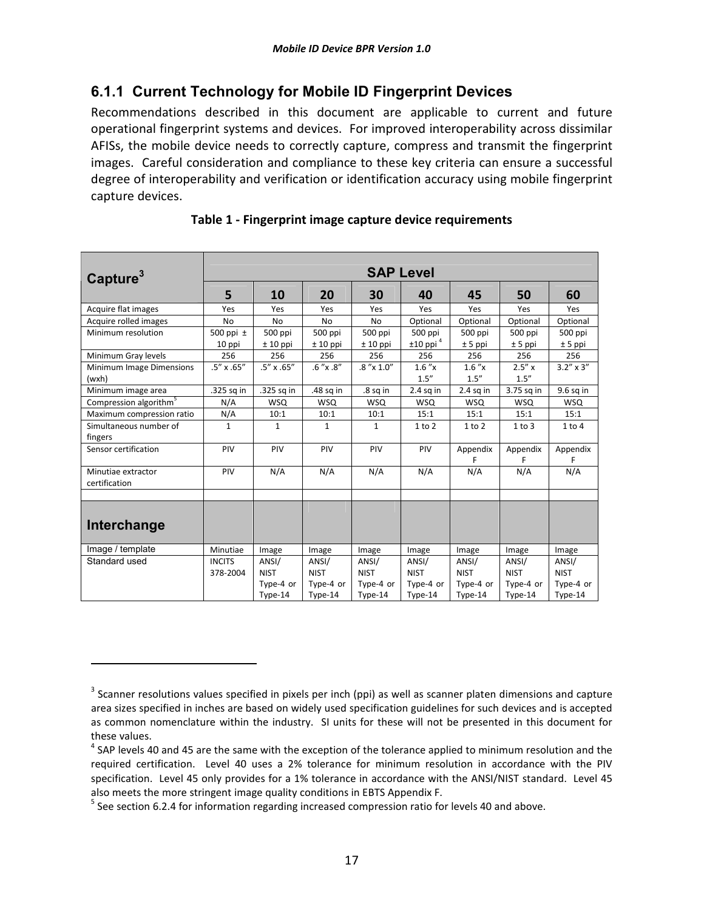### 6.1.1 Current Technology for Mobile ID Fingerprint Devices

Recommendations described in this document are applicable to current and future operational fingerprint systems and devices. For improved interoperability across dissimilar AFISs, the mobile device needs to correctly capture, compress and transmit the fingerprint images. Careful consideration and compliance to these key criteria can ensure a successful degree of interoperability and verification or identification accuracy using mobile fingerprint capture devices.

**Table 1 - Fingerprint image capture device requirements**

| Capture[3] | SAP Level | | | | | | | |
|---|---|---|---|---|---|---|---|---|
| | **5** | **10** | **20** | **30** | **40** | **45** | **50** | **60** |
| Acquire flat images | Yes | Yes | Yes | Yes | Yes | Yes | Yes | Yes |
| Acquire rolled images | No | No | No | No | Optional | Optional | Optional | Optional |
| Minimum resolution | 500 ppi ± 10 ppi | 500 ppi ± 10 ppi | 500 ppi ± 10 ppi | 500 ppi ± 10 ppi | 500 ppi ±10 ppi [4] | 500 ppi ± 5 ppi | 500 ppi ± 5 ppi | 500 ppi ± 5 ppi |
| Minimum Gray levels | 256 | 256 | 256 | 256 | 256 | 256 | 256 | 256 |
| Minimum Image Dimensions (wxh) | .5″ x .65″ | .5″ x .65″ | .6 ″x .8″ | .8 ″x 1.0″ | 1.6 ″x 1.5″ | 1.6 ″x 1.5″ | 2.5″ x 1.5″ | 3.2″ x 3″ |
| Minimum image area | .325 sq in | .325 sq in | .48 sq in | .8 sq in | 2.4 sq in | 2.4 sq in | 3.75 sq in | 9.6 sq in |
| Compression algorithm[5] | N/A | WSQ | WSQ | WSQ | WSQ | WSQ | WSQ | WSQ |
| Maximum compression ratio | N/A | 10:1 | 10:1 | 10:1 | 15:1 | 15:1 | 15:1 | 15:1 |
| Simultaneous number of fingers | 1 | 1 | 1 | 1 | 1 to 2 | 1 to 2 | 1 to 3 | 1 to 4 |
| Sensor certification | PIV | PIV | PIV | PIV | PIV | Appendix F | Appendix F | Appendix F |
| Minutiae extractor certification | PIV | N/A | N/A | N/A | N/A | N/A | N/A | N/A |
| | | | | | | | | |
| **Interchange** | | | | | | | | |
| Image / template | Minutiae | Image | Image | Image | Image | Image | Image | Image |
| Standard used | INCITS 378-2004 | ANSI/ NIST Type-4 or Type-14 | ANSI/ NIST Type-4 or Type-14 | ANSI/ NIST Type-4 or Type-14 | ANSI/ NIST Type-4 or Type-14 | ANSI/ NIST Type-4 or Type-14 | ANSI/ NIST Type-4 or Type-14 | ANSI/ NIST Type-4 or Type-14 |

---

[3] Scanner resolutions values specified in pixels per inch (ppi) as well as scanner platen dimensions and capture area sizes specified in inches are based on widely used specification guidelines for such devices and is accepted as common nomenclature within the industry. SI units for these will not be presented in this document for these values.

[4] SAP levels 40 and 45 are the same with the exception of the tolerance applied to minimum resolution and the required certification. Level 40 uses a 2% tolerance for minimum resolution in accordance with the PIV specification. Level 45 only provides for a 1% tolerance in accordance with the ANSI/NIST standard. Level 45 also meets the more stringent image quality conditions in EBTS Appendix F.

[5] See section 6.2.4 for information regarding increased compression ratio for levels 40 and above.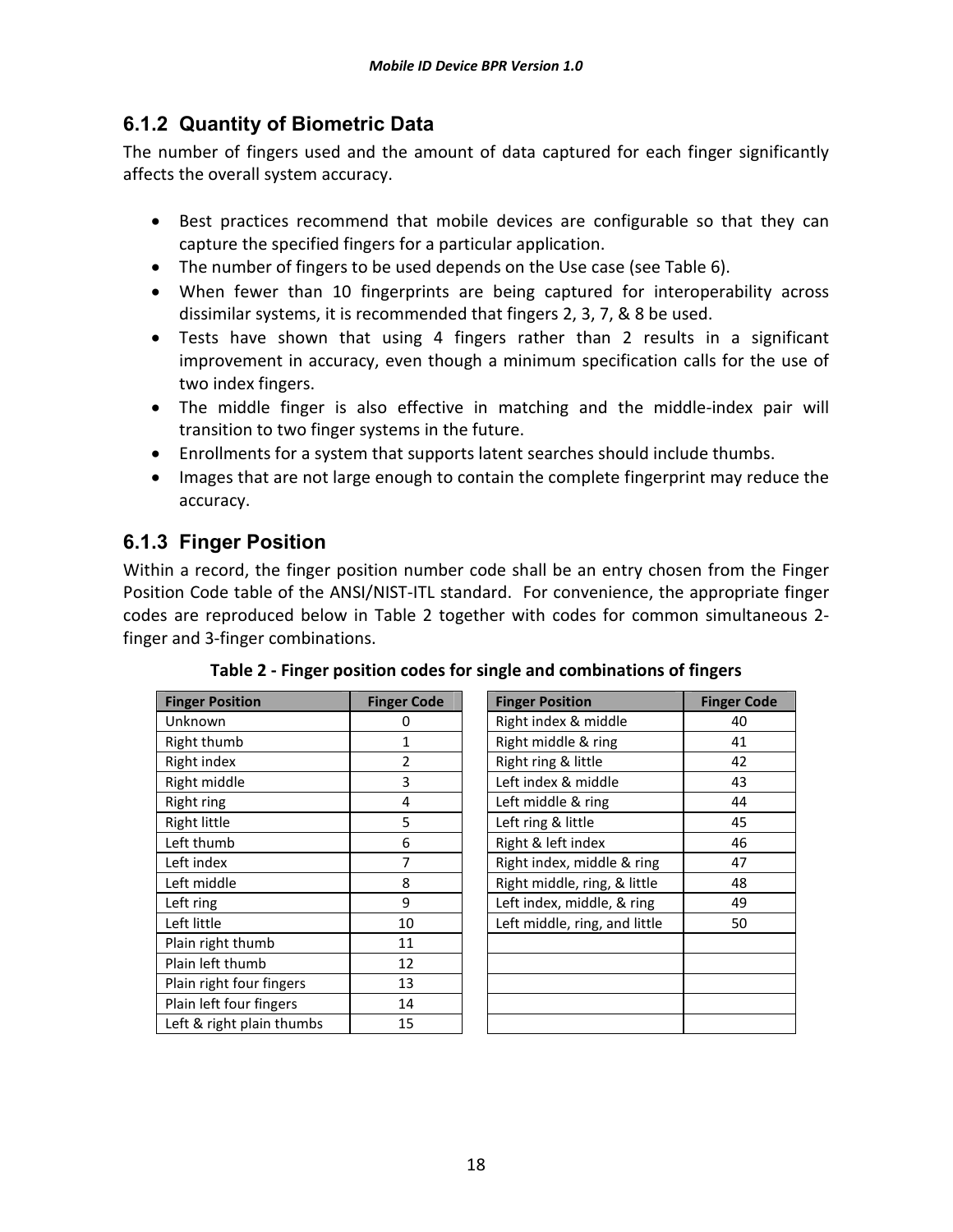### 6.1.2 Quantity of Biometric Data

The number of fingers used and the amount of data captured for each finger significantly affects the overall system accuracy.

- Best practices recommend that mobile devices are configurable so that they can capture the specified fingers for a particular application.
- The number of fingers to be used depends on the Use case (see Table 6).
- When fewer than 10 fingerprints are being captured for interoperability across dissimilar systems, it is recommended that fingers 2, 3, 7, & 8 be used.
- Tests have shown that using 4 fingers rather than 2 results in a significant improvement in accuracy, even though a minimum specification calls for the use of two index fingers.
- The middle finger is also effective in matching and the middle-index pair will transition to two finger systems in the future.
- Enrollments for a system that supports latent searches should include thumbs.
- Images that are not large enough to contain the complete fingerprint may reduce the accuracy.

### 6.1.3 Finger Position

Within a record, the finger position number code shall be an entry chosen from the Finger Position Code table of the ANSI/NIST-ITL standard. For convenience, the appropriate finger codes are reproduced below in Table 2 together with codes for common simultaneous 2-finger and 3-finger combinations.

**Table 2 - Finger position codes for single and combinations of fingers**

| Finger Position | Finger Code | | Finger Position | Finger Code |
|---|---|---|---|---|
| Unknown | 0 | | Right index & middle | 40 |
| Right thumb | 1 | | Right middle & ring | 41 |
| Right index | 2 | | Right ring & little | 42 |
| Right middle | 3 | | Left index & middle | 43 |
| Right ring | 4 | | Left middle & ring | 44 |
| Right little | 5 | | Left ring & little | 45 |
| Left thumb | 6 | | Right & left index | 46 |
| Left index | 7 | | Right index, middle & ring | 47 |
| Left middle | 8 | | Right middle, ring, & little | 48 |
| Left ring | 9 | | Left index, middle, & ring | 49 |
| Left little | 10 | | Left middle, ring, and little | 50 |
| Plain right thumb | 11 | | | |
| Plain left thumb | 12 | | | |
| Plain right four fingers | 13 | | | |
| Plain left four fingers | 14 | | | |
| Left & right plain thumbs | 15 | | | |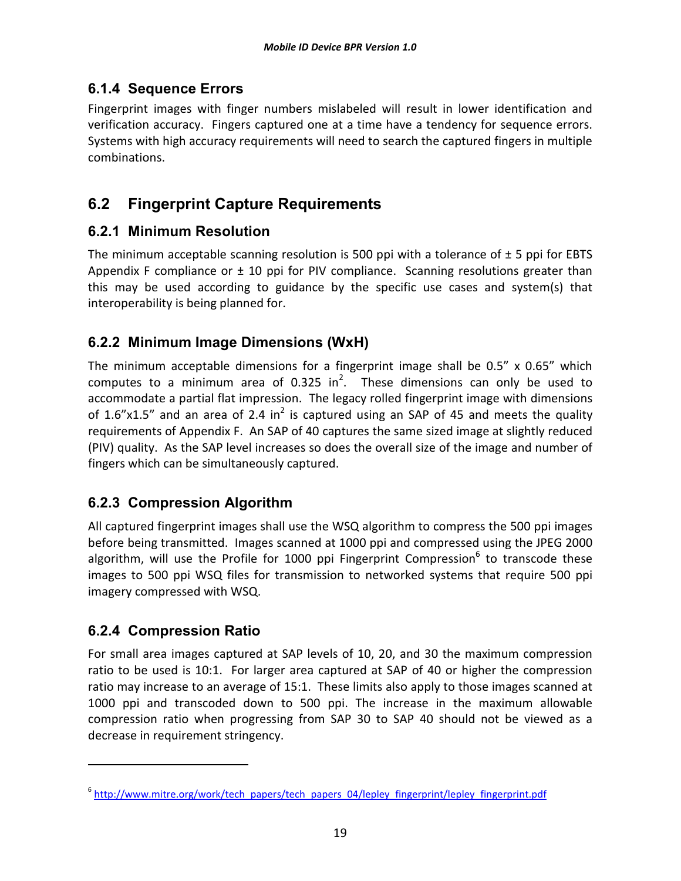### 6.1.4 Sequence Errors

Fingerprint images with finger numbers mislabeled will result in lower identification and verification accuracy. Fingers captured one at a time have a tendency for sequence errors. Systems with high accuracy requirements will need to search the captured fingers in multiple combinations.

## 6.2 Fingerprint Capture Requirements

### 6.2.1 Minimum Resolution

The minimum acceptable scanning resolution is 500 ppi with a tolerance of ± 5 ppi for EBTS Appendix F compliance or ± 10 ppi for PIV compliance. Scanning resolutions greater than this may be used according to guidance by the specific use cases and system(s) that interoperability is being planned for.

### 6.2.2 Minimum Image Dimensions (WxH)

The minimum acceptable dimensions for a fingerprint image shall be 0.5" x 0.65" which computes to a minimum area of 0.325 $in^2$. These dimensions can only be used to accommodate a partial flat impression. The legacy rolled fingerprint image with dimensions of 1.6"x1.5" and an area of 2.4 $in^2$ is captured using an SAP of 45 and meets the quality requirements of Appendix F. An SAP of 40 captures the same sized image at slightly reduced (PIV) quality. As the SAP level increases so does the overall size of the image and number of fingers which can be simultaneously captured.

### 6.2.3 Compression Algorithm

All captured fingerprint images shall use the WSQ algorithm to compress the 500 ppi images before being transmitted. Images scanned at 1000 ppi and compressed using the JPEG 2000 algorithm, will use the Profile for 1000 ppi Fingerprint Compression[6] to transcode these images to 500 ppi WSQ files for transmission to networked systems that require 500 ppi imagery compressed with WSQ.

### 6.2.4 Compression Ratio

For small area images captured at SAP levels of 10, 20, and 30 the maximum compression ratio to be used is 10:1. For larger area captured at SAP of 40 or higher the compression ratio may increase to an average of 15:1. These limits also apply to those images scanned at 1000 ppi and transcoded down to 500 ppi. The increase in the maximum allowable compression ratio when progressing from SAP 30 to SAP 40 should not be viewed as a decrease in requirement stringency.

---

[6] http://www.mitre.org/work/tech_papers/tech_papers_04/lepley_fingerprint/lepley_fingerprint.pdf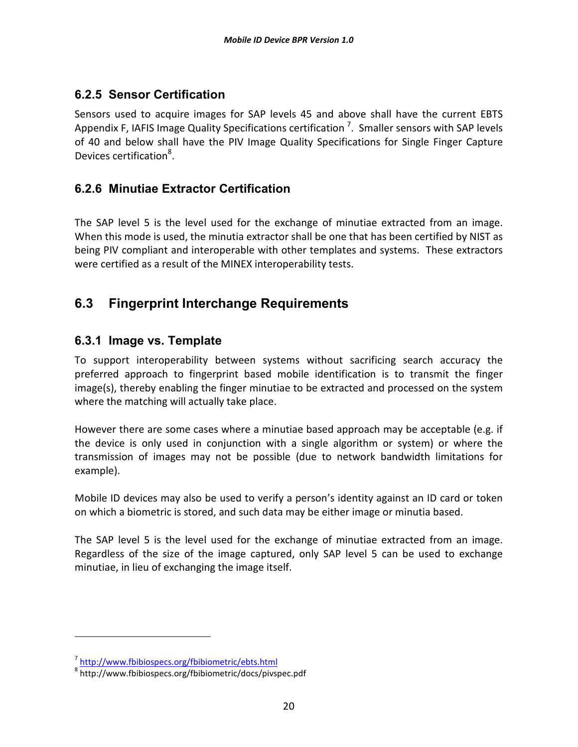### 6.2.5 Sensor Certification

Sensors used to acquire images for SAP levels 45 and above shall have the current EBTS Appendix F, IAFIS Image Quality Specifications certification [7]. Smaller sensors with SAP levels of 40 and below shall have the PIV Image Quality Specifications for Single Finger Capture Devices certification[8].

### 6.2.6 Minutiae Extractor Certification

The SAP level 5 is the level used for the exchange of minutiae extracted from an image. When this mode is used, the minutia extractor shall be one that has been certified by NIST as being PIV compliant and interoperable with other templates and systems. These extractors were certified as a result of the MINEX interoperability tests.

## 6.3 Fingerprint Interchange Requirements

### 6.3.1 Image vs. Template

To support interoperability between systems without sacrificing search accuracy the preferred approach to fingerprint based mobile identification is to transmit the finger image(s), thereby enabling the finger minutiae to be extracted and processed on the system where the matching will actually take place.

However there are some cases where a minutiae based approach may be acceptable (e.g. if the device is only used in conjunction with a single algorithm or system) or where the transmission of images may not be possible (due to network bandwidth limitations for example).

Mobile ID devices may also be used to verify a person's identity against an ID card or token on which a biometric is stored, and such data may be either image or minutia based.

The SAP level 5 is the level used for the exchange of minutiae extracted from an image. Regardless of the size of the image captured, only SAP level 5 can be used to exchange minutiae, in lieu of exchanging the image itself.

---

[7] http://www.fbibiospecs.org/fbibiometric/ebts.html

[8] http://www.fbibiospecs.org/fbibiometric/docs/pivspec.pdf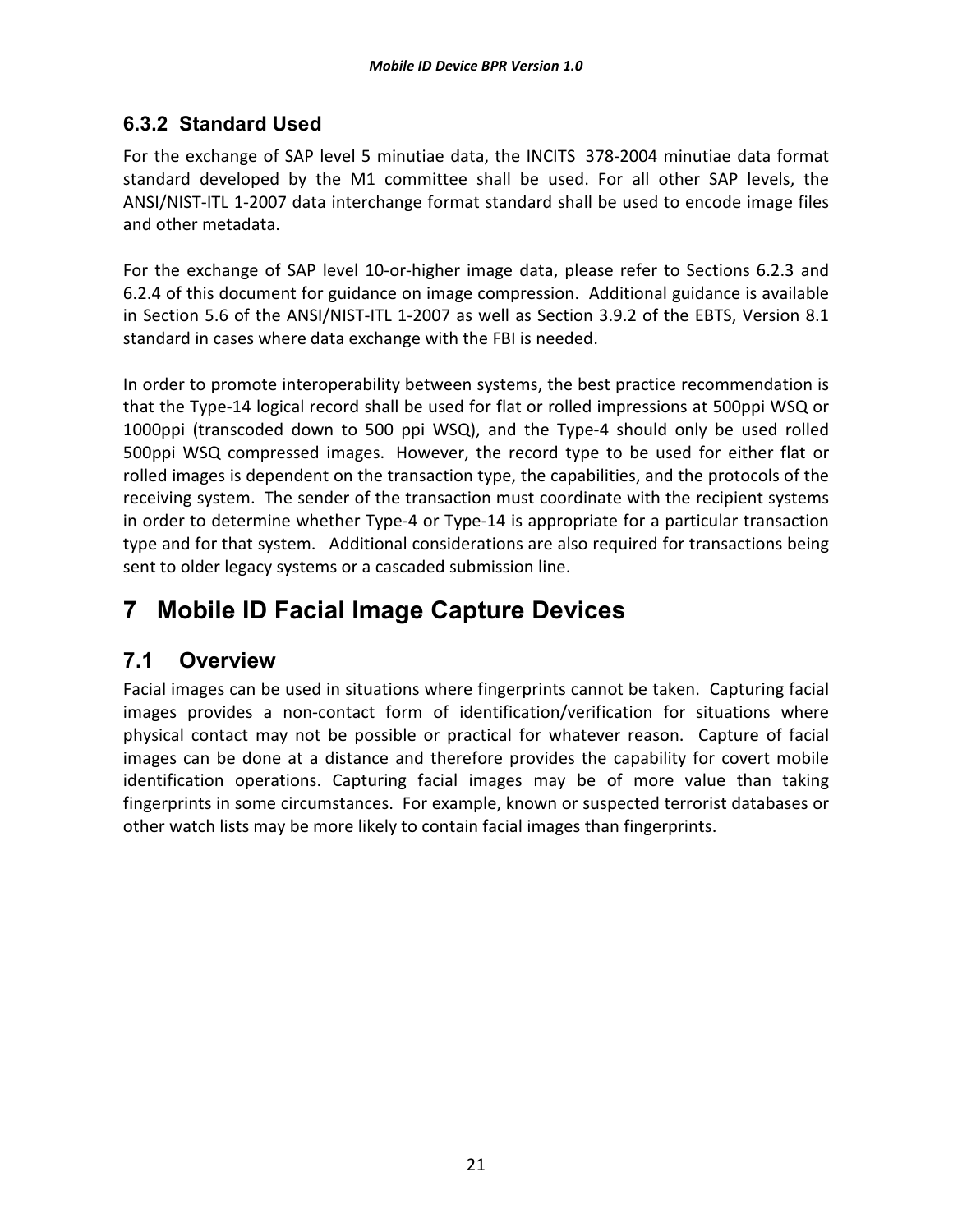### 6.3.2 Standard Used

For the exchange of SAP level 5 minutiae data, the INCITS 378-2004 minutiae data format standard developed by the M1 committee shall be used. For all other SAP levels, the ANSI/NIST-ITL 1-2007 data interchange format standard shall be used to encode image files and other metadata.

For the exchange of SAP level 10-or-higher image data, please refer to Sections 6.2.3 and 6.2.4 of this document for guidance on image compression. Additional guidance is available in Section 5.6 of the ANSI/NIST-ITL 1-2007 as well as Section 3.9.2 of the EBTS, Version 8.1 standard in cases where data exchange with the FBI is needed.

In order to promote interoperability between systems, the best practice recommendation is that the Type-14 logical record shall be used for flat or rolled impressions at 500ppi WSQ or 1000ppi (transcoded down to 500 ppi WSQ), and the Type-4 should only be used rolled 500ppi WSQ compressed images. However, the record type to be used for either flat or rolled images is dependent on the transaction type, the capabilities, and the protocols of the receiving system. The sender of the transaction must coordinate with the recipient systems in order to determine whether Type-4 or Type-14 is appropriate for a particular transaction type and for that system. Additional considerations are also required for transactions being sent to older legacy systems or a cascaded submission line.

# 7 Mobile ID Facial Image Capture Devices

## 7.1 Overview

Facial images can be used in situations where fingerprints cannot be taken. Capturing facial images provides a non-contact form of identification/verification for situations where physical contact may not be possible or practical for whatever reason. Capture of facial images can be done at a distance and therefore provides the capability for covert mobile identification operations. Capturing facial images may be of more value than taking fingerprints in some circumstances. For example, known or suspected terrorist databases or other watch lists may be more likely to contain facial images than fingerprints.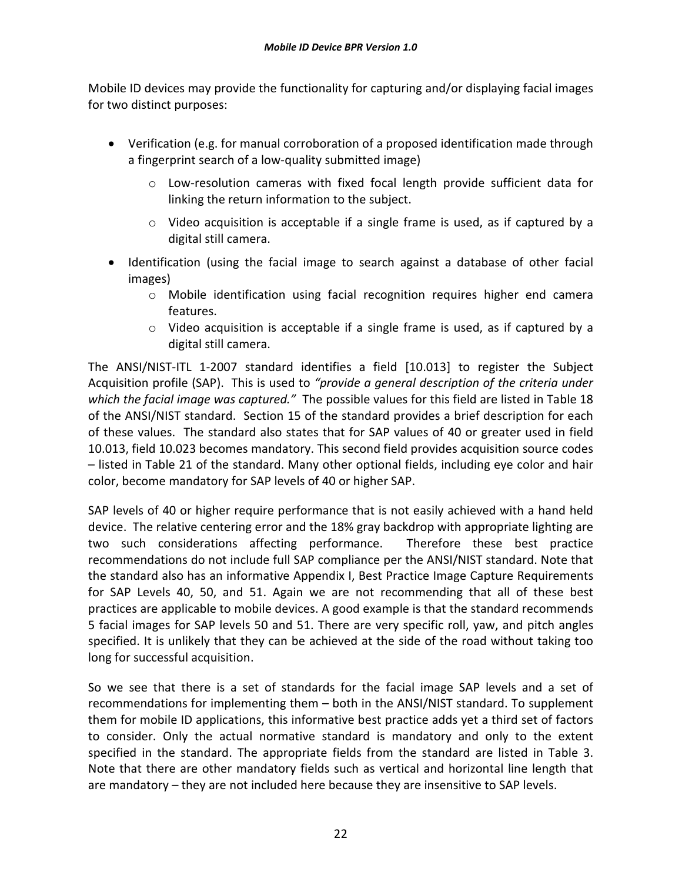Mobile ID devices may provide the functionality for capturing and/or displaying facial images for two distinct purposes:

- Verification (e.g. for manual corroboration of a proposed identification made through a fingerprint search of a low-quality submitted image)
  - Low-resolution cameras with fixed focal length provide sufficient data for linking the return information to the subject.
  - Video acquisition is acceptable if a single frame is used, as if captured by a digital still camera.
- Identification (using the facial image to search against a database of other facial images)
  - Mobile identification using facial recognition requires higher end camera features.
  - Video acquisition is acceptable if a single frame is used, as if captured by a digital still camera.

The ANSI/NIST-ITL 1-2007 standard identifies a field [10.013] to register the Subject Acquisition profile (SAP). This is used to *"provide a general description of the criteria under which the facial image was captured."* The possible values for this field are listed in Table 18 of the ANSI/NIST standard. Section 15 of the standard provides a brief description for each of these values. The standard also states that for SAP values of 40 or greater used in field 10.013, field 10.023 becomes mandatory. This second field provides acquisition source codes – listed in Table 21 of the standard. Many other optional fields, including eye color and hair color, become mandatory for SAP levels of 40 or higher SAP.

SAP levels of 40 or higher require performance that is not easily achieved with a hand held device. The relative centering error and the 18% gray backdrop with appropriate lighting are two such considerations affecting performance. Therefore these best practice recommendations do not include full SAP compliance per the ANSI/NIST standard. Note that the standard also has an informative Appendix I, Best Practice Image Capture Requirements for SAP Levels 40, 50, and 51. Again we are not recommending that all of these best practices are applicable to mobile devices. A good example is that the standard recommends 5 facial images for SAP levels 50 and 51. There are very specific roll, yaw, and pitch angles specified. It is unlikely that they can be achieved at the side of the road without taking too long for successful acquisition.

So we see that there is a set of standards for the facial image SAP levels and a set of recommendations for implementing them – both in the ANSI/NIST standard. To supplement them for mobile ID applications, this informative best practice adds yet a third set of factors to consider. Only the actual normative standard is mandatory and only to the extent specified in the standard. The appropriate fields from the standard are listed in Table 3. Note that there are other mandatory fields such as vertical and horizontal line length that are mandatory – they are not included here because they are insensitive to SAP levels.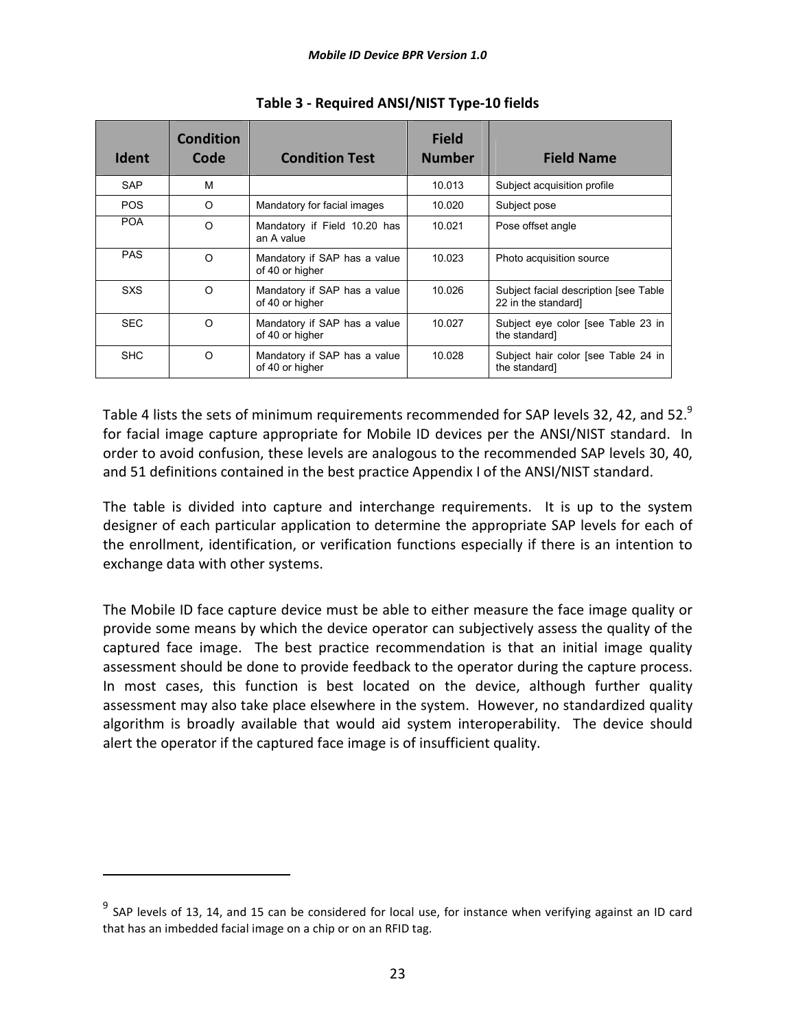**Table 3 - Required ANSI/NIST Type-10 fields**

| Ident | Condition Code | Condition Test | Field Number | Field Name |
|---|---|---|---|---|
| SAP | M | | 10.013 | Subject acquisition profile |
| POS | O | Mandatory for facial images | 10.020 | Subject pose |
| POA | O | Mandatory if Field 10.20 has an A value | 10.021 | Pose offset angle |
| PAS | O | Mandatory if SAP has a value of 40 or higher | 10.023 | Photo acquisition source |
| SXS | O | Mandatory if SAP has a value of 40 or higher | 10.026 | Subject facial description [see Table 22 in the standard] |
| SEC | O | Mandatory if SAP has a value of 40 or higher | 10.027 | Subject eye color [see Table 23 in the standard] |
| SHC | O | Mandatory if SAP has a value of 40 or higher | 10.028 | Subject hair color [see Table 24 in the standard] |

Table 4 lists the sets of minimum requirements recommended for SAP levels 32, 42, and 52.[9] for facial image capture appropriate for Mobile ID devices per the ANSI/NIST standard. In order to avoid confusion, these levels are analogous to the recommended SAP levels 30, 40, and 51 definitions contained in the best practice Appendix I of the ANSI/NIST standard.

The table is divided into capture and interchange requirements. It is up to the system designer of each particular application to determine the appropriate SAP levels for each of the enrollment, identification, or verification functions especially if there is an intention to exchange data with other systems.

The Mobile ID face capture device must be able to either measure the face image quality or provide some means by which the device operator can subjectively assess the quality of the captured face image. The best practice recommendation is that an initial image quality assessment should be done to provide feedback to the operator during the capture process. In most cases, this function is best located on the device, although further quality assessment may also take place elsewhere in the system. However, no standardized quality algorithm is broadly available that would aid system interoperability. The device should alert the operator if the captured face image is of insufficient quality.

[9] SAP levels of 13, 14, and 15 can be considered for local use, for instance when verifying against an ID card that has an imbedded facial image on a chip or on an RFID tag.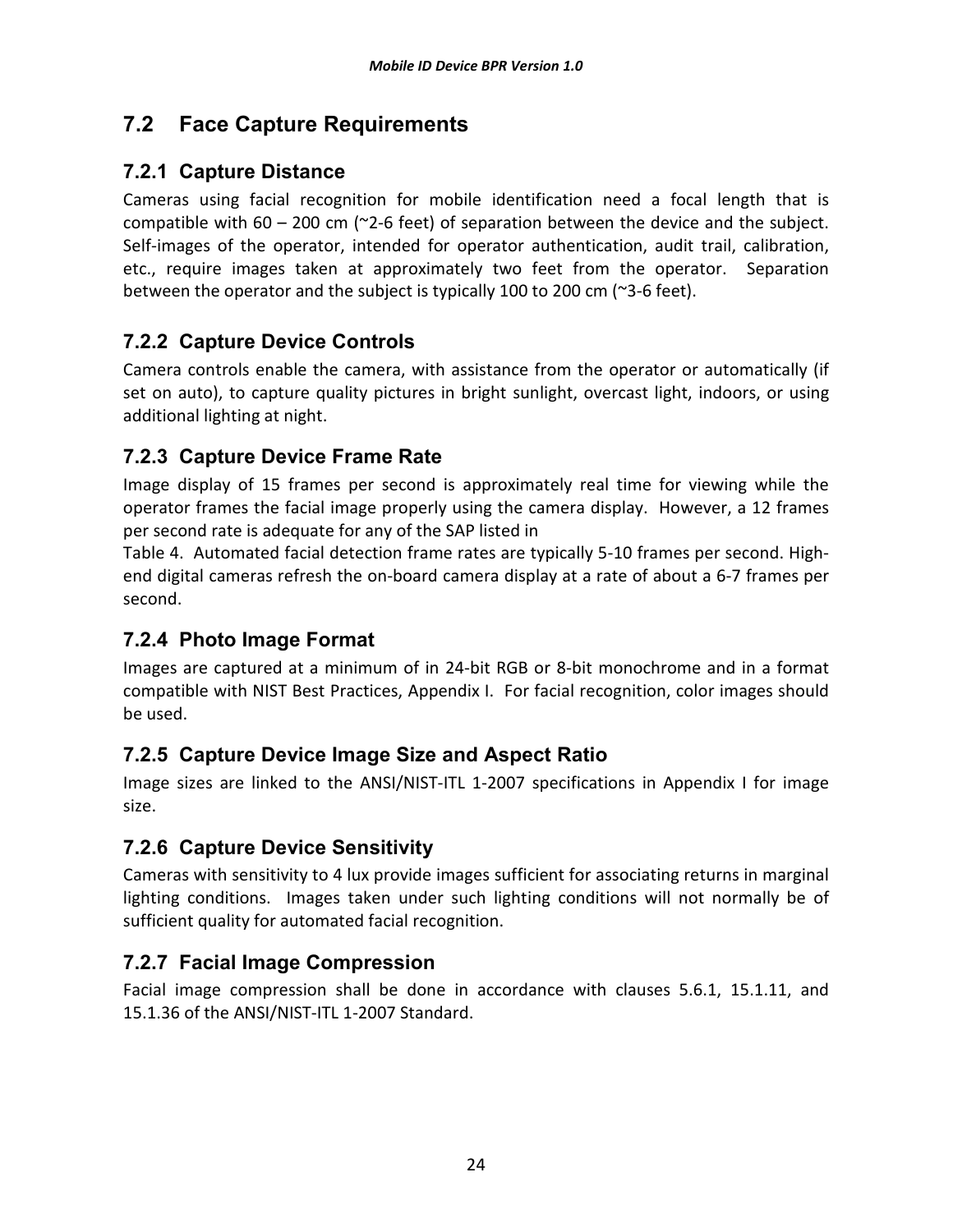## 7.2 Face Capture Requirements

### 7.2.1 Capture Distance

Cameras using facial recognition for mobile identification need a focal length that is compatible with 60 – 200 cm (~2-6 feet) of separation between the device and the subject. Self-images of the operator, intended for operator authentication, audit trail, calibration, etc., require images taken at approximately two feet from the operator. Separation between the operator and the subject is typically 100 to 200 cm (~3-6 feet).

### 7.2.2 Capture Device Controls

Camera controls enable the camera, with assistance from the operator or automatically (if set on auto), to capture quality pictures in bright sunlight, overcast light, indoors, or using additional lighting at night.

### 7.2.3 Capture Device Frame Rate

Image display of 15 frames per second is approximately real time for viewing while the operator frames the facial image properly using the camera display. However, a 12 frames per second rate is adequate for any of the SAP listed in Table 4. Automated facial detection frame rates are typically 5-10 frames per second. High-end digital cameras refresh the on-board camera display at a rate of about a 6-7 frames per second.

### 7.2.4 Photo Image Format

Images are captured at a minimum of in 24-bit RGB or 8-bit monochrome and in a format compatible with NIST Best Practices, Appendix I. For facial recognition, color images should be used.

### 7.2.5 Capture Device Image Size and Aspect Ratio

Image sizes are linked to the ANSI/NIST-ITL 1-2007 specifications in Appendix I for image size.

### 7.2.6 Capture Device Sensitivity

Cameras with sensitivity to 4 lux provide images sufficient for associating returns in marginal lighting conditions. Images taken under such lighting conditions will not normally be of sufficient quality for automated facial recognition.

### 7.2.7 Facial Image Compression

Facial image compression shall be done in accordance with clauses 5.6.1, 15.1.11, and 15.1.36 of the ANSI/NIST-ITL 1-2007 Standard.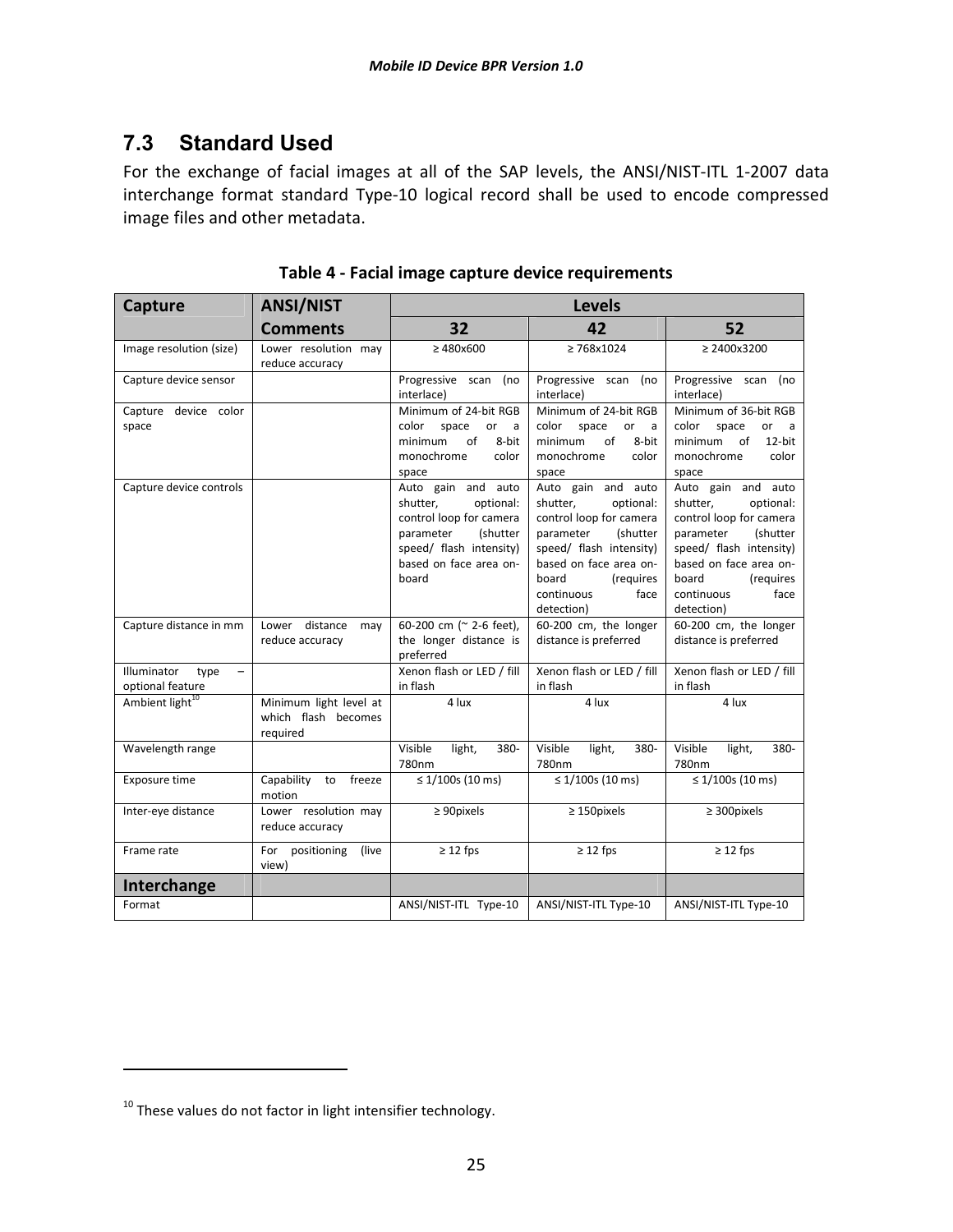## 7.3 Standard Used

For the exchange of facial images at all of the SAP levels, the ANSI/NIST-ITL 1-2007 data interchange format standard Type-10 logical record shall be used to encode compressed image files and other metadata.

**Table 4 - Facial image capture device requirements**

| Capture | ANSI/NIST Comments | Levels | | |
|---|---|---|---|---|
| | | 32 | 42 | 52 |
| Image resolution (size) | Lower resolution may reduce accuracy | ≥ 480x600 | ≥ 768x1024 | ≥ 2400x3200 |
| Capture device sensor | | Progressive scan (no interlace) | Progressive scan (no interlace) | Progressive scan (no interlace) |
| Capture device color space | | Minimum of 24-bit RGB color space or a minimum of 8-bit monochrome color space | Minimum of 24-bit RGB color space or a minimum of 8-bit monochrome color space | Minimum of 36-bit RGB color space or a minimum of 12-bit monochrome color space |
| Capture device controls | | Auto gain and auto shutter, optional: control loop for camera parameter (shutter speed/ flash intensity) based on face area on-board | Auto gain and auto shutter, optional: control loop for camera parameter (shutter speed/ flash intensity) based on face area on-board (requires continuous face detection) | Auto gain and auto shutter, optional: control loop for camera parameter (shutter speed/ flash intensity) based on face area on-board (requires continuous face detection) |
| Capture distance in mm | Lower distance may reduce accuracy | 60-200 cm (~ 2-6 feet), the longer distance is preferred | 60-200 cm, the longer distance is preferred | 60-200 cm, the longer distance is preferred |
| Illuminator type – optional feature | | Xenon flash or LED / fill in flash | Xenon flash or LED / fill in flash | Xenon flash or LED / fill in flash |
| Ambient light[10] | Minimum light level at which flash becomes required | 4 lux | 4 lux | 4 lux |
| Wavelength range | | Visible light, 380-780nm | Visible light, 380-780nm | Visible light, 380-780nm |
| Exposure time | Capability to freeze motion | ≤ 1/100s (10 ms) | ≤ 1/100s (10 ms) | ≤ 1/100s (10 ms) |
| Inter-eye distance | Lower resolution may reduce accuracy | ≥ 90pixels | ≥ 150pixels | ≥ 300pixels |
| Frame rate | For positioning (live view) | ≥ 12 fps | ≥ 12 fps | ≥ 12 fps |
| **Interchange** | | | | |
| Format | | ANSI/NIST-ITL Type-10 | ANSI/NIST-ITL Type-10 | ANSI/NIST-ITL Type-10 |

[10] These values do not factor in light intensifier technology.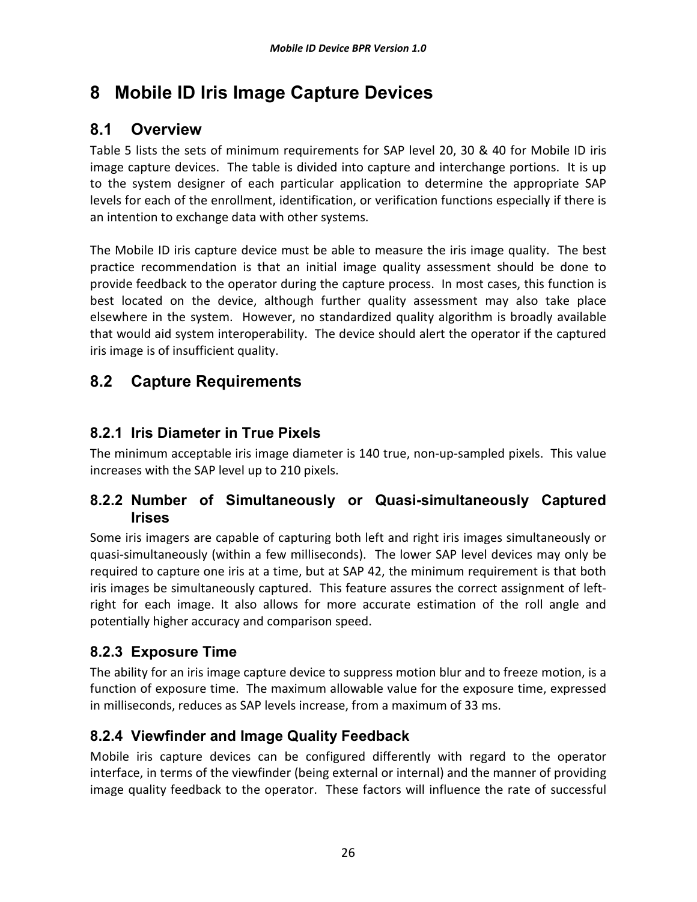# 8 Mobile ID Iris Image Capture Devices

## 8.1 Overview

Table 5 lists the sets of minimum requirements for SAP level 20, 30 & 40 for Mobile ID iris image capture devices. The table is divided into capture and interchange portions. It is up to the system designer of each particular application to determine the appropriate SAP levels for each of the enrollment, identification, or verification functions especially if there is an intention to exchange data with other systems.

The Mobile ID iris capture device must be able to measure the iris image quality. The best practice recommendation is that an initial image quality assessment should be done to provide feedback to the operator during the capture process. In most cases, this function is best located on the device, although further quality assessment may also take place elsewhere in the system. However, no standardized quality algorithm is broadly available that would aid system interoperability. The device should alert the operator if the captured iris image is of insufficient quality.

## 8.2 Capture Requirements

### 8.2.1 Iris Diameter in True Pixels

The minimum acceptable iris image diameter is 140 true, non-up-sampled pixels. This value increases with the SAP level up to 210 pixels.

### 8.2.2 Number of Simultaneously or Quasi-simultaneously Captured Irises

Some iris imagers are capable of capturing both left and right iris images simultaneously or quasi-simultaneously (within a few milliseconds). The lower SAP level devices may only be required to capture one iris at a time, but at SAP 42, the minimum requirement is that both iris images be simultaneously captured. This feature assures the correct assignment of left-right for each image. It also allows for more accurate estimation of the roll angle and potentially higher accuracy and comparison speed.

### 8.2.3 Exposure Time

The ability for an iris image capture device to suppress motion blur and to freeze motion, is a function of exposure time. The maximum allowable value for the exposure time, expressed in milliseconds, reduces as SAP levels increase, from a maximum of 33 ms.

### 8.2.4 Viewfinder and Image Quality Feedback

Mobile iris capture devices can be configured differently with regard to the operator interface, in terms of the viewfinder (being external or internal) and the manner of providing image quality feedback to the operator. These factors will influence the rate of successful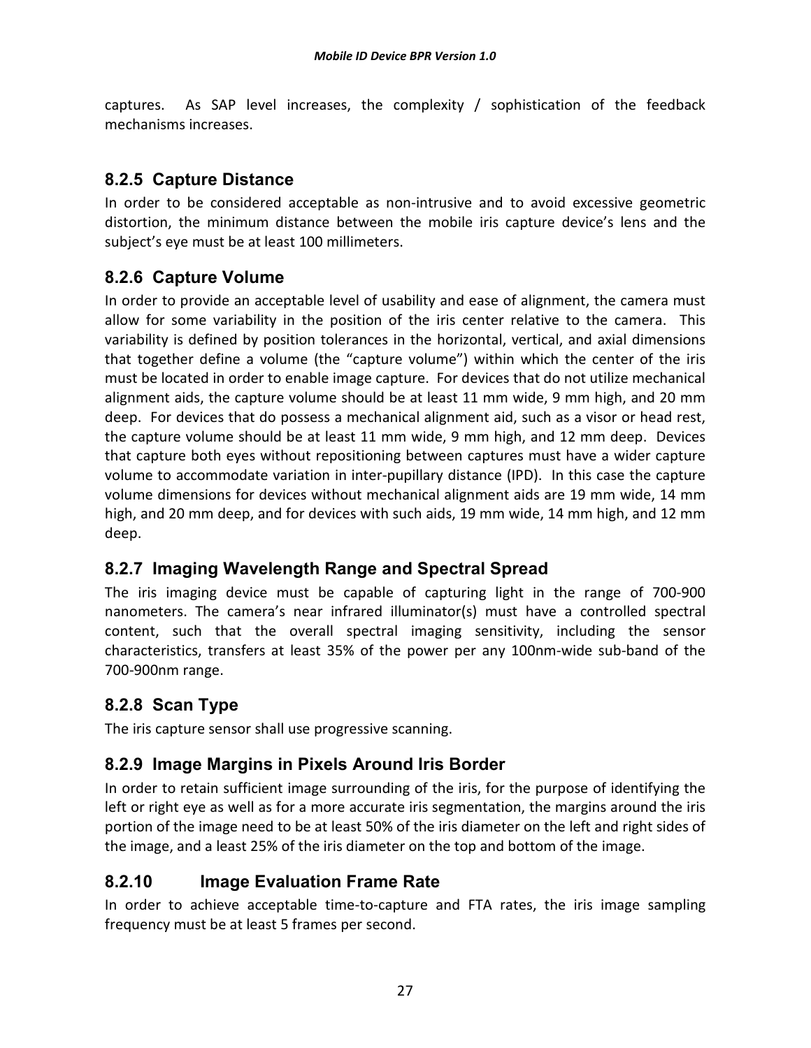captures. As SAP level increases, the complexity / sophistication of the feedback mechanisms increases.

### 8.2.5 Capture Distance

In order to be considered acceptable as non-intrusive and to avoid excessive geometric distortion, the minimum distance between the mobile iris capture device's lens and the subject's eye must be at least 100 millimeters.

### 8.2.6 Capture Volume

In order to provide an acceptable level of usability and ease of alignment, the camera must allow for some variability in the position of the iris center relative to the camera. This variability is defined by position tolerances in the horizontal, vertical, and axial dimensions that together define a volume (the "capture volume") within which the center of the iris must be located in order to enable image capture. For devices that do not utilize mechanical alignment aids, the capture volume should be at least 11 mm wide, 9 mm high, and 20 mm deep. For devices that do possess a mechanical alignment aid, such as a visor or head rest, the capture volume should be at least 11 mm wide, 9 mm high, and 12 mm deep. Devices that capture both eyes without repositioning between captures must have a wider capture volume to accommodate variation in inter-pupillary distance (IPD). In this case the capture volume dimensions for devices without mechanical alignment aids are 19 mm wide, 14 mm high, and 20 mm deep, and for devices with such aids, 19 mm wide, 14 mm high, and 12 mm deep.

### 8.2.7 Imaging Wavelength Range and Spectral Spread

The iris imaging device must be capable of capturing light in the range of 700-900 nanometers. The camera's near infrared illuminator(s) must have a controlled spectral content, such that the overall spectral imaging sensitivity, including the sensor characteristics, transfers at least 35% of the power per any 100nm-wide sub-band of the 700-900nm range.

### 8.2.8 Scan Type

The iris capture sensor shall use progressive scanning.

### 8.2.9 Image Margins in Pixels Around Iris Border

In order to retain sufficient image surrounding of the iris, for the purpose of identifying the left or right eye as well as for a more accurate iris segmentation, the margins around the iris portion of the image need to be at least 50% of the iris diameter on the left and right sides of the image, and a least 25% of the iris diameter on the top and bottom of the image.

### 8.2.10 Image Evaluation Frame Rate

In order to achieve acceptable time-to-capture and FTA rates, the iris image sampling frequency must be at least 5 frames per second.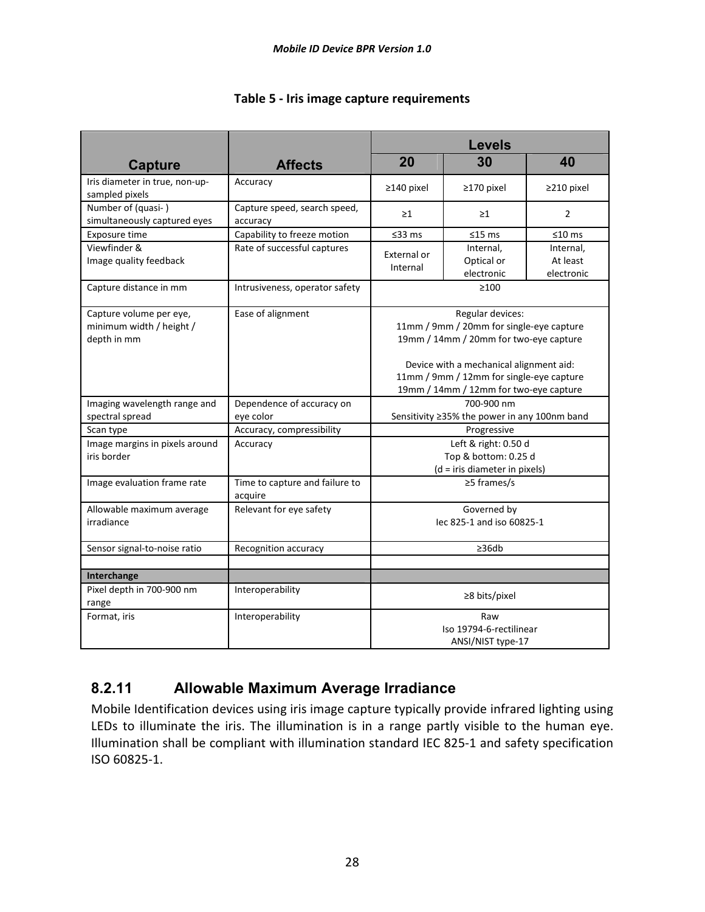**Table 5 - Iris image capture requirements**

| Capture | Affects | Levels | | |
|---|---|---|---|---|
| | | 20 | 30 | 40 |
| Iris diameter in true, non-up-sampled pixels | Accuracy | ≥140 pixel | ≥170 pixel | ≥210 pixel |
| Number of (quasi- ) simultaneously captured eyes | Capture speed, search speed, accuracy | ≥1 | ≥1 | 2 |
| Exposure time | Capability to freeze motion | ≤33 ms | ≤15 ms | ≤10 ms |
| Viewfinder & Image quality feedback | Rate of successful captures | External or Internal | Internal, Optical or electronic | Internal, At least electronic |
| Capture distance in mm | Intrusiveness, operator safety | ≥100 | | |
| Capture volume per eye, minimum width / height / depth in mm | Ease of alignment | Regular devices: 11mm / 9mm / 20mm for single-eye capture 19mm / 14mm / 20mm for two-eye capture<br><br>Device with a mechanical alignment aid: 11mm / 9mm / 12mm for single-eye capture 19mm / 14mm / 12mm for two-eye capture | | |
| Imaging wavelength range and spectral spread | Dependence of accuracy on eye color | 700-900 nm Sensitivity ≥35% the power in any 100nm band | | |
| Scan type | Accuracy, compressibility | Progressive | | |
| Image margins in pixels around iris border | Accuracy | Left & right: 0.50 d Top & bottom: 0.25 d (d = iris diameter in pixels) | | |
| Image evaluation frame rate | Time to capture and failure to acquire | ≥5 frames/s | | |
| Allowable maximum average irradiance | Relevant for eye safety | Governed by Iec 825-1 and iso 60825-1 | | |
| Sensor signal-to-noise ratio | Recognition accuracy | ≥36db | | |
| | | | | |
| **Interchange** | | | | |
| Pixel depth in 700-900 nm range | Interoperability | ≥8 bits/pixel | | |
| Format, iris | Interoperability | Raw Iso 19794-6-rectilinear ANSI/NIST type-17 | | |

### 8.2.11 Allowable Maximum Average Irradiance

Mobile Identification devices using iris image capture typically provide infrared lighting using LEDs to illuminate the iris. The illumination is in a range partly visible to the human eye. Illumination shall be compliant with illumination standard IEC 825-1 and safety specification ISO 60825-1.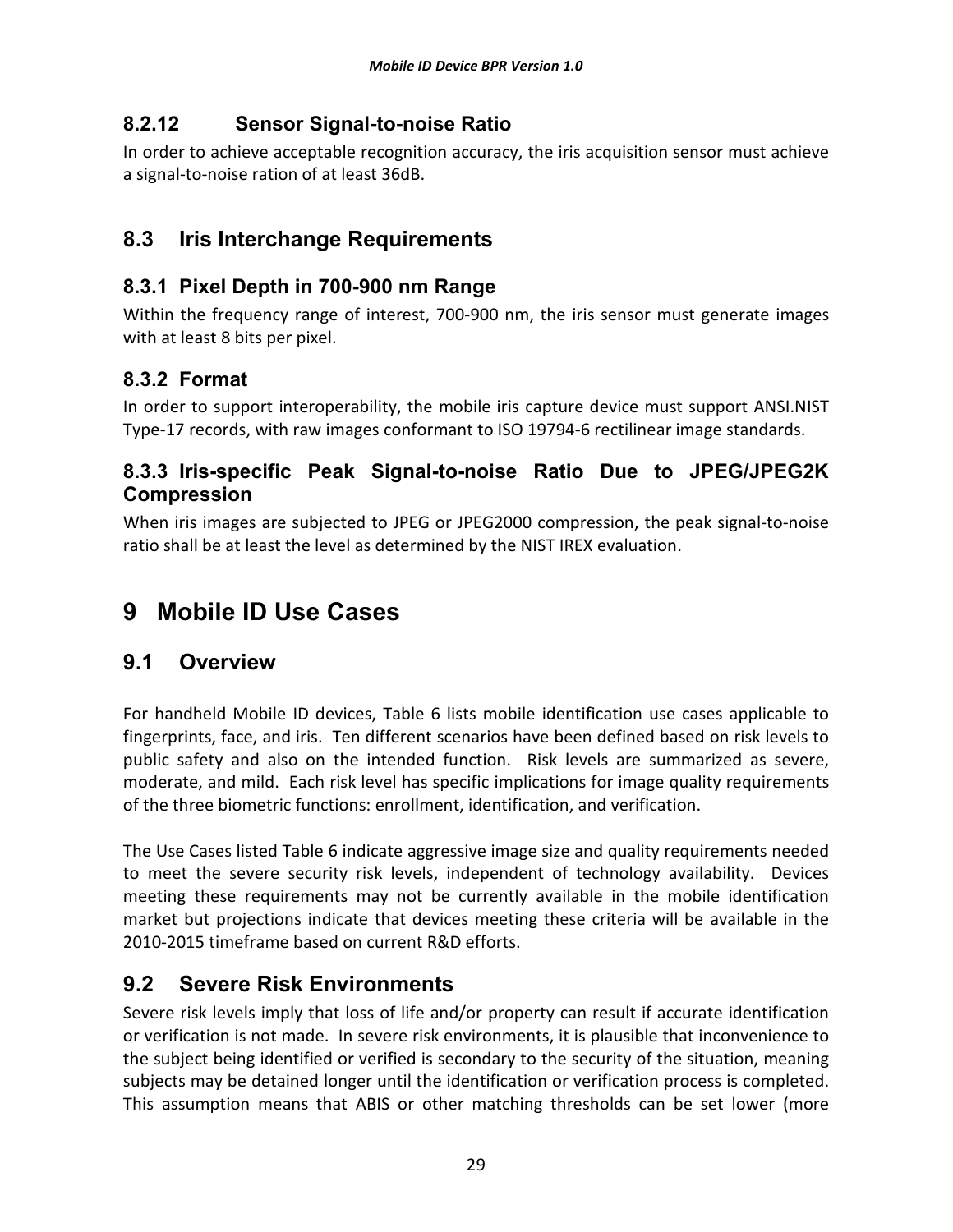#### 8.2.12 Sensor Signal-to-noise Ratio

In order to achieve acceptable recognition accuracy, the iris acquisition sensor must achieve a signal-to-noise ration of at least 36dB.

## 8.3 Iris Interchange Requirements

### 8.3.1 Pixel Depth in 700-900 nm Range

Within the frequency range of interest, 700-900 nm, the iris sensor must generate images with at least 8 bits per pixel.

### 8.3.2 Format

In order to support interoperability, the mobile iris capture device must support ANSI.NIST Type-17 records, with raw images conformant to ISO 19794-6 rectilinear image standards.

### 8.3.3 Iris-specific Peak Signal-to-noise Ratio Due to JPEG/JPEG2K Compression

When iris images are subjected to JPEG or JPEG2000 compression, the peak signal-to-noise ratio shall be at least the level as determined by the NIST IREX evaluation.

# 9 Mobile ID Use Cases

## 9.1 Overview

For handheld Mobile ID devices, Table 6 lists mobile identification use cases applicable to fingerprints, face, and iris. Ten different scenarios have been defined based on risk levels to public safety and also on the intended function. Risk levels are summarized as severe, moderate, and mild. Each risk level has specific implications for image quality requirements of the three biometric functions: enrollment, identification, and verification.

The Use Cases listed Table 6 indicate aggressive image size and quality requirements needed to meet the severe security risk levels, independent of technology availability. Devices meeting these requirements may not be currently available in the mobile identification market but projections indicate that devices meeting these criteria will be available in the 2010-2015 timeframe based on current R&D efforts.

## 9.2 Severe Risk Environments

Severe risk levels imply that loss of life and/or property can result if accurate identification or verification is not made. In severe risk environments, it is plausible that inconvenience to the subject being identified or verified is secondary to the security of the situation, meaning subjects may be detained longer until the identification or verification process is completed. This assumption means that ABIS or other matching thresholds can be set lower (more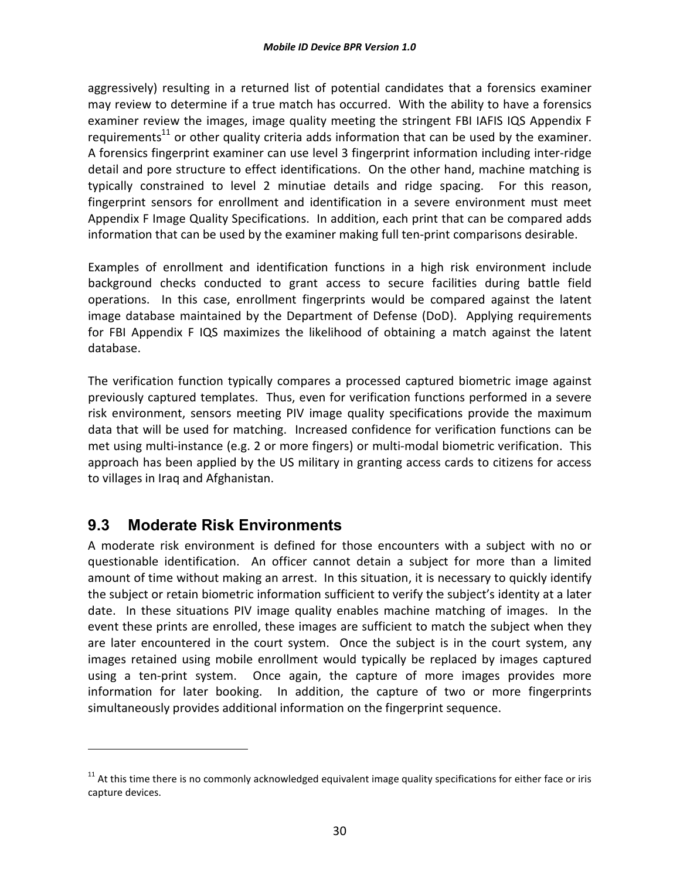aggressively) resulting in a returned list of potential candidates that a forensics examiner may review to determine if a true match has occurred. With the ability to have a forensics examiner review the images, image quality meeting the stringent FBI IAFIS IQS Appendix F requirements[11] or other quality criteria adds information that can be used by the examiner. A forensics fingerprint examiner can use level 3 fingerprint information including inter-ridge detail and pore structure to effect identifications. On the other hand, machine matching is typically constrained to level 2 minutiae details and ridge spacing. For this reason, fingerprint sensors for enrollment and identification in a severe environment must meet Appendix F Image Quality Specifications. In addition, each print that can be compared adds information that can be used by the examiner making full ten-print comparisons desirable.

Examples of enrollment and identification functions in a high risk environment include background checks conducted to grant access to secure facilities during battle field operations. In this case, enrollment fingerprints would be compared against the latent image database maintained by the Department of Defense (DoD). Applying requirements for FBI Appendix F IQS maximizes the likelihood of obtaining a match against the latent database.

The verification function typically compares a processed captured biometric image against previously captured templates. Thus, even for verification functions performed in a severe risk environment, sensors meeting PIV image quality specifications provide the maximum data that will be used for matching. Increased confidence for verification functions can be met using multi-instance (e.g. 2 or more fingers) or multi-modal biometric verification. This approach has been applied by the US military in granting access cards to citizens for access to villages in Iraq and Afghanistan.

## 9.3 Moderate Risk Environments

A moderate risk environment is defined for those encounters with a subject with no or questionable identification. An officer cannot detain a subject for more than a limited amount of time without making an arrest. In this situation, it is necessary to quickly identify the subject or retain biometric information sufficient to verify the subject's identity at a later date. In these situations PIV image quality enables machine matching of images. In the event these prints are enrolled, these images are sufficient to match the subject when they are later encountered in the court system. Once the subject is in the court system, any images retained using mobile enrollment would typically be replaced by images captured using a ten-print system. Once again, the capture of more images provides more information for later booking. In addition, the capture of two or more fingerprints simultaneously provides additional information on the fingerprint sequence.

---

[11] At this time there is no commonly acknowledged equivalent image quality specifications for either face or iris capture devices.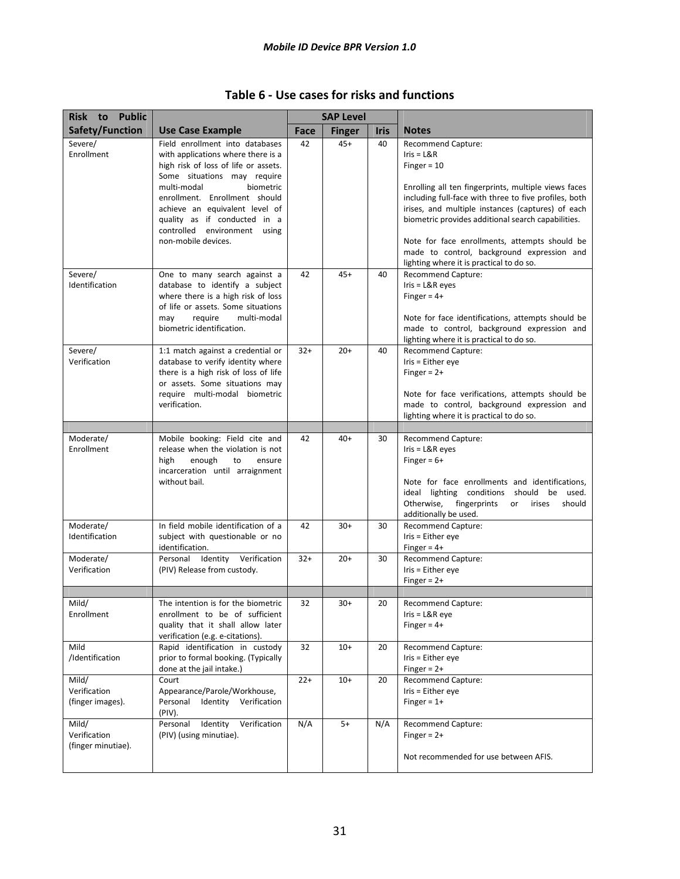## Table 6 - Use cases for risks and functions

| Risk to Public Safety/Function | Use Case Example | SAP Level | | | Notes |
|---|---|---|---|---|---|
| | | Face | Finger | Iris | |
| Severe/ Enrollment | Field enrollment into databases with applications where there is a high risk of loss of life or assets. Some situations may require multi-modal biometric enrollment. Enrollment should achieve an equivalent level of quality as if conducted in a controlled environment using non-mobile devices. | 42 | 45+ | 40 | Recommend Capture:<br>Iris = L&R<br>Finger = 10<br><br>Enrolling all ten fingerprints, multiple views faces including full-face with three to five profiles, both irises, and multiple instances (captures) of each biometric provides additional search capabilities.<br><br>Note for face enrollments, attempts should be made to control, background expression and lighting where it is practical to do so. |
| Severe/ Identification | One to many search against a database to identify a subject where there is a high risk of loss of life or assets. Some situations may require multi-modal biometric identification. | 42 | 45+ | 40 | Recommend Capture:<br>Iris = L&R eyes<br>Finger = 4+<br><br>Note for face identifications, attempts should be made to control, background expression and lighting where it is practical to do so. |
| Severe/ Verification | 1:1 match against a credential or database to verify identity where there is a high risk of loss of life or assets. Some situations may require multi-modal biometric verification. | 32+ | 20+ | 40 | Recommend Capture:<br>Iris = Either eye<br>Finger = 2+<br><br>Note for face verifications, attempts should be made to control, background expression and lighting where it is practical to do so. |
| | | | | | |
| Moderate/ Enrollment | Mobile booking: Field cite and release when the violation is not high enough to ensure incarceration until arraignment without bail. | 42 | 40+ | 30 | Recommend Capture:<br>Iris = L&R eyes<br>Finger = 6+<br><br>Note for face enrollments and identifications, ideal lighting conditions should be used. Otherwise, fingerprints or irises should additionally be used. |
| Moderate/ Identification | In field mobile identification of a subject with questionable or no identification. | 42 | 30+ | 30 | Recommend Capture:<br>Iris = Either eye<br>Finger = 4+ |
| Moderate/ Verification | Personal Identity Verification (PIV) Release from custody. | 32+ | 20+ | 30 | Recommend Capture:<br>Iris = Either eye<br>Finger = 2+ |
| | | | | | |
| Mild/ Enrollment | The intention is for the biometric enrollment to be of sufficient quality that it shall allow later verification (e.g. e-citations). | 32 | 30+ | 20 | Recommend Capture:<br>Iris = L&R eye<br>Finger = 4+ |
| Mild /Identification | Rapid identification in custody prior to formal booking. (Typically done at the jail intake.) | 32 | 10+ | 20 | Recommend Capture:<br>Iris = Either eye<br>Finger = 2+ |
| Mild/ Verification (finger images). | Court Appearance/Parole/Workhouse, Personal Identity Verification (PIV). | 22+ | 10+ | 20 | Recommend Capture:<br>Iris = Either eye<br>Finger = 1+ |
| Mild/ Verification (finger minutiae). | Personal Identity Verification (PIV) (using minutiae). | N/A | 5+ | N/A | Recommend Capture:<br>Finger = 2+<br><br>Not recommended for use between AFIS. |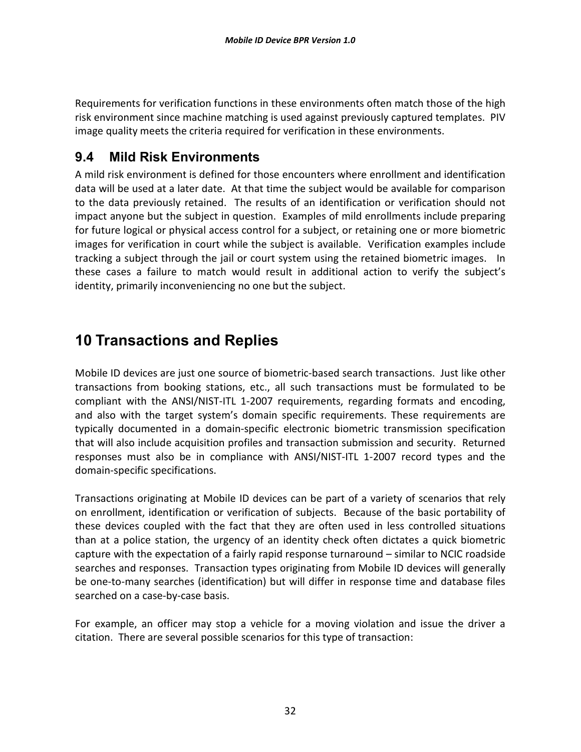Requirements for verification functions in these environments often match those of the high risk environment since machine matching is used against previously captured templates. PIV image quality meets the criteria required for verification in these environments.

## 9.4 Mild Risk Environments

A mild risk environment is defined for those encounters where enrollment and identification data will be used at a later date. At that time the subject would be available for comparison to the data previously retained. The results of an identification or verification should not impact anyone but the subject in question. Examples of mild enrollments include preparing for future logical or physical access control for a subject, or retaining one or more biometric images for verification in court while the subject is available. Verification examples include tracking a subject through the jail or court system using the retained biometric images. In these cases a failure to match would result in additional action to verify the subject's identity, primarily inconveniencing no one but the subject.

# 10 Transactions and Replies

Mobile ID devices are just one source of biometric-based search transactions. Just like other transactions from booking stations, etc., all such transactions must be formulated to be compliant with the ANSI/NIST-ITL 1-2007 requirements, regarding formats and encoding, and also with the target system's domain specific requirements. These requirements are typically documented in a domain-specific electronic biometric transmission specification that will also include acquisition profiles and transaction submission and security. Returned responses must also be in compliance with ANSI/NIST-ITL 1-2007 record types and the domain-specific specifications.

Transactions originating at Mobile ID devices can be part of a variety of scenarios that rely on enrollment, identification or verification of subjects. Because of the basic portability of these devices coupled with the fact that they are often used in less controlled situations than at a police station, the urgency of an identity check often dictates a quick biometric capture with the expectation of a fairly rapid response turnaround – similar to NCIC roadside searches and responses. Transaction types originating from Mobile ID devices will generally be one-to-many searches (identification) but will differ in response time and database files searched on a case-by-case basis.

For example, an officer may stop a vehicle for a moving violation and issue the driver a citation. There are several possible scenarios for this type of transaction: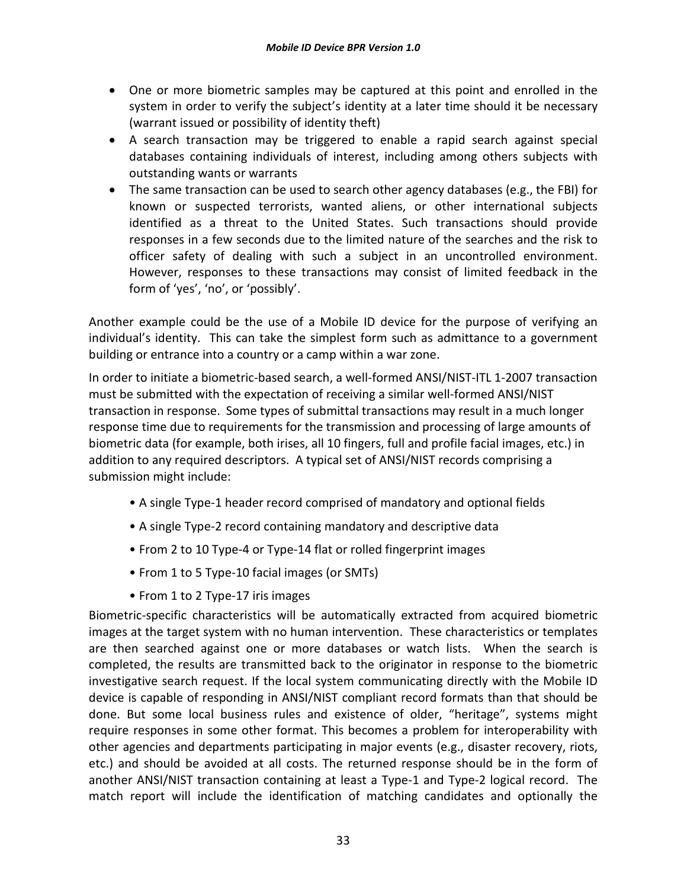- One or more biometric samples may be captured at this point and enrolled in the system in order to verify the subject's identity at a later time should it be necessary (warrant issued or possibility of identity theft)
- A search transaction may be triggered to enable a rapid search against special databases containing individuals of interest, including among others subjects with outstanding wants or warrants
- The same transaction can be used to search other agency databases (e.g., the FBI) for known or suspected terrorists, wanted aliens, or other international subjects identified as a threat to the United States. Such transactions should provide responses in a few seconds due to the limited nature of the searches and the risk to officer safety of dealing with such a subject in an uncontrolled environment. However, responses to these transactions may consist of limited feedback in the form of 'yes', 'no', or 'possibly'.

Another example could be the use of a Mobile ID device for the purpose of verifying an individual's identity. This can take the simplest form such as admittance to a government building or entrance into a country or a camp within a war zone.

In order to initiate a biometric-based search, a well-formed ANSI/NIST-ITL 1-2007 transaction must be submitted with the expectation of receiving a similar well-formed ANSI/NIST transaction in response. Some types of submittal transactions may result in a much longer response time due to requirements for the transmission and processing of large amounts of biometric data (for example, both irises, all 10 fingers, full and profile facial images, etc.) in addition to any required descriptors. A typical set of ANSI/NIST records comprising a submission might include:

- A single Type-1 header record comprised of mandatory and optional fields
- A single Type-2 record containing mandatory and descriptive data
- From 2 to 10 Type-4 or Type-14 flat or rolled fingerprint images
- From 1 to 5 Type-10 facial images (or SMTs)
- From 1 to 2 Type-17 iris images

Biometric-specific characteristics will be automatically extracted from acquired biometric images at the target system with no human intervention. These characteristics or templates are then searched against one or more databases or watch lists. When the search is completed, the results are transmitted back to the originator in response to the biometric investigative search request. If the local system communicating directly with the Mobile ID device is capable of responding in ANSI/NIST compliant record formats than that should be done. But some local business rules and existence of older, "heritage", systems might require responses in some other format. This becomes a problem for interoperability with other agencies and departments participating in major events (e.g., disaster recovery, riots, etc.) and should be avoided at all costs. The returned response should be in the form of another ANSI/NIST transaction containing at least a Type-1 and Type-2 logical record. The match report will include the identification of matching candidates and optionally the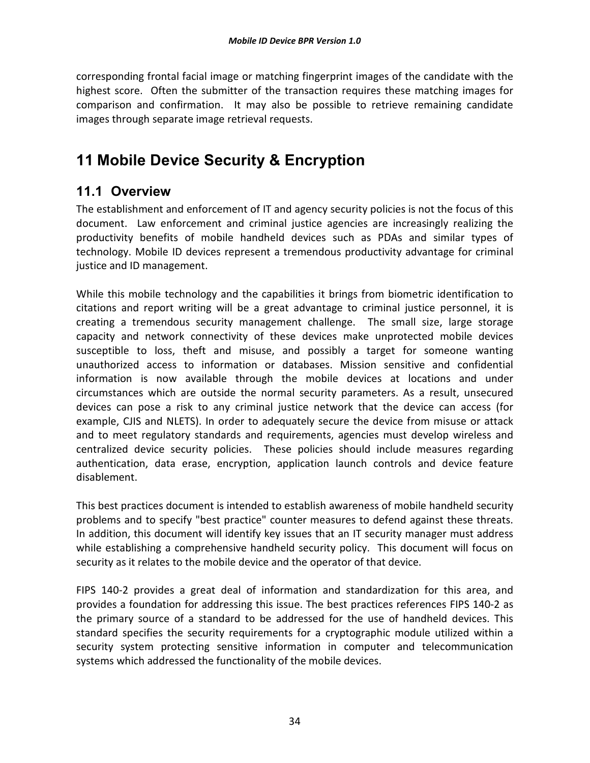corresponding frontal facial image or matching fingerprint images of the candidate with the highest score. Often the submitter of the transaction requires these matching images for comparison and confirmation. It may also be possible to retrieve remaining candidate images through separate image retrieval requests.

# 11 Mobile Device Security & Encryption

## 11.1 Overview

The establishment and enforcement of IT and agency security policies is not the focus of this document. Law enforcement and criminal justice agencies are increasingly realizing the productivity benefits of mobile handheld devices such as PDAs and similar types of technology. Mobile ID devices represent a tremendous productivity advantage for criminal justice and ID management.

While this mobile technology and the capabilities it brings from biometric identification to citations and report writing will be a great advantage to criminal justice personnel, it is creating a tremendous security management challenge. The small size, large storage capacity and network connectivity of these devices make unprotected mobile devices susceptible to loss, theft and misuse, and possibly a target for someone wanting unauthorized access to information or databases. Mission sensitive and confidential information is now available through the mobile devices at locations and under circumstances which are outside the normal security parameters. As a result, unsecured devices can pose a risk to any criminal justice network that the device can access (for example, CJIS and NLETS). In order to adequately secure the device from misuse or attack and to meet regulatory standards and requirements, agencies must develop wireless and centralized device security policies. These policies should include measures regarding authentication, data erase, encryption, application launch controls and device feature disablement.

This best practices document is intended to establish awareness of mobile handheld security problems and to specify "best practice" counter measures to defend against these threats. In addition, this document will identify key issues that an IT security manager must address while establishing a comprehensive handheld security policy. This document will focus on security as it relates to the mobile device and the operator of that device.

FIPS 140-2 provides a great deal of information and standardization for this area, and provides a foundation for addressing this issue. The best practices references FIPS 140-2 as the primary source of a standard to be addressed for the use of handheld devices. This standard specifies the security requirements for a cryptographic module utilized within a security system protecting sensitive information in computer and telecommunication systems which addressed the functionality of the mobile devices.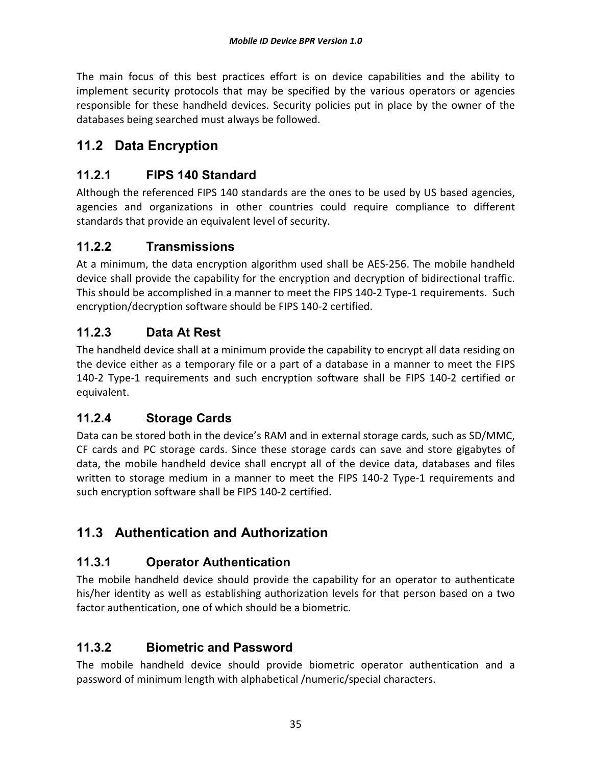The main focus of this best practices effort is on device capabilities and the ability to implement security protocols that may be specified by the various operators or agencies responsible for these handheld devices. Security policies put in place by the owner of the databases being searched must always be followed.

## 11.2 Data Encryption

### 11.2.1 FIPS 140 Standard

Although the referenced FIPS 140 standards are the ones to be used by US based agencies, agencies and organizations in other countries could require compliance to different standards that provide an equivalent level of security.

### 11.2.2 Transmissions

At a minimum, the data encryption algorithm used shall be AES-256. The mobile handheld device shall provide the capability for the encryption and decryption of bidirectional traffic. This should be accomplished in a manner to meet the FIPS 140-2 Type-1 requirements. Such encryption/decryption software should be FIPS 140-2 certified.

### 11.2.3 Data At Rest

The handheld device shall at a minimum provide the capability to encrypt all data residing on the device either as a temporary file or a part of a database in a manner to meet the FIPS 140-2 Type-1 requirements and such encryption software shall be FIPS 140-2 certified or equivalent.

### 11.2.4 Storage Cards

Data can be stored both in the device's RAM and in external storage cards, such as SD/MMC, CF cards and PC storage cards. Since these storage cards can save and store gigabytes of data, the mobile handheld device shall encrypt all of the device data, databases and files written to storage medium in a manner to meet the FIPS 140-2 Type-1 requirements and such encryption software shall be FIPS 140-2 certified.

## 11.3 Authentication and Authorization

### 11.3.1 Operator Authentication

The mobile handheld device should provide the capability for an operator to authenticate his/her identity as well as establishing authorization levels for that person based on a two factor authentication, one of which should be a biometric.

### 11.3.2 Biometric and Password

The mobile handheld device should provide biometric operator authentication and a password of minimum length with alphabetical /numeric/special characters.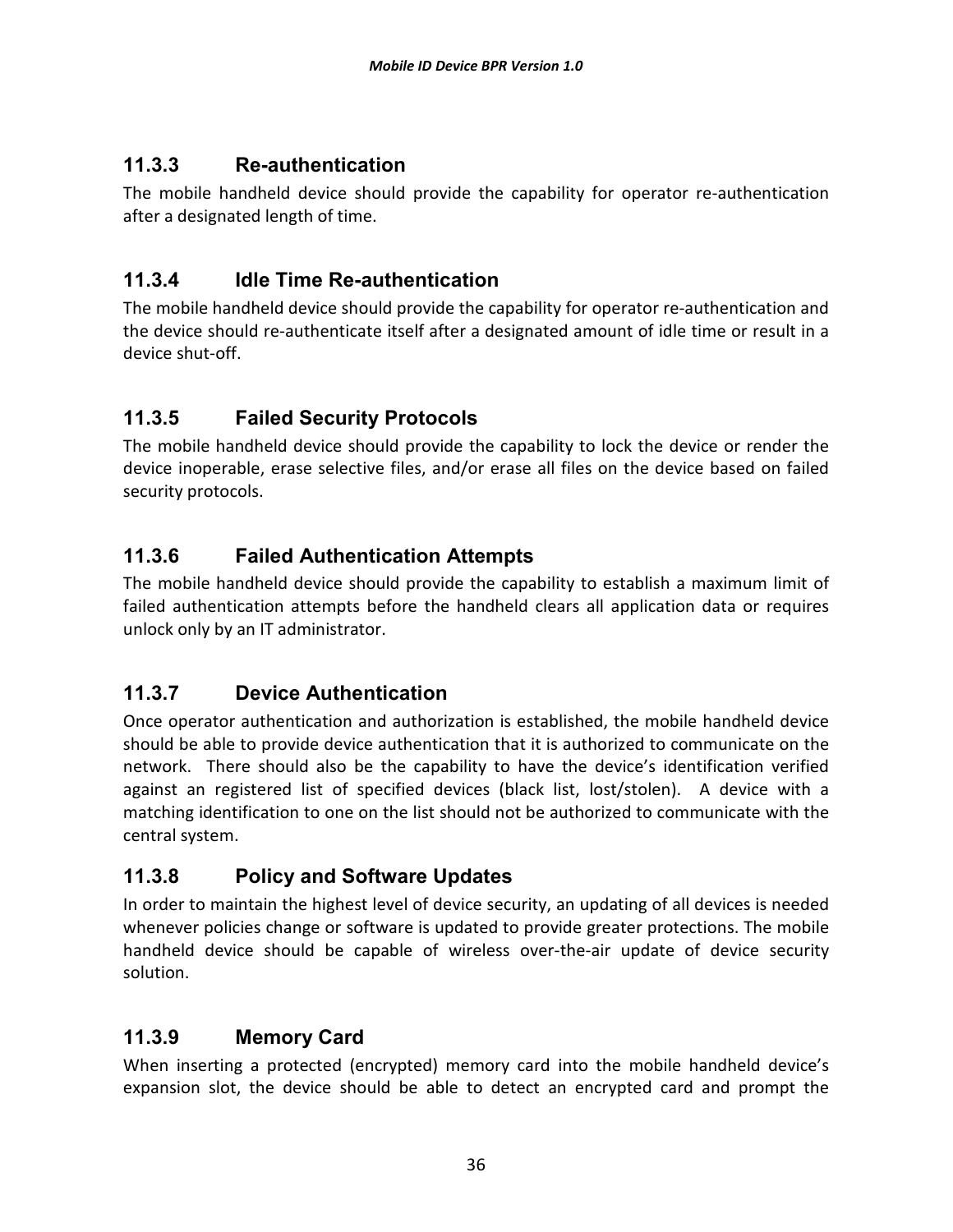### 11.3.3 Re-authentication

The mobile handheld device should provide the capability for operator re-authentication after a designated length of time.

### 11.3.4 Idle Time Re-authentication

The mobile handheld device should provide the capability for operator re-authentication and the device should re-authenticate itself after a designated amount of idle time or result in a device shut-off.

### 11.3.5 Failed Security Protocols

The mobile handheld device should provide the capability to lock the device or render the device inoperable, erase selective files, and/or erase all files on the device based on failed security protocols.

### 11.3.6 Failed Authentication Attempts

The mobile handheld device should provide the capability to establish a maximum limit of failed authentication attempts before the handheld clears all application data or requires unlock only by an IT administrator.

### 11.3.7 Device Authentication

Once operator authentication and authorization is established, the mobile handheld device should be able to provide device authentication that it is authorized to communicate on the network. There should also be the capability to have the device's identification verified against an registered list of specified devices (black list, lost/stolen). A device with a matching identification to one on the list should not be authorized to communicate with the central system.

### 11.3.8 Policy and Software Updates

In order to maintain the highest level of device security, an updating of all devices is needed whenever policies change or software is updated to provide greater protections. The mobile handheld device should be capable of wireless over-the-air update of device security solution.

### 11.3.9 Memory Card

When inserting a protected (encrypted) memory card into the mobile handheld device's expansion slot, the device should be able to detect an encrypted card and prompt the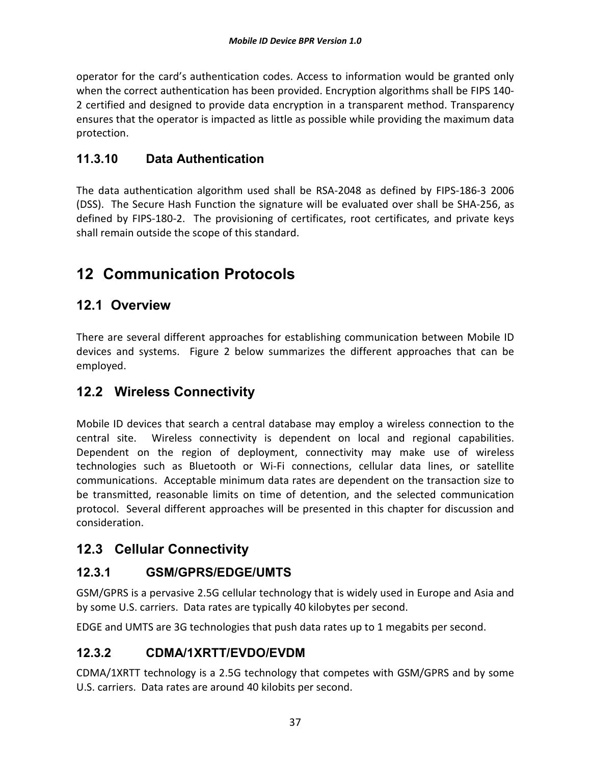operator for the card's authentication codes. Access to information would be granted only when the correct authentication has been provided. Encryption algorithms shall be FIPS 140-2 certified and designed to provide data encryption in a transparent method. Transparency ensures that the operator is impacted as little as possible while providing the maximum data protection.

### 11.3.10 Data Authentication

The data authentication algorithm used shall be RSA-2048 as defined by FIPS-186-3 2006 (DSS). The Secure Hash Function the signature will be evaluated over shall be SHA-256, as defined by FIPS-180-2. The provisioning of certificates, root certificates, and private keys shall remain outside the scope of this standard.

# 12 Communication Protocols

## 12.1 Overview

There are several different approaches for establishing communication between Mobile ID devices and systems. Figure 2 below summarizes the different approaches that can be employed.

## 12.2 Wireless Connectivity

Mobile ID devices that search a central database may employ a wireless connection to the central site. Wireless connectivity is dependent on local and regional capabilities. Dependent on the region of deployment, connectivity may make use of wireless technologies such as Bluetooth or Wi-Fi connections, cellular data lines, or satellite communications. Acceptable minimum data rates are dependent on the transaction size to be transmitted, reasonable limits on time of detention, and the selected communication protocol. Several different approaches will be presented in this chapter for discussion and consideration.

## 12.3 Cellular Connectivity

### 12.3.1 GSM/GPRS/EDGE/UMTS

GSM/GPRS is a pervasive 2.5G cellular technology that is widely used in Europe and Asia and by some U.S. carriers. Data rates are typically 40 kilobytes per second.

EDGE and UMTS are 3G technologies that push data rates up to 1 megabits per second.

### 12.3.2 CDMA/1XRTT/EVDO/EVDM

CDMA/1XRTT technology is a 2.5G technology that competes with GSM/GPRS and by some U.S. carriers. Data rates are around 40 kilobits per second.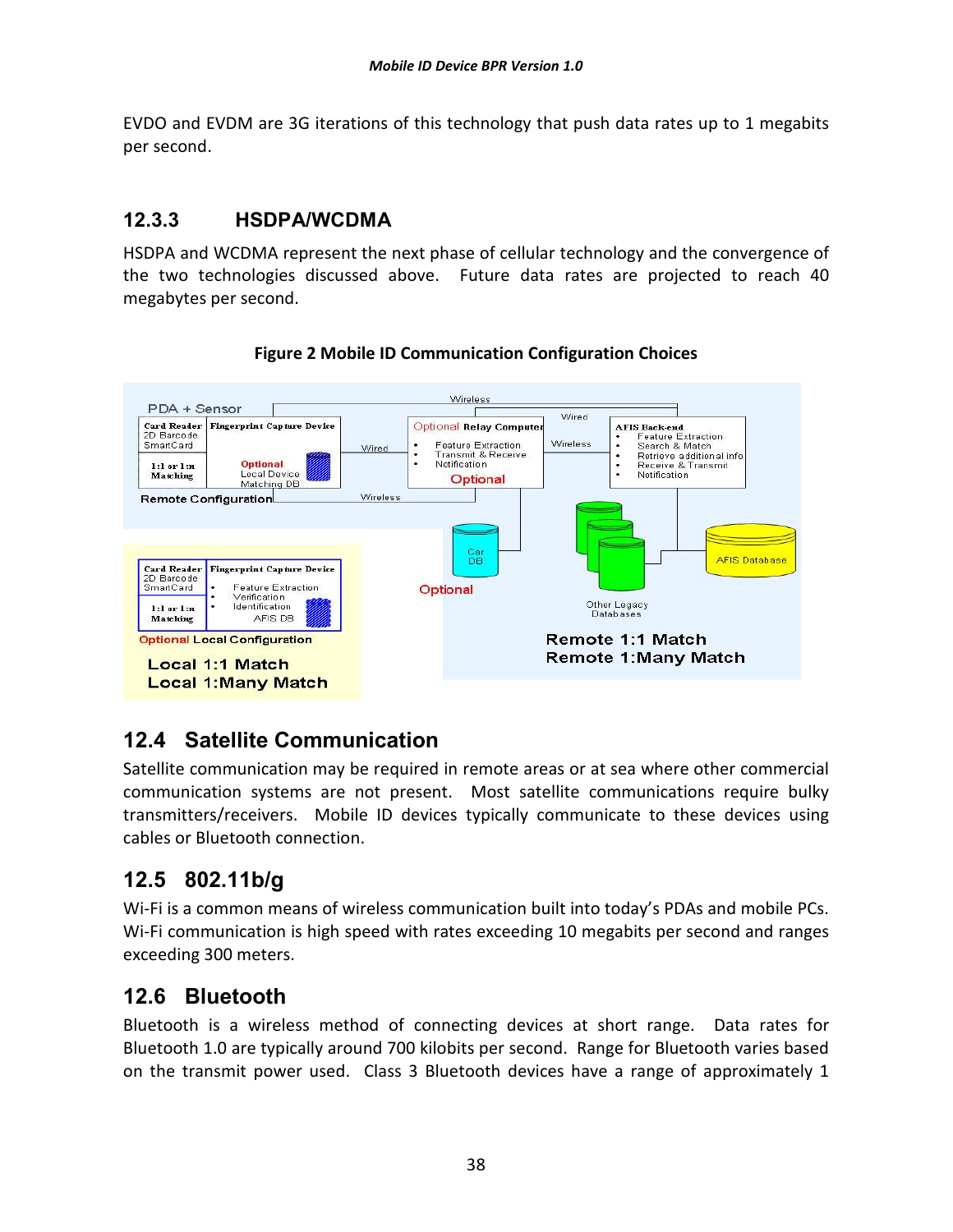EVDO and EVDM are 3G iterations of this technology that push data rates up to 1 megabits per second.

### 12.3.3 HSDPA/WCDMA

HSDPA and WCDMA represent the next phase of cellular technology and the convergence of the two technologies discussed above. Future data rates are projected to reach 40 megabytes per second.

**Figure 2 Mobile ID Communication Configuration Choices**

## 12.4 Satellite Communication

Satellite communication may be required in remote areas or at sea where other commercial communication systems are not present. Most satellite communications require bulky transmitters/receivers. Mobile ID devices typically communicate to these devices using cables or Bluetooth connection.

## 12.5 802.11b/g

Wi-Fi is a common means of wireless communication built into today's PDAs and mobile PCs. Wi-Fi communication is high speed with rates exceeding 10 megabits per second and ranges exceeding 300 meters.

## 12.6 Bluetooth

Bluetooth is a wireless method of connecting devices at short range. Data rates for Bluetooth 1.0 are typically around 700 kilobits per second. Range for Bluetooth varies based on the transmit power used. Class 3 Bluetooth devices have a range of approximately 1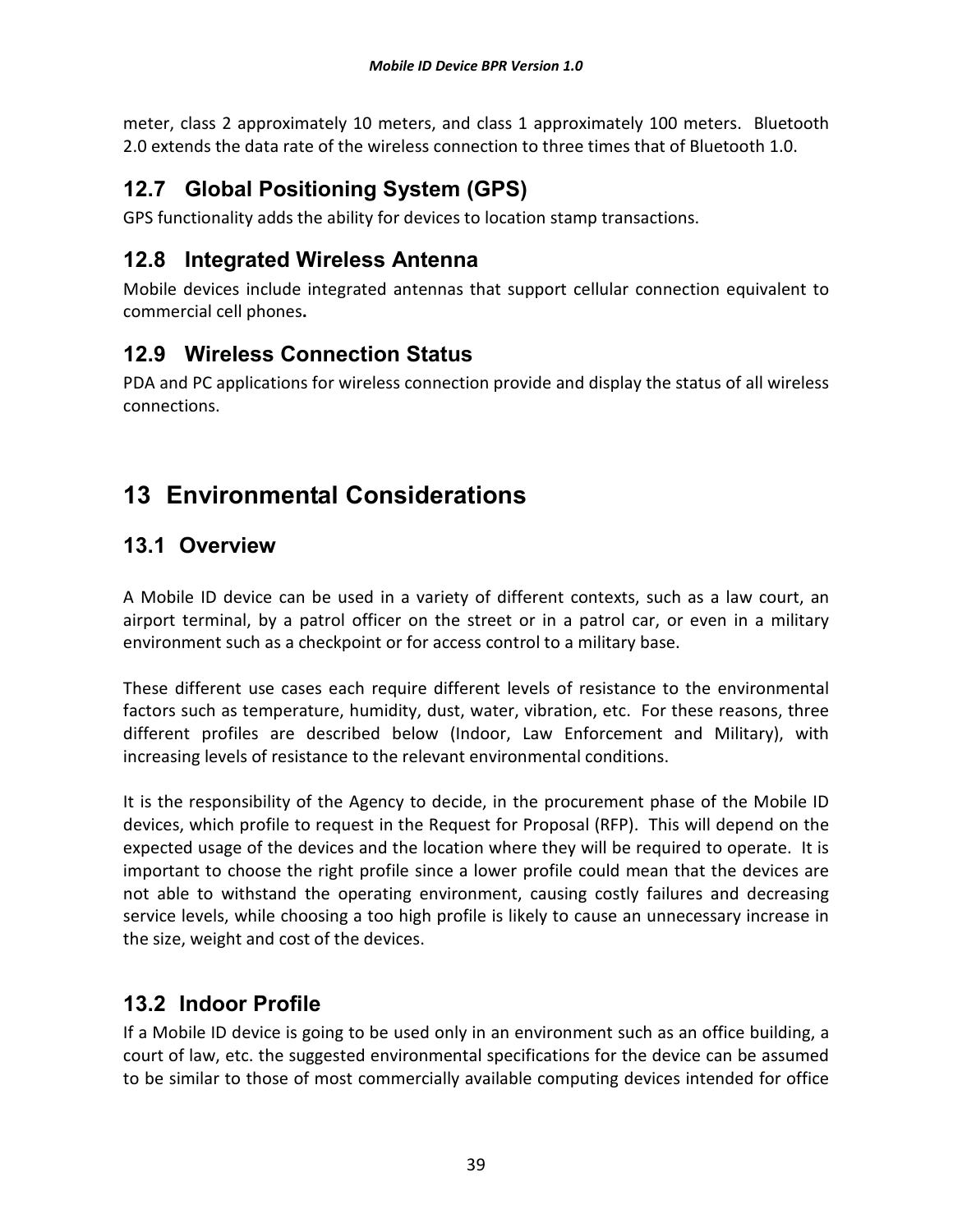meter, class 2 approximately 10 meters, and class 1 approximately 100 meters. Bluetooth 2.0 extends the data rate of the wireless connection to three times that of Bluetooth 1.0.

### 12.7 Global Positioning System (GPS)

GPS functionality adds the ability for devices to location stamp transactions.

### 12.8 Integrated Wireless Antenna

Mobile devices include integrated antennas that support cellular connection equivalent to commercial cell phones**.**

### 12.9 Wireless Connection Status

PDA and PC applications for wireless connection provide and display the status of all wireless connections.

## 13 Environmental Considerations

### 13.1 Overview

A Mobile ID device can be used in a variety of different contexts, such as a law court, an airport terminal, by a patrol officer on the street or in a patrol car, or even in a military environment such as a checkpoint or for access control to a military base.

These different use cases each require different levels of resistance to the environmental factors such as temperature, humidity, dust, water, vibration, etc. For these reasons, three different profiles are described below (Indoor, Law Enforcement and Military), with increasing levels of resistance to the relevant environmental conditions.

It is the responsibility of the Agency to decide, in the procurement phase of the Mobile ID devices, which profile to request in the Request for Proposal (RFP). This will depend on the expected usage of the devices and the location where they will be required to operate. It is important to choose the right profile since a lower profile could mean that the devices are not able to withstand the operating environment, causing costly failures and decreasing service levels, while choosing a too high profile is likely to cause an unnecessary increase in the size, weight and cost of the devices.

### 13.2 Indoor Profile

If a Mobile ID device is going to be used only in an environment such as an office building, a court of law, etc. the suggested environmental specifications for the device can be assumed to be similar to those of most commercially available computing devices intended for office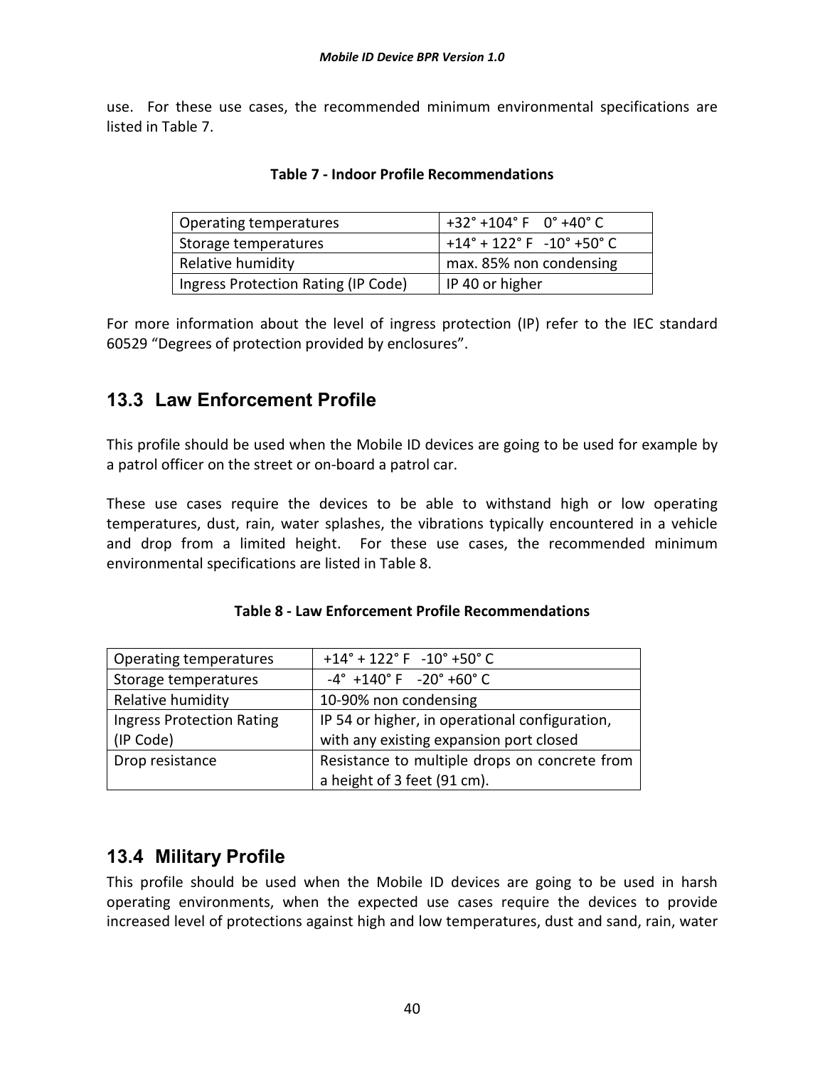use. For these use cases, the recommended minimum environmental specifications are listed in Table 7.

**Table 7 - Indoor Profile Recommendations**

| | |
|---|---|
| Operating temperatures | +32° +104° F  0° +40° C |
| Storage temperatures | +14° + 122° F  -10° +50° C |
| Relative humidity | max. 85% non condensing |
| Ingress Protection Rating (IP Code) | IP 40 or higher |

For more information about the level of ingress protection (IP) refer to the IEC standard 60529 "Degrees of protection provided by enclosures".

## 13.3 Law Enforcement Profile

This profile should be used when the Mobile ID devices are going to be used for example by a patrol officer on the street or on-board a patrol car.

These use cases require the devices to be able to withstand high or low operating temperatures, dust, rain, water splashes, the vibrations typically encountered in a vehicle and drop from a limited height. For these use cases, the recommended minimum environmental specifications are listed in Table 8.

**Table 8 - Law Enforcement Profile Recommendations**

| | |
|---|---|
| Operating temperatures | +14° + 122° F  -10° +50° C |
| Storage temperatures | -4° +140° F  -20° +60° C |
| Relative humidity | 10-90% non condensing |
| Ingress Protection Rating (IP Code) | IP 54 or higher, in operational configuration, with any existing expansion port closed |
| Drop resistance | Resistance to multiple drops on concrete from a height of 3 feet (91 cm). |

## 13.4 Military Profile

This profile should be used when the Mobile ID devices are going to be used in harsh operating environments, when the expected use cases require the devices to provide increased level of protections against high and low temperatures, dust and sand, rain, water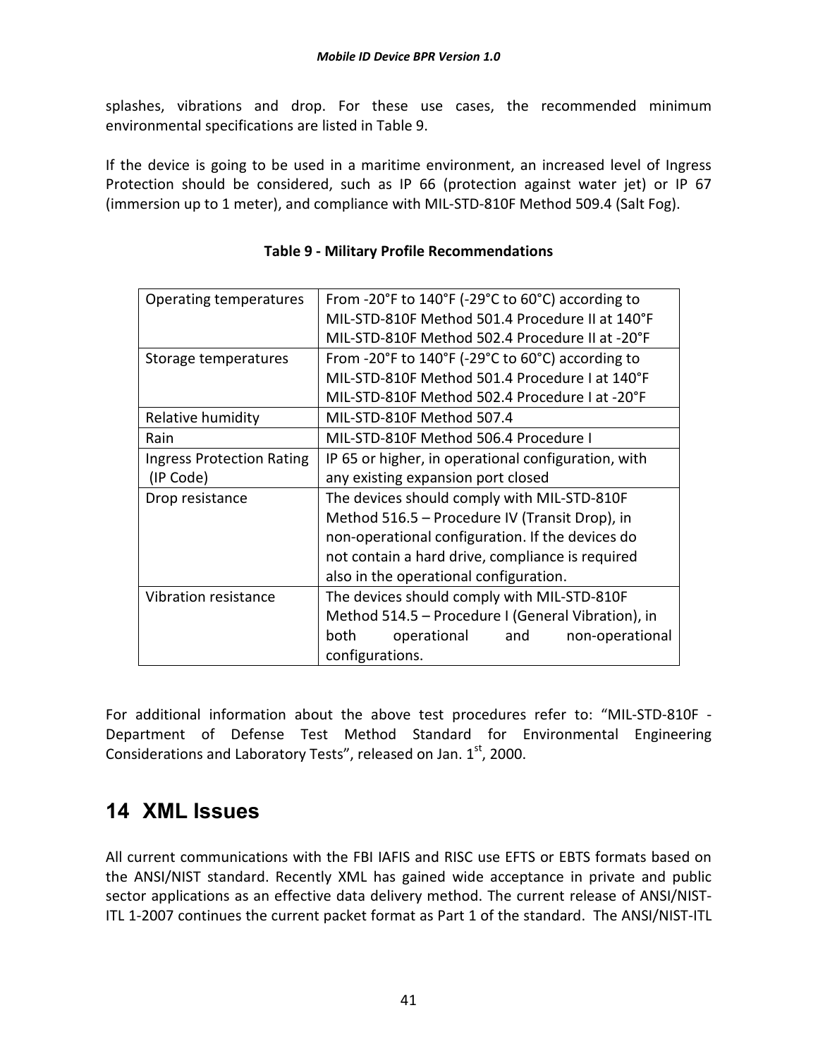splashes, vibrations and drop. For these use cases, the recommended minimum environmental specifications are listed in Table 9.

If the device is going to be used in a maritime environment, an increased level of Ingress Protection should be considered, such as IP 66 (protection against water jet) or IP 67 (immersion up to 1 meter), and compliance with MIL-STD-810F Method 509.4 (Salt Fog).

**Table 9 - Military Profile Recommendations**

| | |
|---|---|
| Operating temperatures | From -20°F to 140°F (-29°C to 60°C) according to MIL-STD-810F Method 501.4 Procedure II at 140°F MIL-STD-810F Method 502.4 Procedure II at -20°F |
| Storage temperatures | From -20°F to 140°F (-29°C to 60°C) according to MIL-STD-810F Method 501.4 Procedure I at 140°F MIL-STD-810F Method 502.4 Procedure I at -20°F |
| Relative humidity | MIL-STD-810F Method 507.4 |
| Rain | MIL-STD-810F Method 506.4 Procedure I |
| Ingress Protection Rating (IP Code) | IP 65 or higher, in operational configuration, with any existing expansion port closed |
| Drop resistance | The devices should comply with MIL-STD-810F Method 516.5 – Procedure IV (Transit Drop), in non-operational configuration. If the devices do not contain a hard drive, compliance is required also in the operational configuration. |
| Vibration resistance | The devices should comply with MIL-STD-810F Method 514.5 – Procedure I (General Vibration), in both operational and non-operational configurations. |

For additional information about the above test procedures refer to: "MIL-STD-810F - Department of Defense Test Method Standard for Environmental Engineering Considerations and Laboratory Tests", released on Jan. 1st, 2000.

# 14 XML Issues

All current communications with the FBI IAFIS and RISC use EFTS or EBTS formats based on the ANSI/NIST standard. Recently XML has gained wide acceptance in private and public sector applications as an effective data delivery method. The current release of ANSI/NIST-ITL 1-2007 continues the current packet format as Part 1 of the standard. The ANSI/NIST-ITL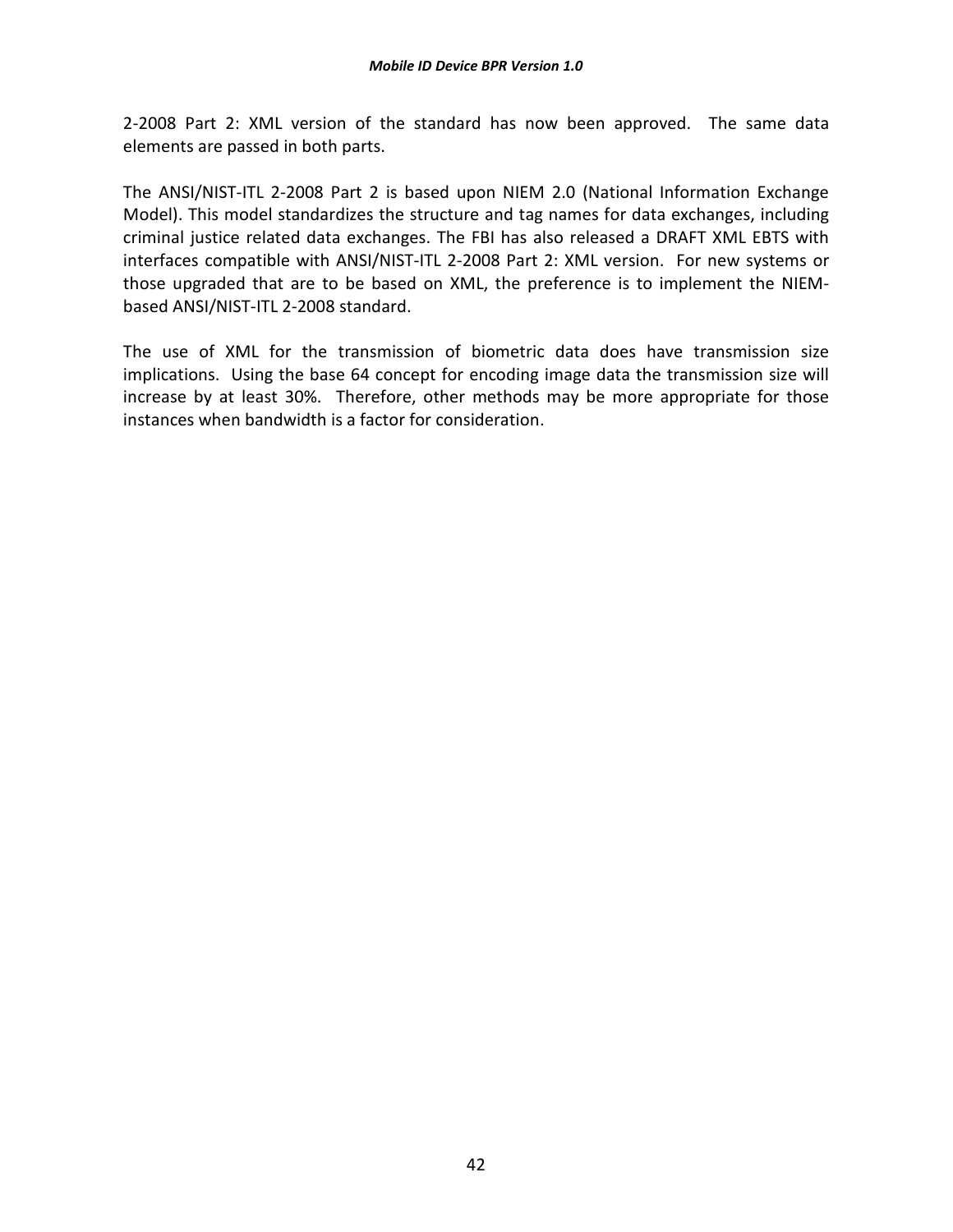2-2008 Part 2: XML version of the standard has now been approved. The same data elements are passed in both parts.

The ANSI/NIST-ITL 2-2008 Part 2 is based upon NIEM 2.0 (National Information Exchange Model). This model standardizes the structure and tag names for data exchanges, including criminal justice related data exchanges. The FBI has also released a DRAFT XML EBTS with interfaces compatible with ANSI/NIST-ITL 2-2008 Part 2: XML version. For new systems or those upgraded that are to be based on XML, the preference is to implement the NIEM-based ANSI/NIST-ITL 2-2008 standard.

The use of XML for the transmission of biometric data does have transmission size implications. Using the base 64 concept for encoding image data the transmission size will increase by at least 30%. Therefore, other methods may be more appropriate for those instances when bandwidth is a factor for consideration.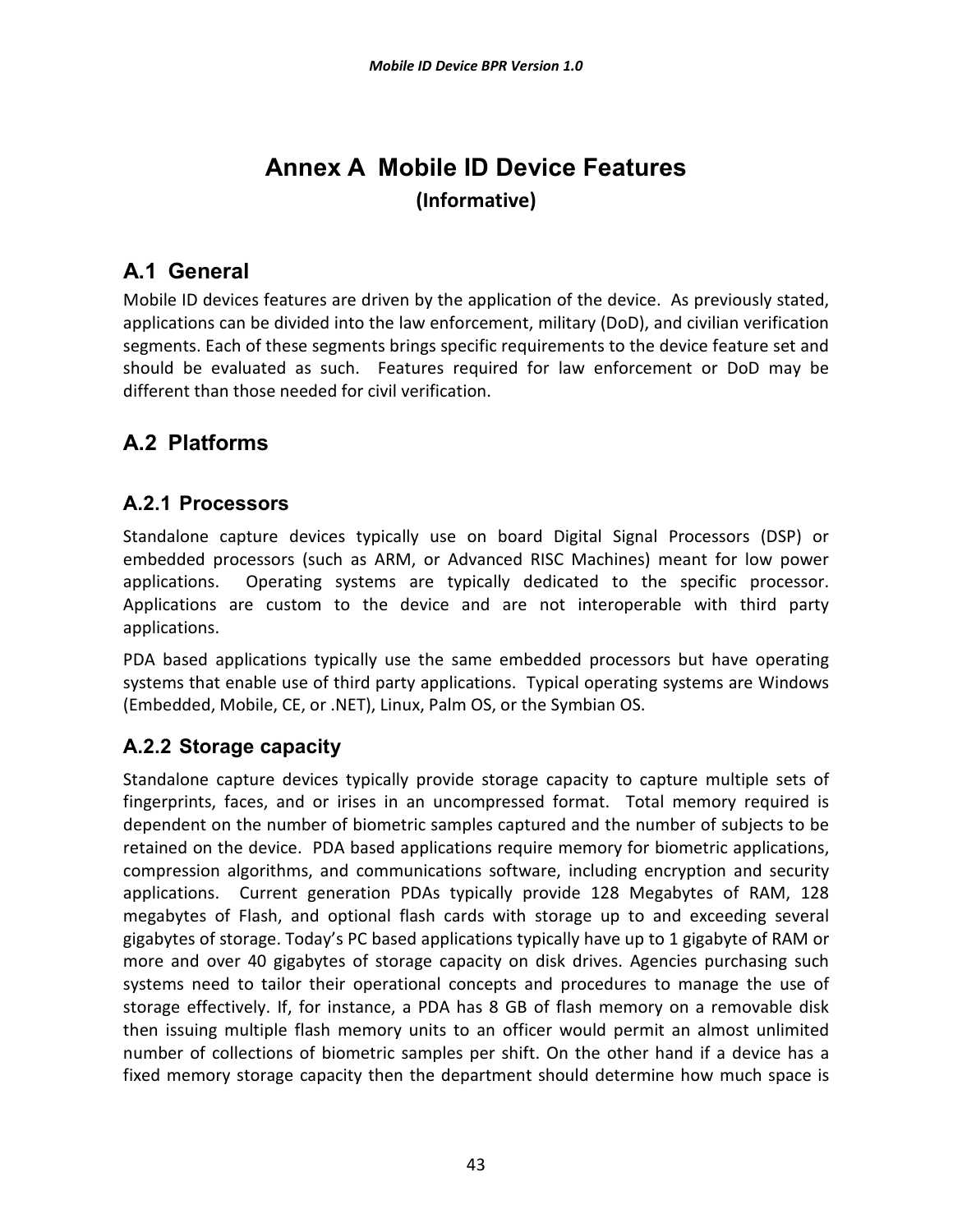# Annex A Mobile ID Device Features

**(Informative)**

## A.1 General

Mobile ID devices features are driven by the application of the device. As previously stated, applications can be divided into the law enforcement, military (DoD), and civilian verification segments. Each of these segments brings specific requirements to the device feature set and should be evaluated as such. Features required for law enforcement or DoD may be different than those needed for civil verification.

## A.2 Platforms

### A.2.1 Processors

Standalone capture devices typically use on board Digital Signal Processors (DSP) or embedded processors (such as ARM, or Advanced RISC Machines) meant for low power applications. Operating systems are typically dedicated to the specific processor. Applications are custom to the device and are not interoperable with third party applications.

PDA based applications typically use the same embedded processors but have operating systems that enable use of third party applications. Typical operating systems are Windows (Embedded, Mobile, CE, or .NET), Linux, Palm OS, or the Symbian OS.

### A.2.2 Storage capacity

Standalone capture devices typically provide storage capacity to capture multiple sets of fingerprints, faces, and or irises in an uncompressed format. Total memory required is dependent on the number of biometric samples captured and the number of subjects to be retained on the device. PDA based applications require memory for biometric applications, compression algorithms, and communications software, including encryption and security applications. Current generation PDAs typically provide 128 Megabytes of RAM, 128 megabytes of Flash, and optional flash cards with storage up to and exceeding several gigabytes of storage. Today's PC based applications typically have up to 1 gigabyte of RAM or more and over 40 gigabytes of storage capacity on disk drives. Agencies purchasing such systems need to tailor their operational concepts and procedures to manage the use of storage effectively. If, for instance, a PDA has 8 GB of flash memory on a removable disk then issuing multiple flash memory units to an officer would permit an almost unlimited number of collections of biometric samples per shift. On the other hand if a device has a fixed memory storage capacity then the department should determine how much space is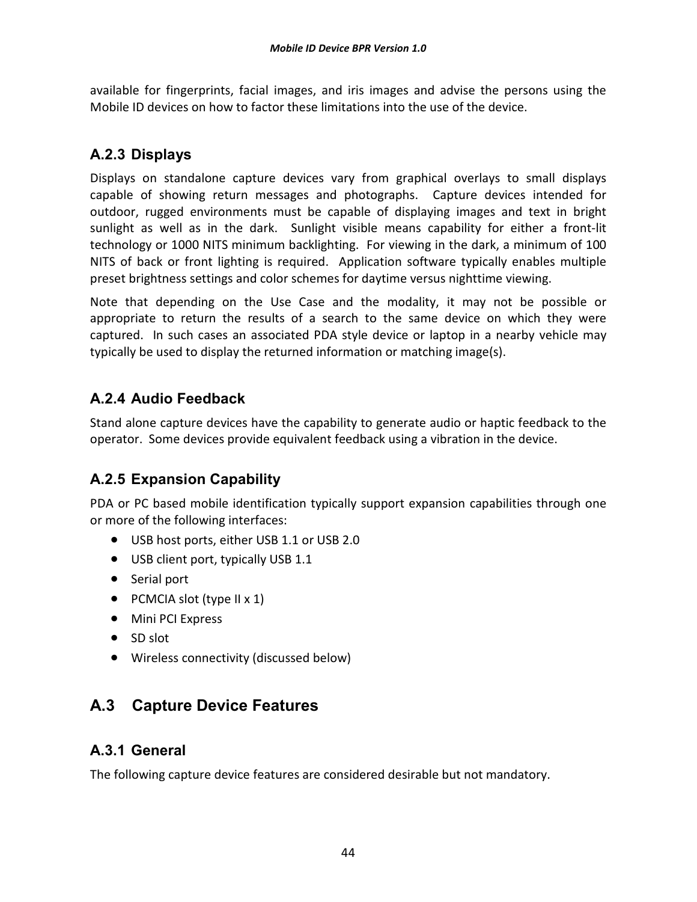available for fingerprints, facial images, and iris images and advise the persons using the Mobile ID devices on how to factor these limitations into the use of the device.

### A.2.3 Displays

Displays on standalone capture devices vary from graphical overlays to small displays capable of showing return messages and photographs. Capture devices intended for outdoor, rugged environments must be capable of displaying images and text in bright sunlight as well as in the dark. Sunlight visible means capability for either a front-lit technology or 1000 NITS minimum backlighting. For viewing in the dark, a minimum of 100 NITS of back or front lighting is required. Application software typically enables multiple preset brightness settings and color schemes for daytime versus nighttime viewing.

Note that depending on the Use Case and the modality, it may not be possible or appropriate to return the results of a search to the same device on which they were captured. In such cases an associated PDA style device or laptop in a nearby vehicle may typically be used to display the returned information or matching image(s).

### A.2.4 Audio Feedback

Stand alone capture devices have the capability to generate audio or haptic feedback to the operator. Some devices provide equivalent feedback using a vibration in the device.

### A.2.5 Expansion Capability

PDA or PC based mobile identification typically support expansion capabilities through one or more of the following interfaces:

- USB host ports, either USB 1.1 or USB 2.0
- USB client port, typically USB 1.1
- Serial port
- PCMCIA slot (type II x 1)
- Mini PCI Express
- SD slot
- Wireless connectivity (discussed below)

## A.3 Capture Device Features

### A.3.1 General

The following capture device features are considered desirable but not mandatory.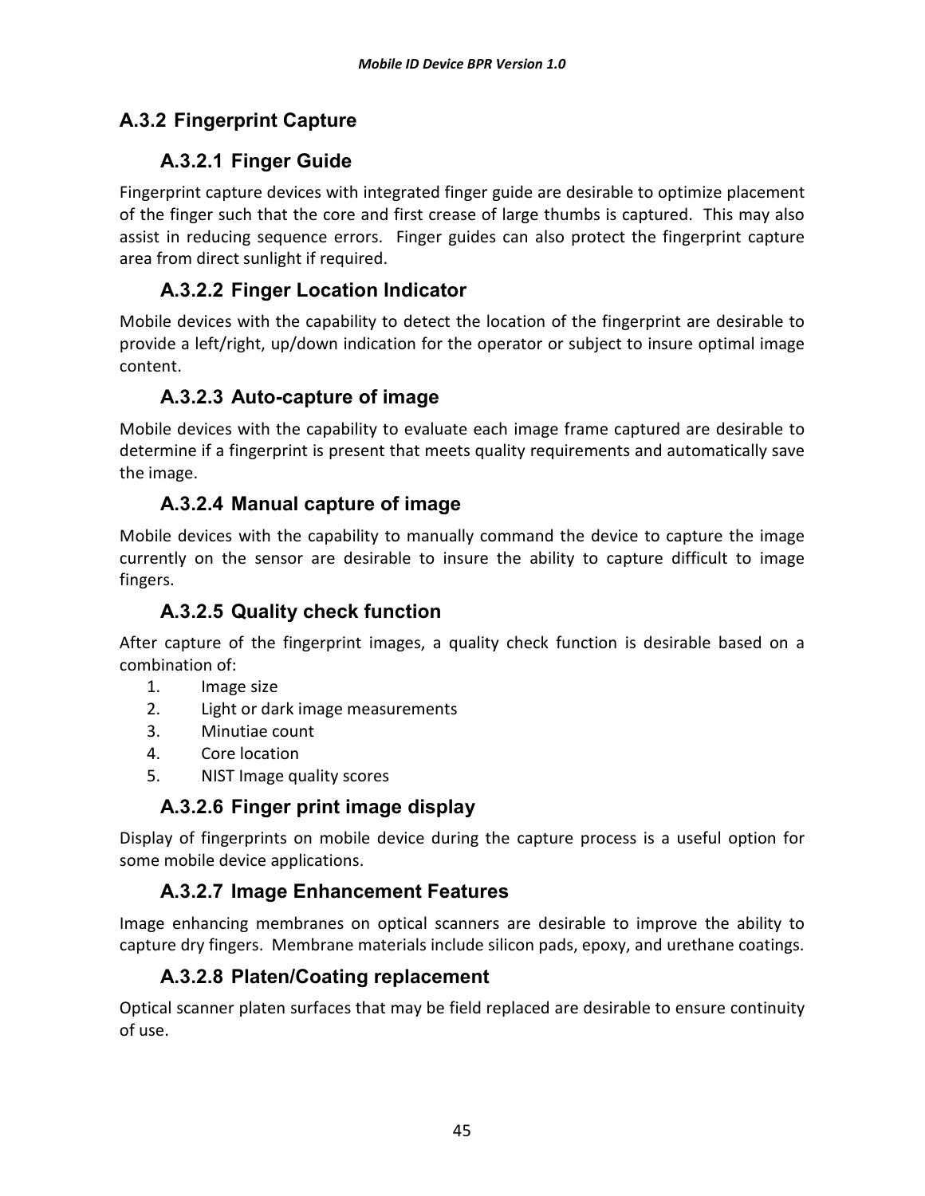## A.3.2 Fingerprint Capture

### A.3.2.1 Finger Guide

Fingerprint capture devices with integrated finger guide are desirable to optimize placement of the finger such that the core and first crease of large thumbs is captured. This may also assist in reducing sequence errors. Finger guides can also protect the fingerprint capture area from direct sunlight if required.

### A.3.2.2 Finger Location Indicator

Mobile devices with the capability to detect the location of the fingerprint are desirable to provide a left/right, up/down indication for the operator or subject to insure optimal image content.

### A.3.2.3 Auto-capture of image

Mobile devices with the capability to evaluate each image frame captured are desirable to determine if a fingerprint is present that meets quality requirements and automatically save the image.

### A.3.2.4 Manual capture of image

Mobile devices with the capability to manually command the device to capture the image currently on the sensor are desirable to insure the ability to capture difficult to image fingers.

### A.3.2.5 Quality check function

After capture of the fingerprint images, a quality check function is desirable based on a combination of:

1. Image size
2. Light or dark image measurements
3. Minutiae count
4. Core location
5. NIST Image quality scores

### A.3.2.6 Finger print image display

Display of fingerprints on mobile device during the capture process is a useful option for some mobile device applications.

### A.3.2.7 Image Enhancement Features

Image enhancing membranes on optical scanners are desirable to improve the ability to capture dry fingers. Membrane materials include silicon pads, epoxy, and urethane coatings.

### A.3.2.8 Platen/Coating replacement

Optical scanner platen surfaces that may be field replaced are desirable to ensure continuity of use.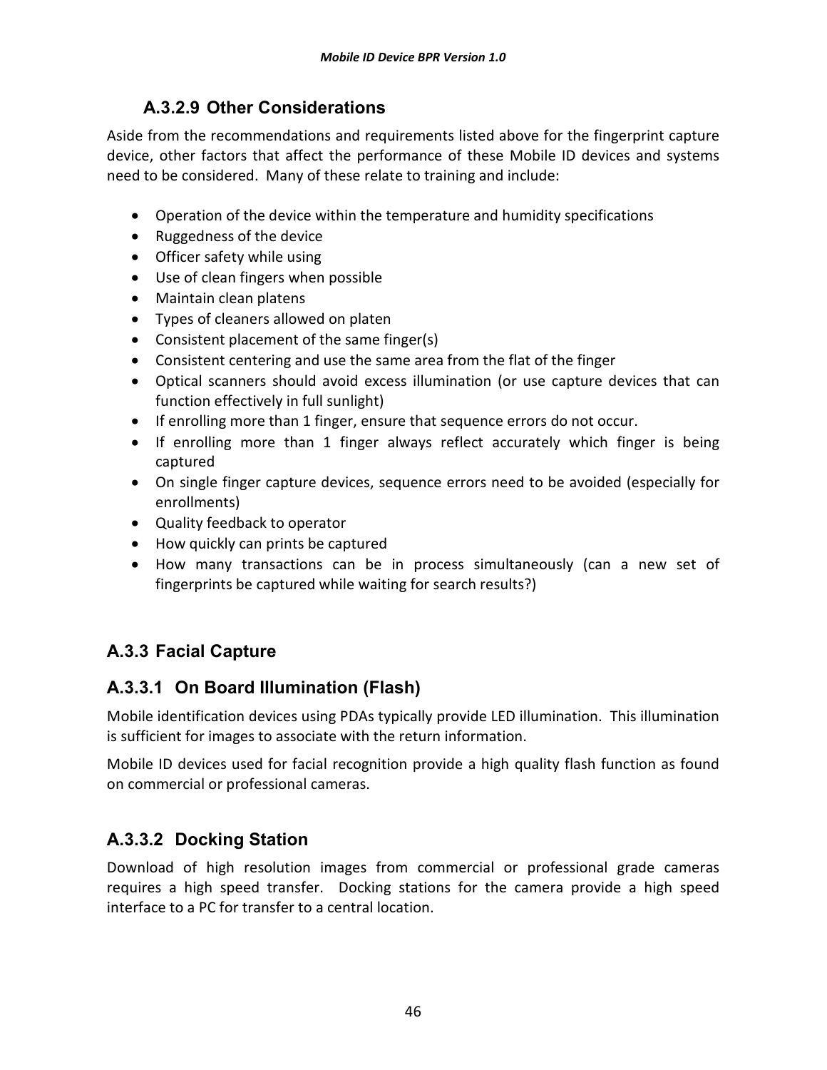#### A.3.2.9 Other Considerations

Aside from the recommendations and requirements listed above for the fingerprint capture device, other factors that affect the performance of these Mobile ID devices and systems need to be considered. Many of these relate to training and include:

- Operation of the device within the temperature and humidity specifications
- Ruggedness of the device
- Officer safety while using
- Use of clean fingers when possible
- Maintain clean platens
- Types of cleaners allowed on platen
- Consistent placement of the same finger(s)
- Consistent centering and use the same area from the flat of the finger
- Optical scanners should avoid excess illumination (or use capture devices that can function effectively in full sunlight)
- If enrolling more than 1 finger, ensure that sequence errors do not occur.
- If enrolling more than 1 finger always reflect accurately which finger is being captured
- On single finger capture devices, sequence errors need to be avoided (especially for enrollments)
- Quality feedback to operator
- How quickly can prints be captured
- How many transactions can be in process simultaneously (can a new set of fingerprints be captured while waiting for search results?)

### A.3.3 Facial Capture

### A.3.3.1 On Board Illumination (Flash)

Mobile identification devices using PDAs typically provide LED illumination. This illumination is sufficient for images to associate with the return information.

Mobile ID devices used for facial recognition provide a high quality flash function as found on commercial or professional cameras.

### A.3.3.2 Docking Station

Download of high resolution images from commercial or professional grade cameras requires a high speed transfer. Docking stations for the camera provide a high speed interface to a PC for transfer to a central location.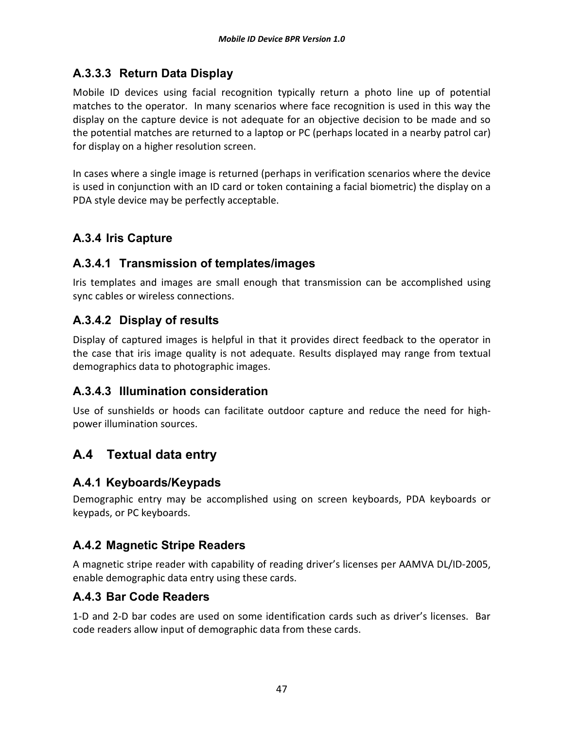#### A.3.3.3 Return Data Display

Mobile ID devices using facial recognition typically return a photo line up of potential matches to the operator. In many scenarios where face recognition is used in this way the display on the capture device is not adequate for an objective decision to be made and so the potential matches are returned to a laptop or PC (perhaps located in a nearby patrol car) for display on a higher resolution screen.

In cases where a single image is returned (perhaps in verification scenarios where the device is used in conjunction with an ID card or token containing a facial biometric) the display on a PDA style device may be perfectly acceptable.

### A.3.4 Iris Capture

#### A.3.4.1 Transmission of templates/images

Iris templates and images are small enough that transmission can be accomplished using sync cables or wireless connections.

#### A.3.4.2 Display of results

Display of captured images is helpful in that it provides direct feedback to the operator in the case that iris image quality is not adequate. Results displayed may range from textual demographics data to photographic images.

#### A.3.4.3 Illumination consideration

Use of sunshields or hoods can facilitate outdoor capture and reduce the need for high-power illumination sources.

## A.4 Textual data entry

### A.4.1 Keyboards/Keypads

Demographic entry may be accomplished using on screen keyboards, PDA keyboards or keypads, or PC keyboards.

### A.4.2 Magnetic Stripe Readers

A magnetic stripe reader with capability of reading driver's licenses per AAMVA DL/ID-2005, enable demographic data entry using these cards.

### A.4.3 Bar Code Readers

1-D and 2-D bar codes are used on some identification cards such as driver's licenses. Bar code readers allow input of demographic data from these cards.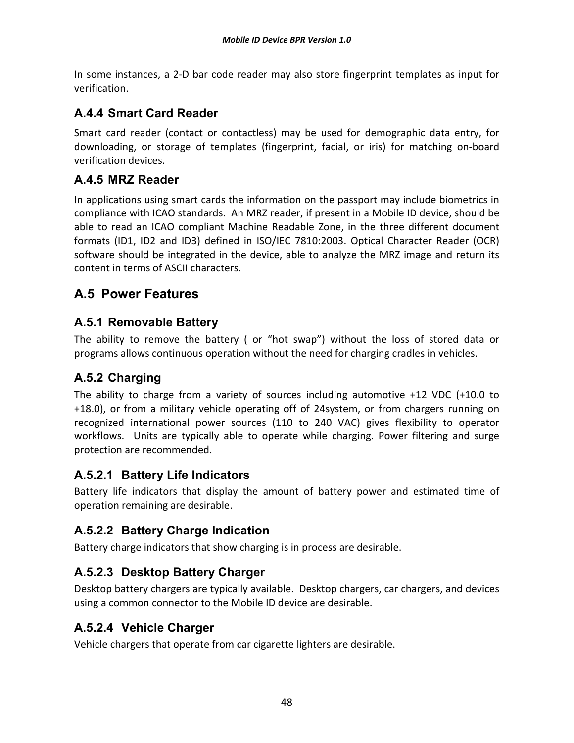In some instances, a 2-D bar code reader may also store fingerprint templates as input for verification.

### A.4.4 Smart Card Reader

Smart card reader (contact or contactless) may be used for demographic data entry, for downloading, or storage of templates (fingerprint, facial, or iris) for matching on-board verification devices.

### A.4.5 MRZ Reader

In applications using smart cards the information on the passport may include biometrics in compliance with ICAO standards. An MRZ reader, if present in a Mobile ID device, should be able to read an ICAO compliant Machine Readable Zone, in the three different document formats (ID1, ID2 and ID3) defined in ISO/IEC 7810:2003. Optical Character Reader (OCR) software should be integrated in the device, able to analyze the MRZ image and return its content in terms of ASCII characters.

## A.5 Power Features

### A.5.1 Removable Battery

The ability to remove the battery ( or "hot swap") without the loss of stored data or programs allows continuous operation without the need for charging cradles in vehicles.

### A.5.2 Charging

The ability to charge from a variety of sources including automotive +12 VDC (+10.0 to +18.0), or from a military vehicle operating off of 24system, or from chargers running on recognized international power sources (110 to 240 VAC) gives flexibility to operator workflows. Units are typically able to operate while charging. Power filtering and surge protection are recommended.

#### A.5.2.1 Battery Life Indicators

Battery life indicators that display the amount of battery power and estimated time of operation remaining are desirable.

#### A.5.2.2 Battery Charge Indication

Battery charge indicators that show charging is in process are desirable.

#### A.5.2.3 Desktop Battery Charger

Desktop battery chargers are typically available. Desktop chargers, car chargers, and devices using a common connector to the Mobile ID device are desirable.

#### A.5.2.4 Vehicle Charger

Vehicle chargers that operate from car cigarette lighters are desirable.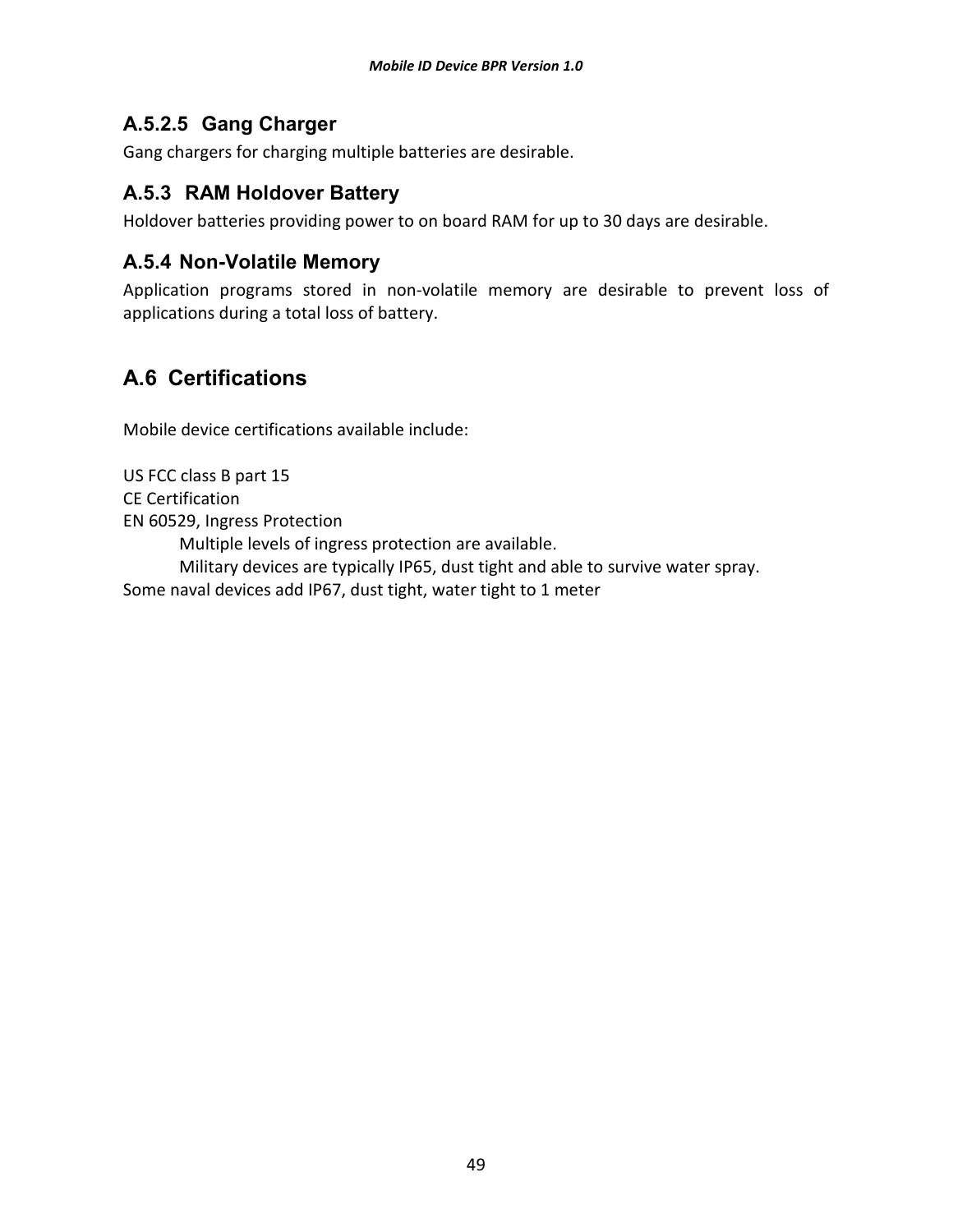#### A.5.2.5 Gang Charger

Gang chargers for charging multiple batteries are desirable.

### A.5.3 RAM Holdover Battery

Holdover batteries providing power to on board RAM for up to 30 days are desirable.

### A.5.4 Non-Volatile Memory

Application programs stored in non-volatile memory are desirable to prevent loss of applications during a total loss of battery.

## A.6 Certifications

Mobile device certifications available include:

US FCC class B part 15
CE Certification
EN 60529, Ingress Protection
    Multiple levels of ingress protection are available.
    Military devices are typically IP65, dust tight and able to survive water spray.
Some naval devices add IP67, dust tight, water tight to 1 meter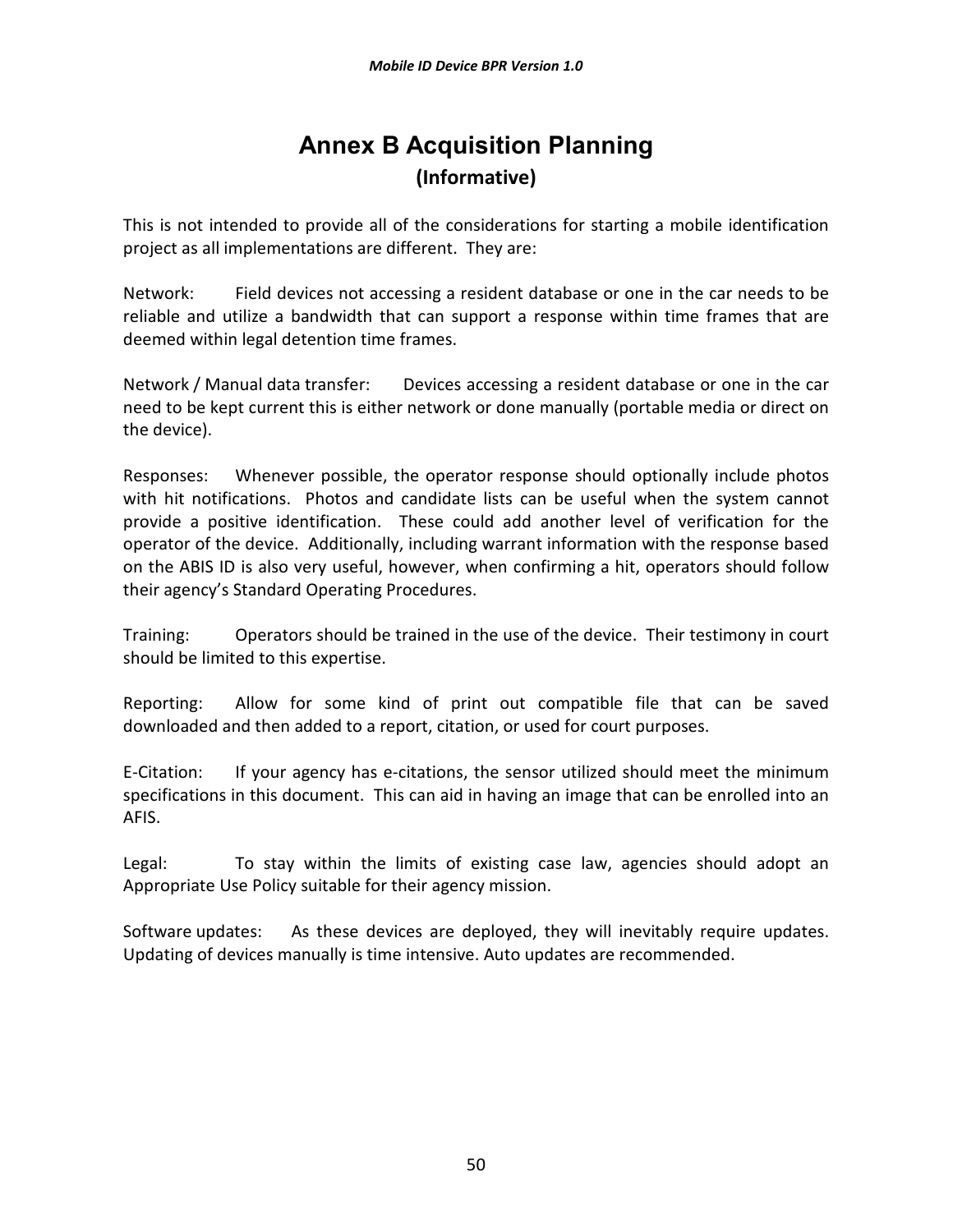# Annex B Acquisition Planning

**(Informative)**

This is not intended to provide all of the considerations for starting a mobile identification project as all implementations are different. They are:

Network: Field devices not accessing a resident database or one in the car needs to be reliable and utilize a bandwidth that can support a response within time frames that are deemed within legal detention time frames.

Network / Manual data transfer: Devices accessing a resident database or one in the car need to be kept current this is either network or done manually (portable media or direct on the device).

Responses: Whenever possible, the operator response should optionally include photos with hit notifications. Photos and candidate lists can be useful when the system cannot provide a positive identification. These could add another level of verification for the operator of the device. Additionally, including warrant information with the response based on the ABIS ID is also very useful, however, when confirming a hit, operators should follow their agency's Standard Operating Procedures.

Training: Operators should be trained in the use of the device. Their testimony in court should be limited to this expertise.

Reporting: Allow for some kind of print out compatible file that can be saved downloaded and then added to a report, citation, or used for court purposes.

E-Citation: If your agency has e-citations, the sensor utilized should meet the minimum specifications in this document. This can aid in having an image that can be enrolled into an AFIS.

Legal: To stay within the limits of existing case law, agencies should adopt an Appropriate Use Policy suitable for their agency mission.

Software updates: As these devices are deployed, they will inevitably require updates. Updating of devices manually is time intensive. Auto updates are recommended.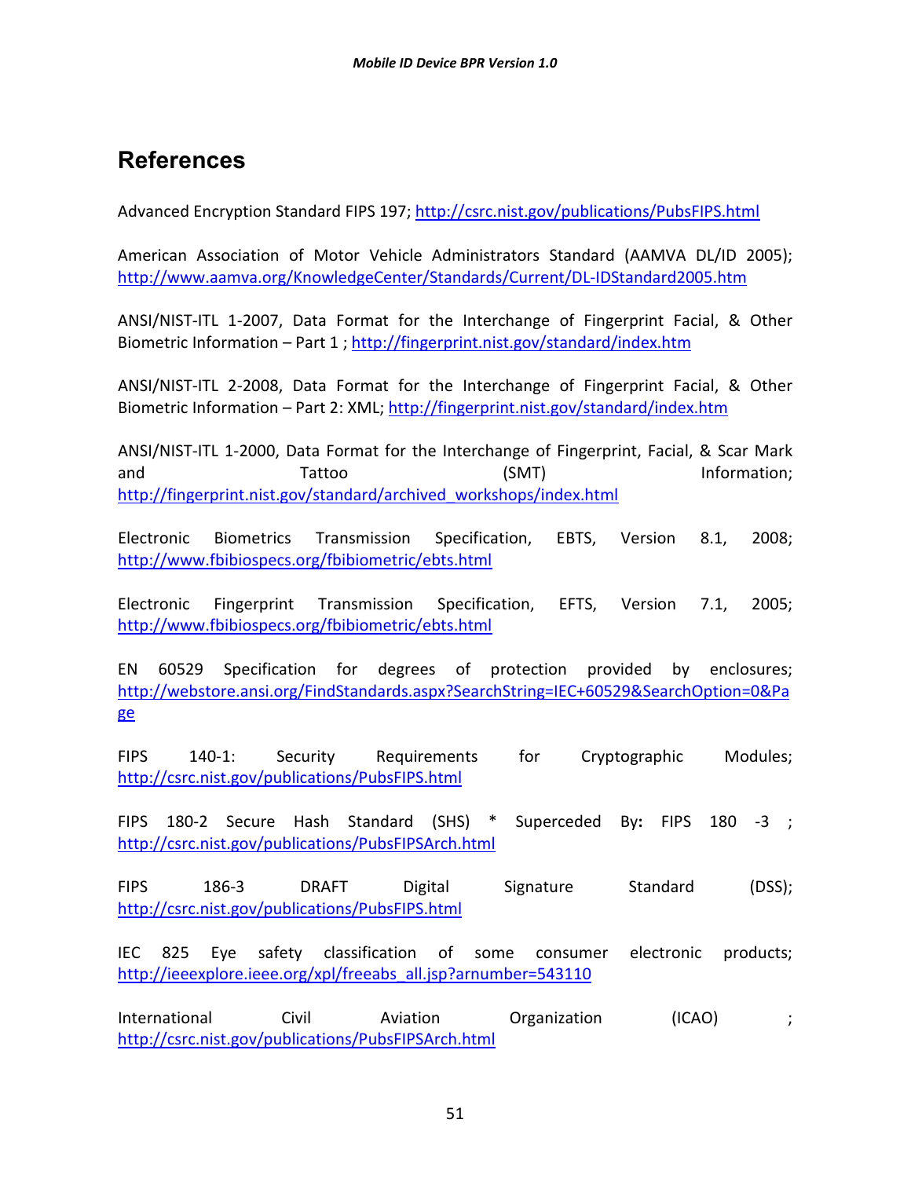# References

Advanced Encryption Standard FIPS 197; http://csrc.nist.gov/publications/PubsFIPS.html

American Association of Motor Vehicle Administrators Standard (AAMVA DL/ID 2005); http://www.aamva.org/KnowledgeCenter/Standards/Current/DL-IDStandard2005.htm

ANSI/NIST-ITL 1-2007, Data Format for the Interchange of Fingerprint Facial, & Other Biometric Information – Part 1 ; http://fingerprint.nist.gov/standard/index.htm

ANSI/NIST-ITL 2-2008, Data Format for the Interchange of Fingerprint Facial, & Other Biometric Information – Part 2: XML; http://fingerprint.nist.gov/standard/index.htm

ANSI/NIST-ITL 1-2000, Data Format for the Interchange of Fingerprint, Facial, & Scar Mark and Tattoo (SMT) Information; http://fingerprint.nist.gov/standard/archived_workshops/index.html

Electronic Biometrics Transmission Specification, EBTS, Version 8.1, 2008; http://www.fbibiospecs.org/fbibiometric/ebts.html

Electronic Fingerprint Transmission Specification, EFTS, Version 7.1, 2005; http://www.fbibiospecs.org/fbibiometric/ebts.html

EN 60529 Specification for degrees of protection provided by enclosures; http://webstore.ansi.org/FindStandards.aspx?SearchString=IEC+60529&SearchOption=0&Page

FIPS 140-1: Security Requirements for Cryptographic Modules; http://csrc.nist.gov/publications/PubsFIPS.html

FIPS 180-2 Secure Hash Standard (SHS) * Superceded By: FIPS 180 -3 ; http://csrc.nist.gov/publications/PubsFIPSArch.html

FIPS 186-3 DRAFT Digital Signature Standard (DSS); http://csrc.nist.gov/publications/PubsFIPS.html

IEC 825 Eye safety classification of some consumer electronic products; http://ieeexplore.ieee.org/xpl/freeabs_all.jsp?arnumber=543110

International Civil Aviation Organization (ICAO) ; http://csrc.nist.gov/publications/PubsFIPSArch.html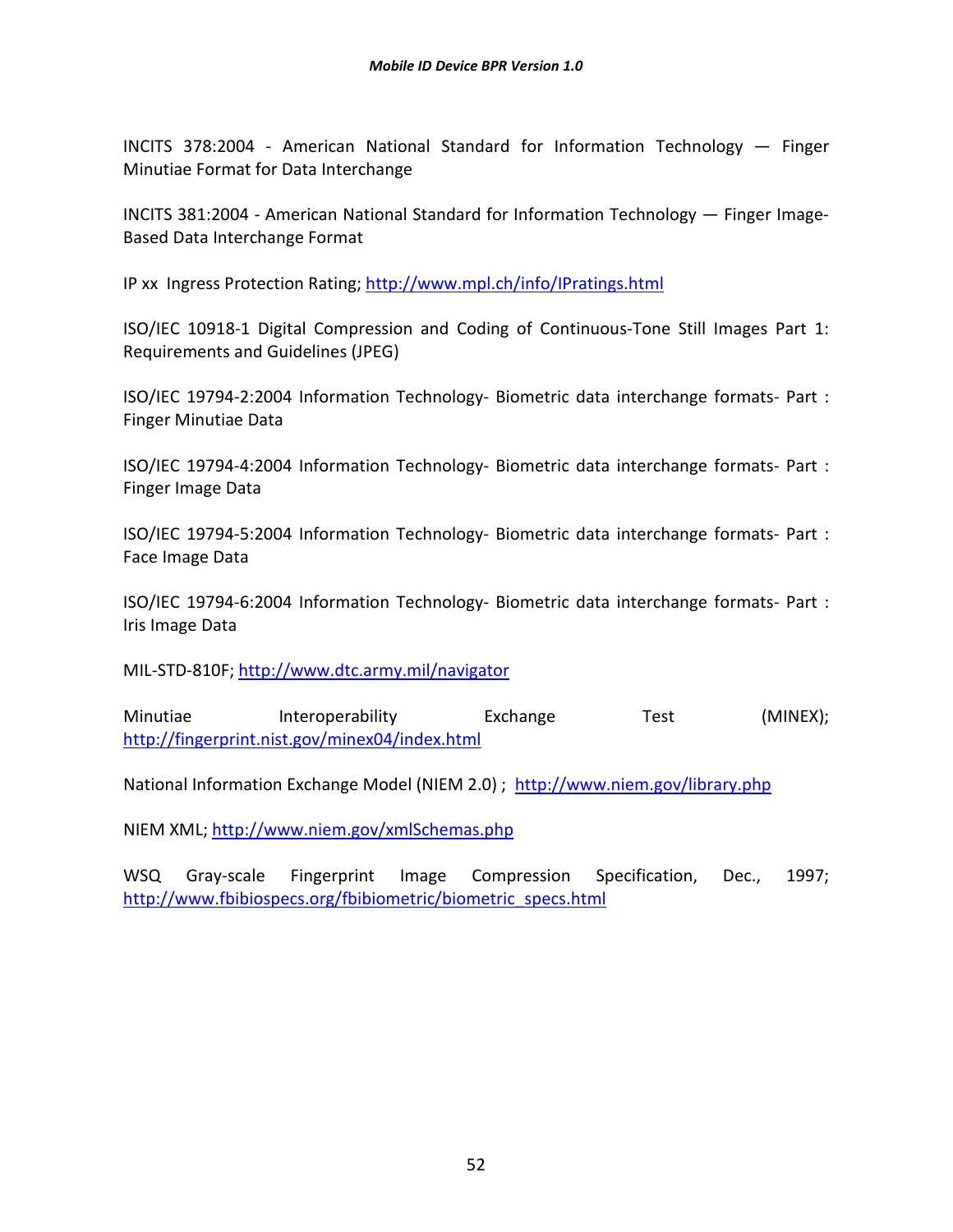INCITS 378:2004 - American National Standard for Information Technology — Finger Minutiae Format for Data Interchange

INCITS 381:2004 - American National Standard for Information Technology — Finger Image-Based Data Interchange Format

IP xx Ingress Protection Rating; http://www.mpl.ch/info/IPratings.html

ISO/IEC 10918-1 Digital Compression and Coding of Continuous-Tone Still Images Part 1: Requirements and Guidelines (JPEG)

ISO/IEC 19794-2:2004 Information Technology- Biometric data interchange formats- Part : Finger Minutiae Data

ISO/IEC 19794-4:2004 Information Technology- Biometric data interchange formats- Part : Finger Image Data

ISO/IEC 19794-5:2004 Information Technology- Biometric data interchange formats- Part : Face Image Data

ISO/IEC 19794-6:2004 Information Technology- Biometric data interchange formats- Part : Iris Image Data

MIL-STD-810F; http://www.dtc.army.mil/navigator

Minutiae Interoperability Exchange Test (MINEX); http://fingerprint.nist.gov/minex04/index.html

National Information Exchange Model (NIEM 2.0) ; http://www.niem.gov/library.php

NIEM XML; http://www.niem.gov/xmlSchemas.php

WSQ Gray-scale Fingerprint Image Compression Specification, Dec., 1997; http://www.fbibiospecs.org/fbibiometric/biometric_specs.html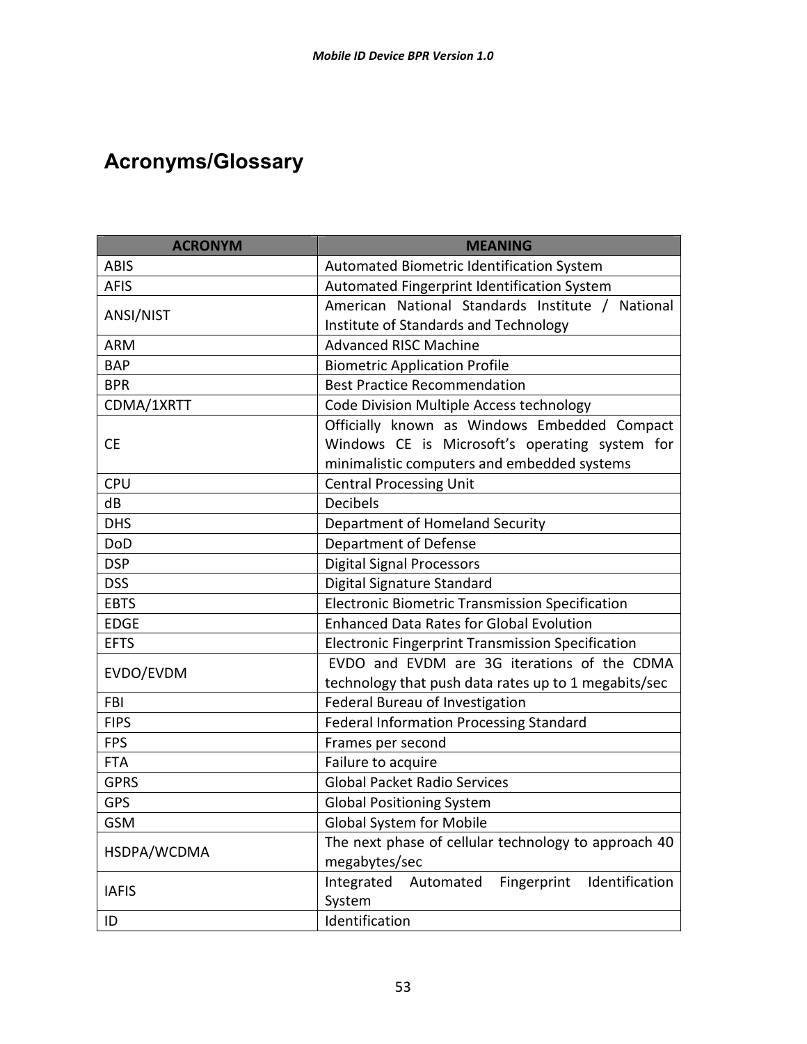# Acronyms/Glossary

| ACRONYM | MEANING |
|---|---|
| ABIS | Automated Biometric Identification System |
| AFIS | Automated Fingerprint Identification System |
| ANSI/NIST | American National Standards Institute / National Institute of Standards and Technology |
| ARM | Advanced RISC Machine |
| BAP | Biometric Application Profile |
| BPR | Best Practice Recommendation |
| CDMA/1XRTT | Code Division Multiple Access technology |
| CE | Officially known as Windows Embedded Compact Windows CE is Microsoft's operating system for minimalistic computers and embedded systems |
| CPU | Central Processing Unit |
| dB | Decibels |
| DHS | Department of Homeland Security |
| DoD | Department of Defense |
| DSP | Digital Signal Processors |
| DSS | Digital Signature Standard |
| EBTS | Electronic Biometric Transmission Specification |
| EDGE | Enhanced Data Rates for Global Evolution |
| EFTS | Electronic Fingerprint Transmission Specification |
| EVDO/EVDM | EVDO and EVDM are 3G iterations of the CDMA technology that push data rates up to 1 megabits/sec |
| FBI | Federal Bureau of Investigation |
| FIPS | Federal Information Processing Standard |
| FPS | Frames per second |
| FTA | Failure to acquire |
| GPRS | Global Packet Radio Services |
| GPS | Global Positioning System |
| GSM | Global System for Mobile |
| HSDPA/WCDMA | The next phase of cellular technology to approach 40 megabytes/sec |
| IAFIS | Integrated Automated Fingerprint Identification System |
| ID | Identification |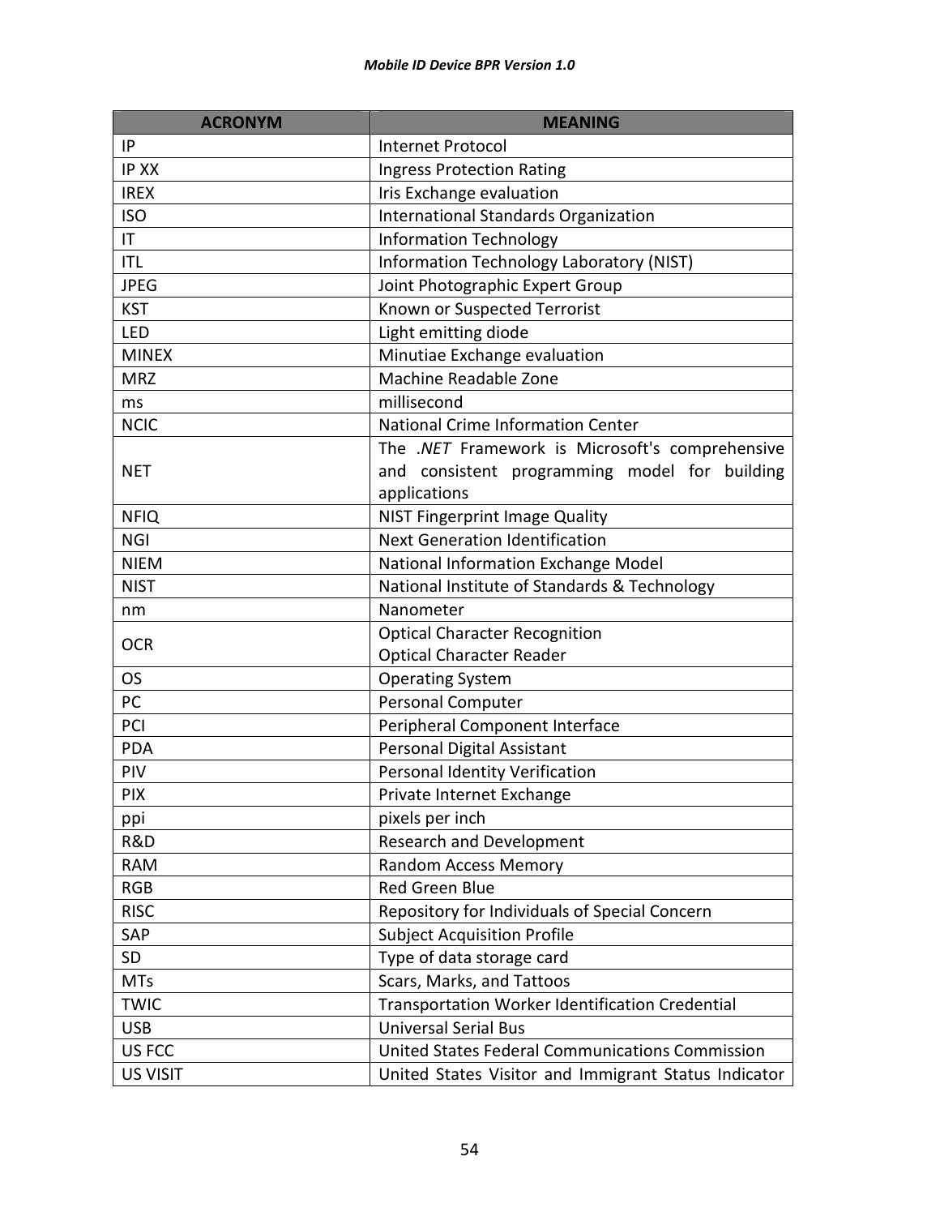| ACRONYM | MEANING |
|---|---|
| IP | Internet Protocol |
| IP XX | Ingress Protection Rating |
| IREX | Iris Exchange evaluation |
| ISO | International Standards Organization |
| IT | Information Technology |
| ITL | Information Technology Laboratory (NIST) |
| JPEG | Joint Photographic Expert Group |
| KST | Known or Suspected Terrorist |
| LED | Light emitting diode |
| MINEX | Minutiae Exchange evaluation |
| MRZ | Machine Readable Zone |
| ms | millisecond |
| NCIC | National Crime Information Center |
| NET | The *.NET* Framework is Microsoft's comprehensive and consistent programming model for building applications |
| NFIQ | NIST Fingerprint Image Quality |
| NGI | Next Generation Identification |
| NIEM | National Information Exchange Model |
| NIST | National Institute of Standards & Technology |
| nm | Nanometer |
| OCR | Optical Character Recognition<br>Optical Character Reader |
| OS | Operating System |
| PC | Personal Computer |
| PCI | Peripheral Component Interface |
| PDA | Personal Digital Assistant |
| PIV | Personal Identity Verification |
| PIX | Private Internet Exchange |
| ppi | pixels per inch |
| R&D | Research and Development |
| RAM | Random Access Memory |
| RGB | Red Green Blue |
| RISC | Repository for Individuals of Special Concern |
| SAP | Subject Acquisition Profile |
| SD | Type of data storage card |
| MTs | Scars, Marks, and Tattoos |
| TWIC | Transportation Worker Identification Credential |
| USB | Universal Serial Bus |
| US FCC | United States Federal Communications Commission |
| US VISIT | United States Visitor and Immigrant Status Indicator |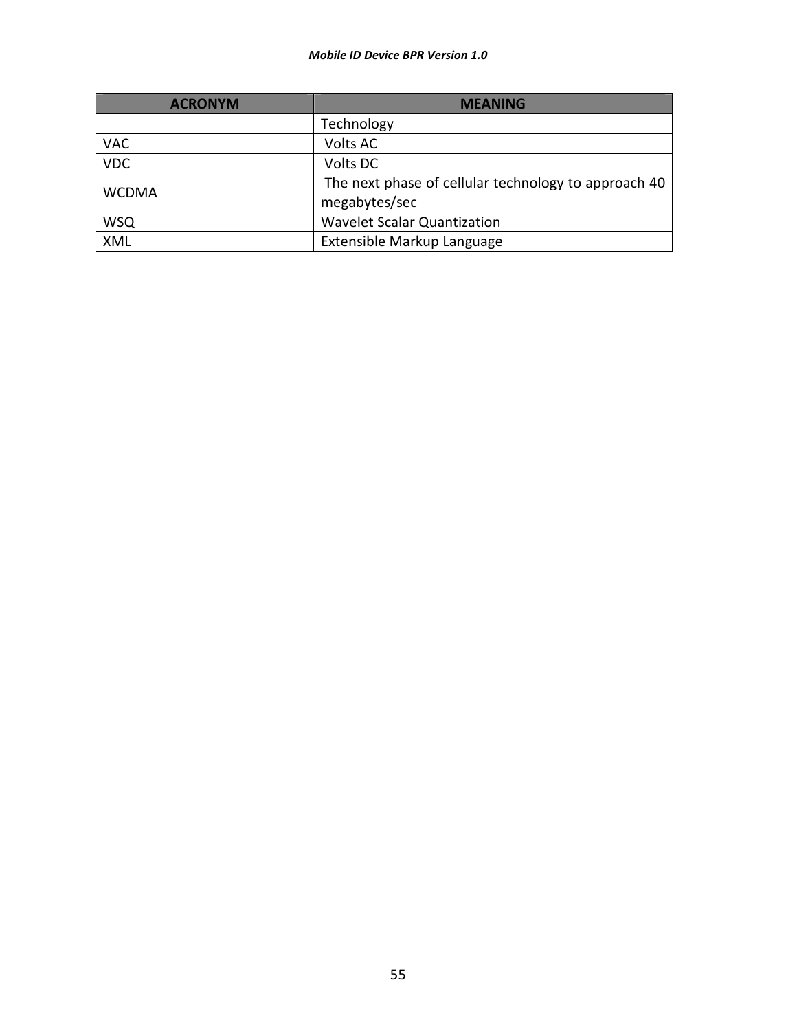| ACRONYM | MEANING |
|---|---|
| | Technology |
| VAC | Volts AC |
| VDC | Volts DC |
| WCDMA | The next phase of cellular technology to approach 40 megabytes/sec |
| WSQ | Wavelet Scalar Quantization |
| XML | Extensible Markup Language |